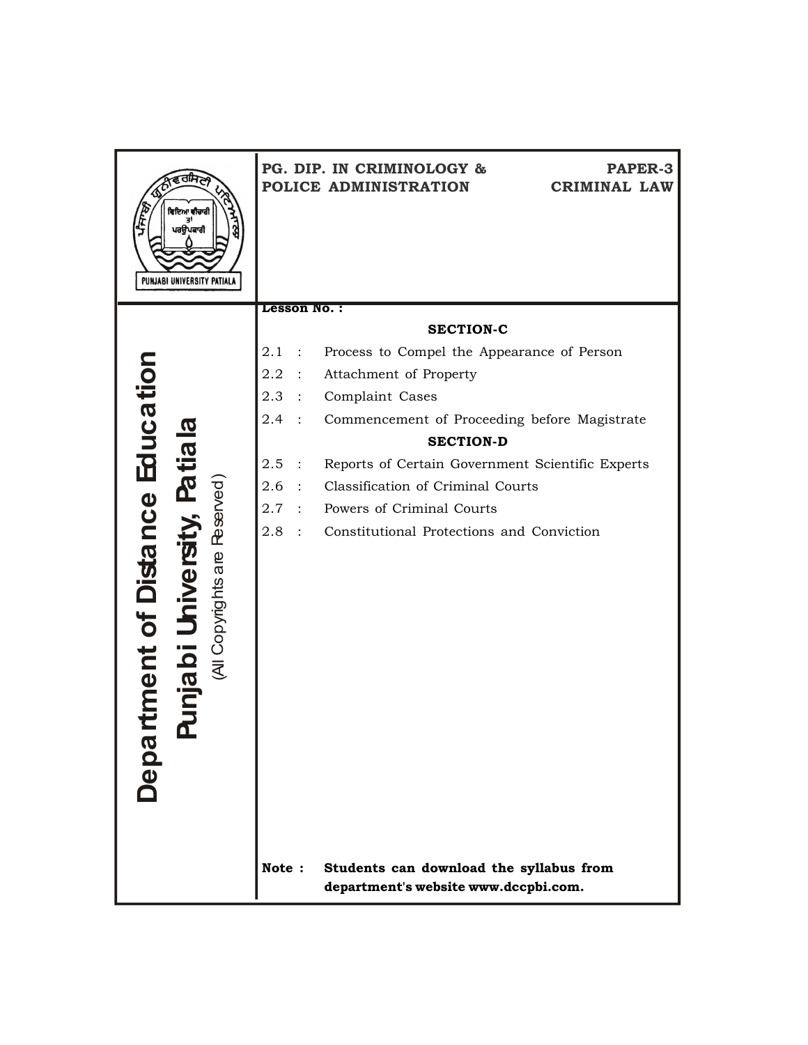PUNJABI UNIVERSITY PATIALA

**PG. DIP. IN CRIMINOLOGY & POLICE ADMINISTRATION**

**PAPER-3 CRIMINAL LAW**

**Department of Distance Education**

**Punjabi University, Patiala**

(All Copyrights are Reserved)

**Lesson No. :**

**SECTION-C**

2.1 : Process to Compel the Appearance of Person

2.2 : Attachment of Property

2.3 : Complaint Cases

2.4 : Commencement of Proceeding before Magistrate

**SECTION-D**

2.5 : Reports of Certain Government Scientific Experts

2.6 : Classification of Criminal Courts

2.7 : Powers of Criminal Courts

2.8 : Constitutional Protections and Conviction

**Note : Students can download the syllabus from department's website www.dccpbi.com.**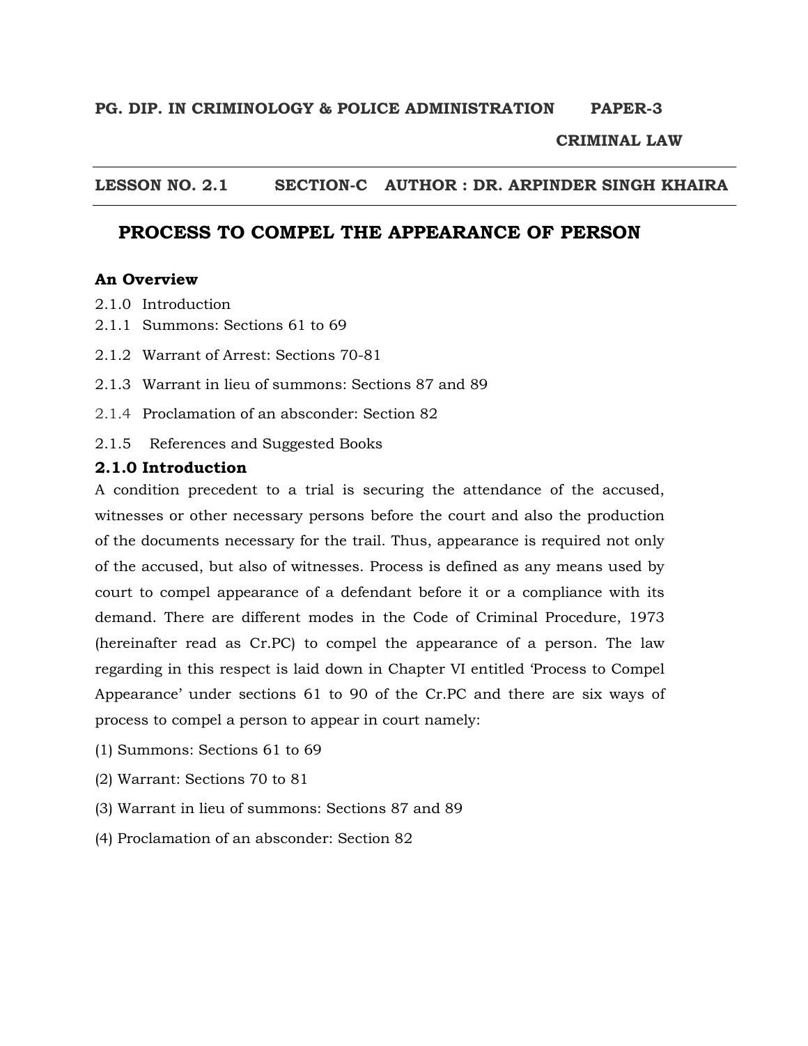**PG. DIP. IN CRIMINOLOGY & POLICE ADMINISTRATION PAPER-3**

**CRIMINAL LAW**

---

**LESSON NO. 2.1 SECTION-C AUTHOR : DR. ARPINDER SINGH KHAIRA**

---

# PROCESS TO COMPEL THE APPEARANCE OF PERSON

### An Overview

2.1.0 Introduction

2.1.1 Summons: Sections 61 to 69

2.1.2 Warrant of Arrest: Sections 70-81

2.1.3 Warrant in lieu of summons: Sections 87 and 89

2.1.4 Proclamation of an absconder: Section 82

2.1.5 References and Suggested Books

### 2.1.0 Introduction

A condition precedent to a trial is securing the attendance of the accused, witnesses or other necessary persons before the court and also the production of the documents necessary for the trail. Thus, appearance is required not only of the accused, but also of witnesses. Process is defined as any means used by court to compel appearance of a defendant before it or a compliance with its demand. There are different modes in the Code of Criminal Procedure, 1973 (hereinafter read as Cr.PC) to compel the appearance of a person. The law regarding in this respect is laid down in Chapter VI entitled 'Process to Compel Appearance' under sections 61 to 90 of the Cr.PC and there are six ways of process to compel a person to appear in court namely:

(1) Summons: Sections 61 to 69

(2) Warrant: Sections 70 to 81

(3) Warrant in lieu of summons: Sections 87 and 89

(4) Proclamation of an absconder: Section 82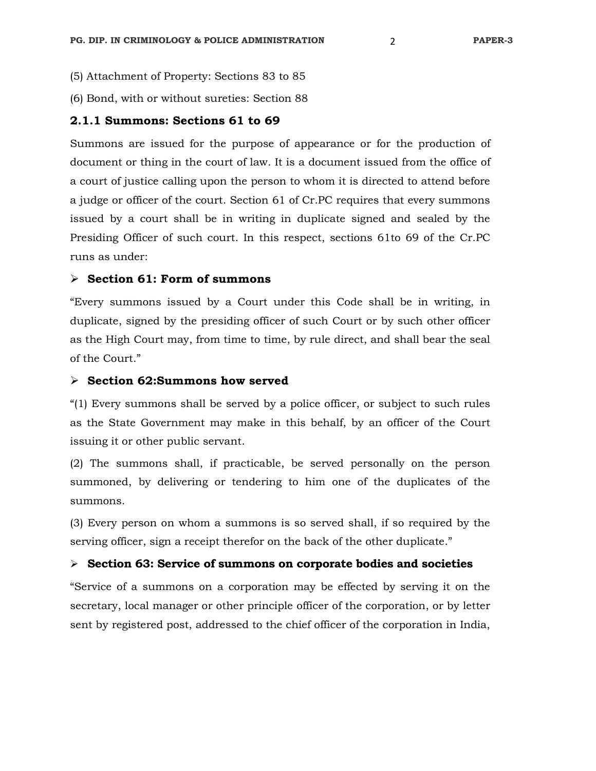(5) Attachment of Property: Sections 83 to 85

(6) Bond, with or without sureties: Section 88

### 2.1.1 Summons: Sections 61 to 69

Summons are issued for the purpose of appearance or for the production of document or thing in the court of law. It is a document issued from the office of a court of justice calling upon the person to whom it is directed to attend before a judge or officer of the court. Section 61 of Cr.PC requires that every summons issued by a court shall be in writing in duplicate signed and sealed by the Presiding Officer of such court. In this respect, sections 61to 69 of the Cr.PC runs as under:

- **Section 61: Form of summons**

"Every summons issued by a Court under this Code shall be in writing, in duplicate, signed by the presiding officer of such Court or by such other officer as the High Court may, from time to time, by rule direct, and shall bear the seal of the Court."

- **Section 62:Summons how served**

"(1) Every summons shall be served by a police officer, or subject to such rules as the State Government may make in this behalf, by an officer of the Court issuing it or other public servant.

(2) The summons shall, if practicable, be served personally on the person summoned, by delivering or tendering to him one of the duplicates of the summons.

(3) Every person on whom a summons is so served shall, if so required by the serving officer, sign a receipt therefor on the back of the other duplicate."

- **Section 63: Service of summons on corporate bodies and societies**

"Service of a summons on a corporation may be effected by serving it on the secretary, local manager or other principle officer of the corporation, or by letter sent by registered post, addressed to the chief officer of the corporation in India,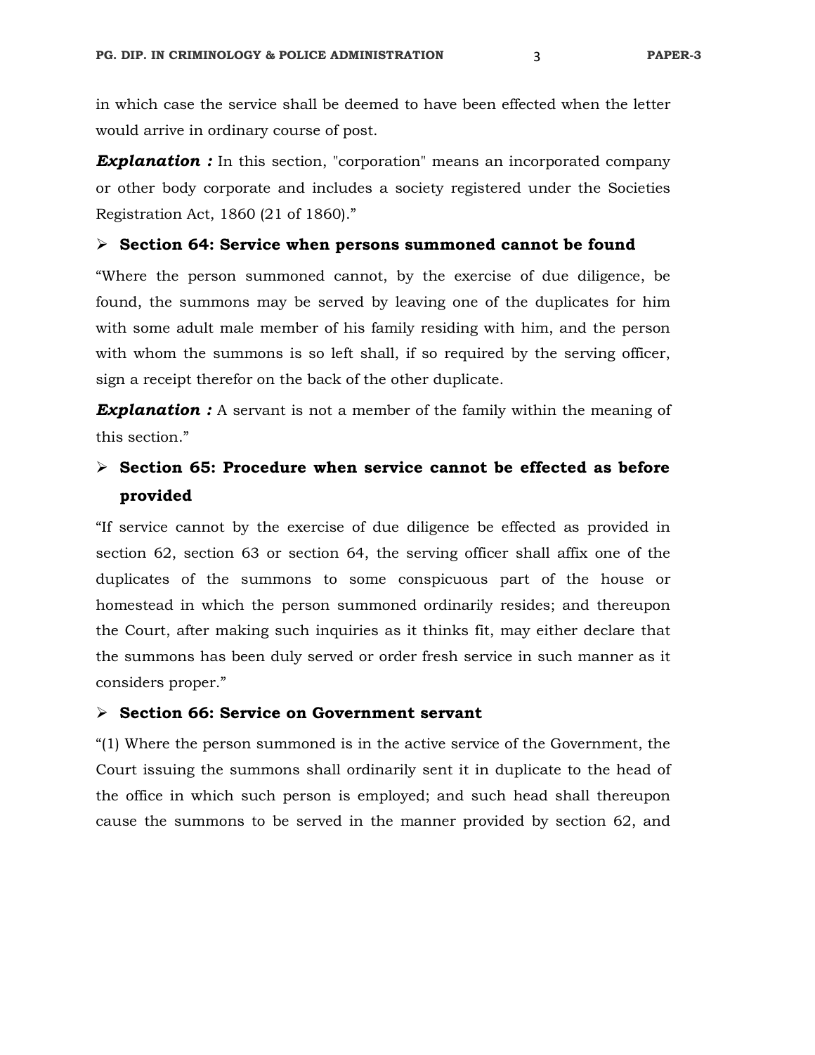in which case the service shall be deemed to have been effected when the letter would arrive in ordinary course of post.

***Explanation :*** In this section, "corporation" means an incorporated company or other body corporate and includes a society registered under the Societies Registration Act, 1860 (21 of 1860)."

- **Section 64: Service when persons summoned cannot be found**

"Where the person summoned cannot, by the exercise of due diligence, be found, the summons may be served by leaving one of the duplicates for him with some adult male member of his family residing with him, and the person with whom the summons is so left shall, if so required by the serving officer, sign a receipt therefor on the back of the other duplicate.

***Explanation :*** A servant is not a member of the family within the meaning of this section."

- **Section 65: Procedure when service cannot be effected as before provided**

"If service cannot by the exercise of due diligence be effected as provided in section 62, section 63 or section 64, the serving officer shall affix one of the duplicates of the summons to some conspicuous part of the house or homestead in which the person summoned ordinarily resides; and thereupon the Court, after making such inquiries as it thinks fit, may either declare that the summons has been duly served or order fresh service in such manner as it considers proper."

- **Section 66: Service on Government servant**

"(1) Where the person summoned is in the active service of the Government, the Court issuing the summons shall ordinarily sent it in duplicate to the head of the office in which such person is employed; and such head shall thereupon cause the summons to be served in the manner provided by section 62, and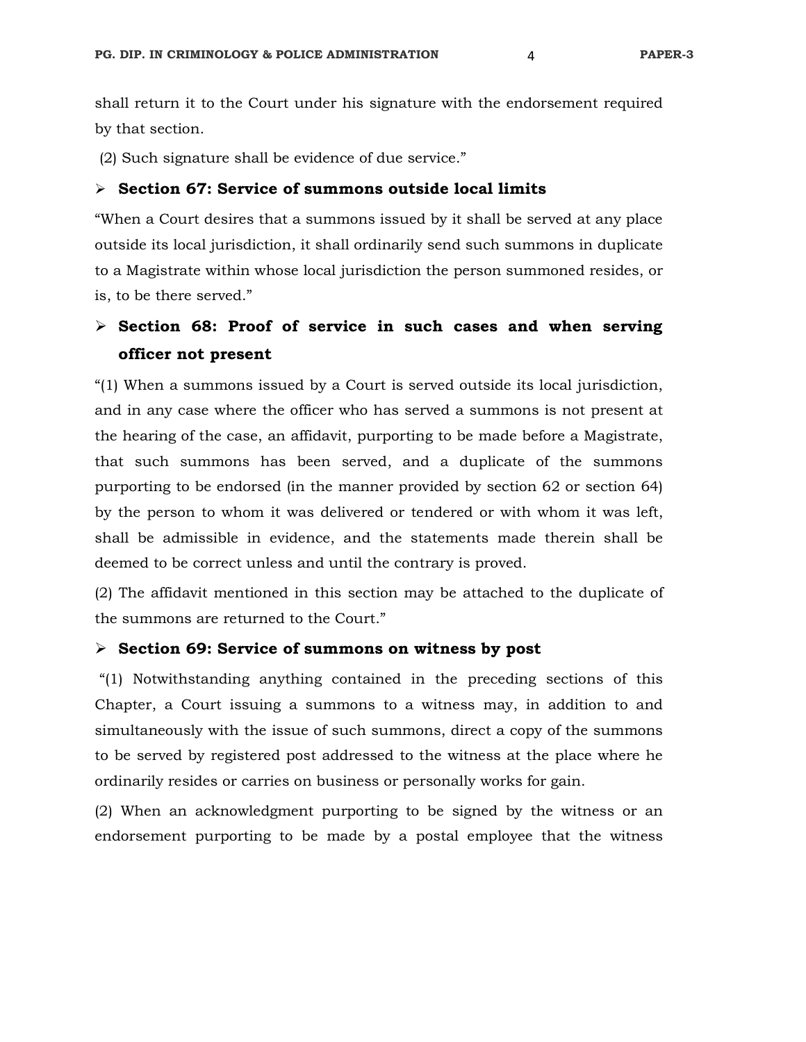shall return it to the Court under his signature with the endorsement required by that section.

(2) Such signature shall be evidence of due service."

- **Section 67: Service of summons outside local limits**

"When a Court desires that a summons issued by it shall be served at any place outside its local jurisdiction, it shall ordinarily send such summons in duplicate to a Magistrate within whose local jurisdiction the person summoned resides, or is, to be there served."

- **Section 68: Proof of service in such cases and when serving officer not present**

"(1) When a summons issued by a Court is served outside its local jurisdiction, and in any case where the officer who has served a summons is not present at the hearing of the case, an affidavit, purporting to be made before a Magistrate, that such summons has been served, and a duplicate of the summons purporting to be endorsed (in the manner provided by section 62 or section 64) by the person to whom it was delivered or tendered or with whom it was left, shall be admissible in evidence, and the statements made therein shall be deemed to be correct unless and until the contrary is proved.

(2) The affidavit mentioned in this section may be attached to the duplicate of the summons are returned to the Court."

- **Section 69: Service of summons on witness by post**

"(1) Notwithstanding anything contained in the preceding sections of this Chapter, a Court issuing a summons to a witness may, in addition to and simultaneously with the issue of such summons, direct a copy of the summons to be served by registered post addressed to the witness at the place where he ordinarily resides or carries on business or personally works for gain.

(2) When an acknowledgment purporting to be signed by the witness or an endorsement purporting to be made by a postal employee that the witness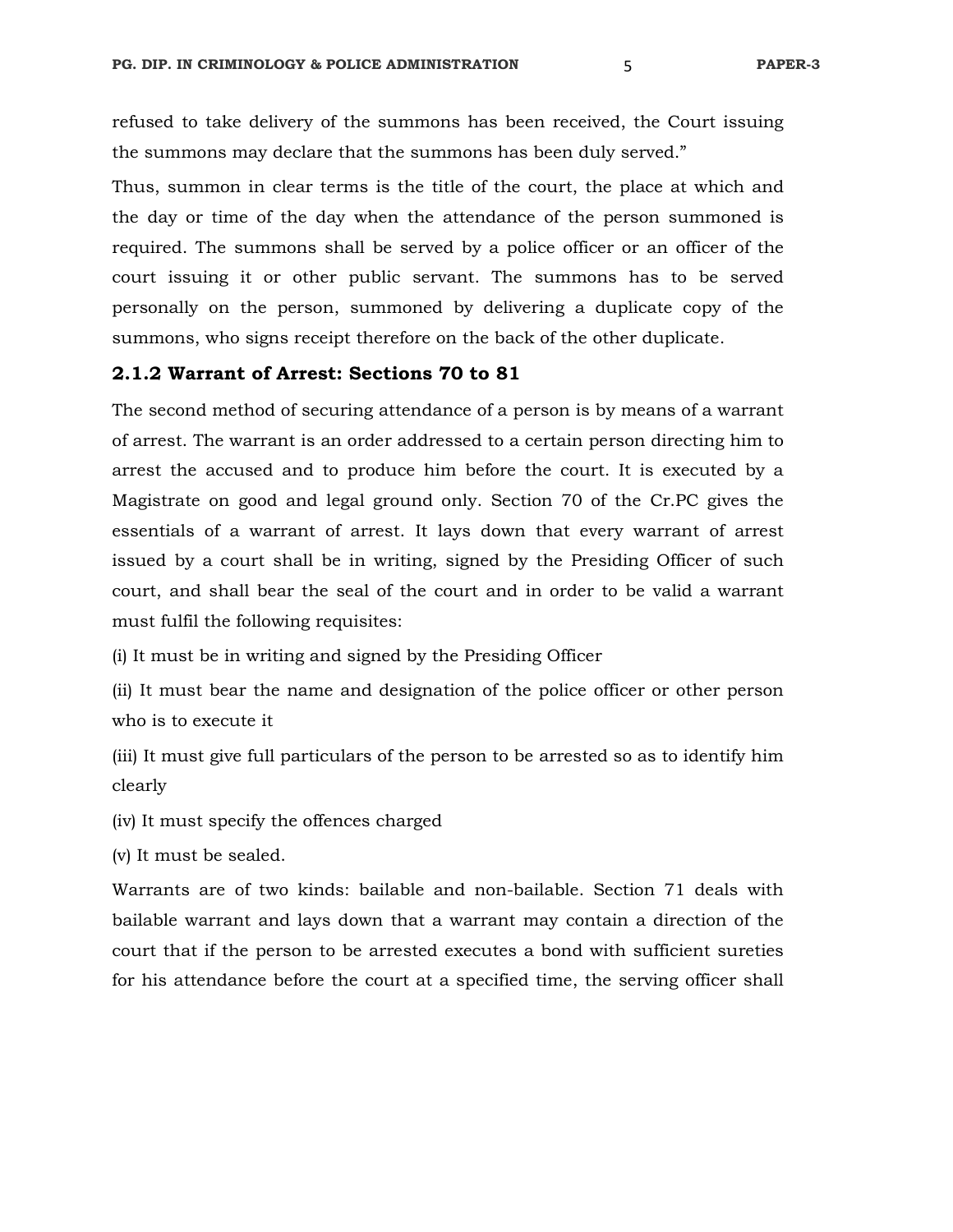refused to take delivery of the summons has been received, the Court issuing the summons may declare that the summons has been duly served."

Thus, summon in clear terms is the title of the court, the place at which and the day or time of the day when the attendance of the person summoned is required. The summons shall be served by a police officer or an officer of the court issuing it or other public servant. The summons has to be served personally on the person, summoned by delivering a duplicate copy of the summons, who signs receipt therefore on the back of the other duplicate.

### 2.1.2 Warrant of Arrest: Sections 70 to 81

The second method of securing attendance of a person is by means of a warrant of arrest. The warrant is an order addressed to a certain person directing him to arrest the accused and to produce him before the court. It is executed by a Magistrate on good and legal ground only. Section 70 of the Cr.PC gives the essentials of a warrant of arrest. It lays down that every warrant of arrest issued by a court shall be in writing, signed by the Presiding Officer of such court, and shall bear the seal of the court and in order to be valid a warrant must fulfil the following requisites:

(i) It must be in writing and signed by the Presiding Officer

(ii) It must bear the name and designation of the police officer or other person who is to execute it

(iii) It must give full particulars of the person to be arrested so as to identify him clearly

(iv) It must specify the offences charged

(v) It must be sealed.

Warrants are of two kinds: bailable and non-bailable. Section 71 deals with bailable warrant and lays down that a warrant may contain a direction of the court that if the person to be arrested executes a bond with sufficient sureties for his attendance before the court at a specified time, the serving officer shall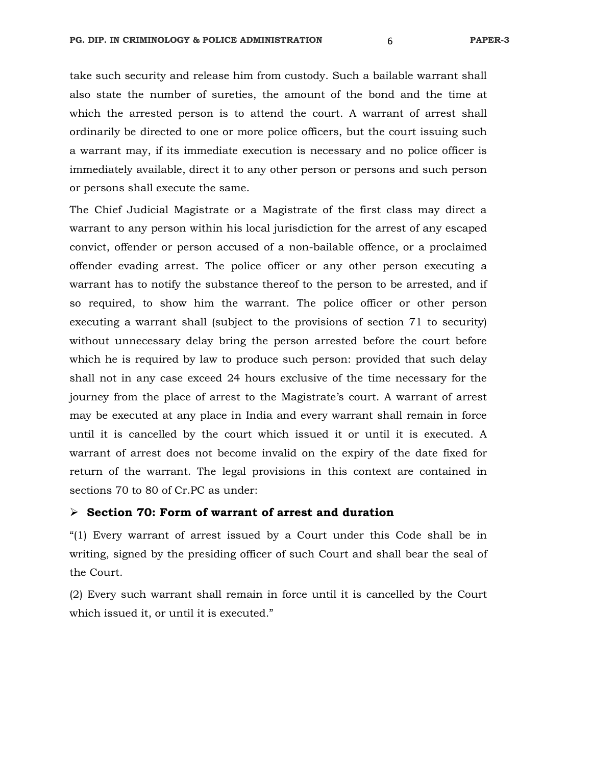take such security and release him from custody. Such a bailable warrant shall also state the number of sureties, the amount of the bond and the time at which the arrested person is to attend the court. A warrant of arrest shall ordinarily be directed to one or more police officers, but the court issuing such a warrant may, if its immediate execution is necessary and no police officer is immediately available, direct it to any other person or persons and such person or persons shall execute the same.

The Chief Judicial Magistrate or a Magistrate of the first class may direct a warrant to any person within his local jurisdiction for the arrest of any escaped convict, offender or person accused of a non-bailable offence, or a proclaimed offender evading arrest. The police officer or any other person executing a warrant has to notify the substance thereof to the person to be arrested, and if so required, to show him the warrant. The police officer or other person executing a warrant shall (subject to the provisions of section 71 to security) without unnecessary delay bring the person arrested before the court before which he is required by law to produce such person: provided that such delay shall not in any case exceed 24 hours exclusive of the time necessary for the journey from the place of arrest to the Magistrate's court. A warrant of arrest may be executed at any place in India and every warrant shall remain in force until it is cancelled by the court which issued it or until it is executed. A warrant of arrest does not become invalid on the expiry of the date fixed for return of the warrant. The legal provisions in this context are contained in sections 70 to 80 of Cr.PC as under:

- **Section 70: Form of warrant of arrest and duration**

"(1) Every warrant of arrest issued by a Court under this Code shall be in writing, signed by the presiding officer of such Court and shall bear the seal of the Court.

(2) Every such warrant shall remain in force until it is cancelled by the Court which issued it, or until it is executed."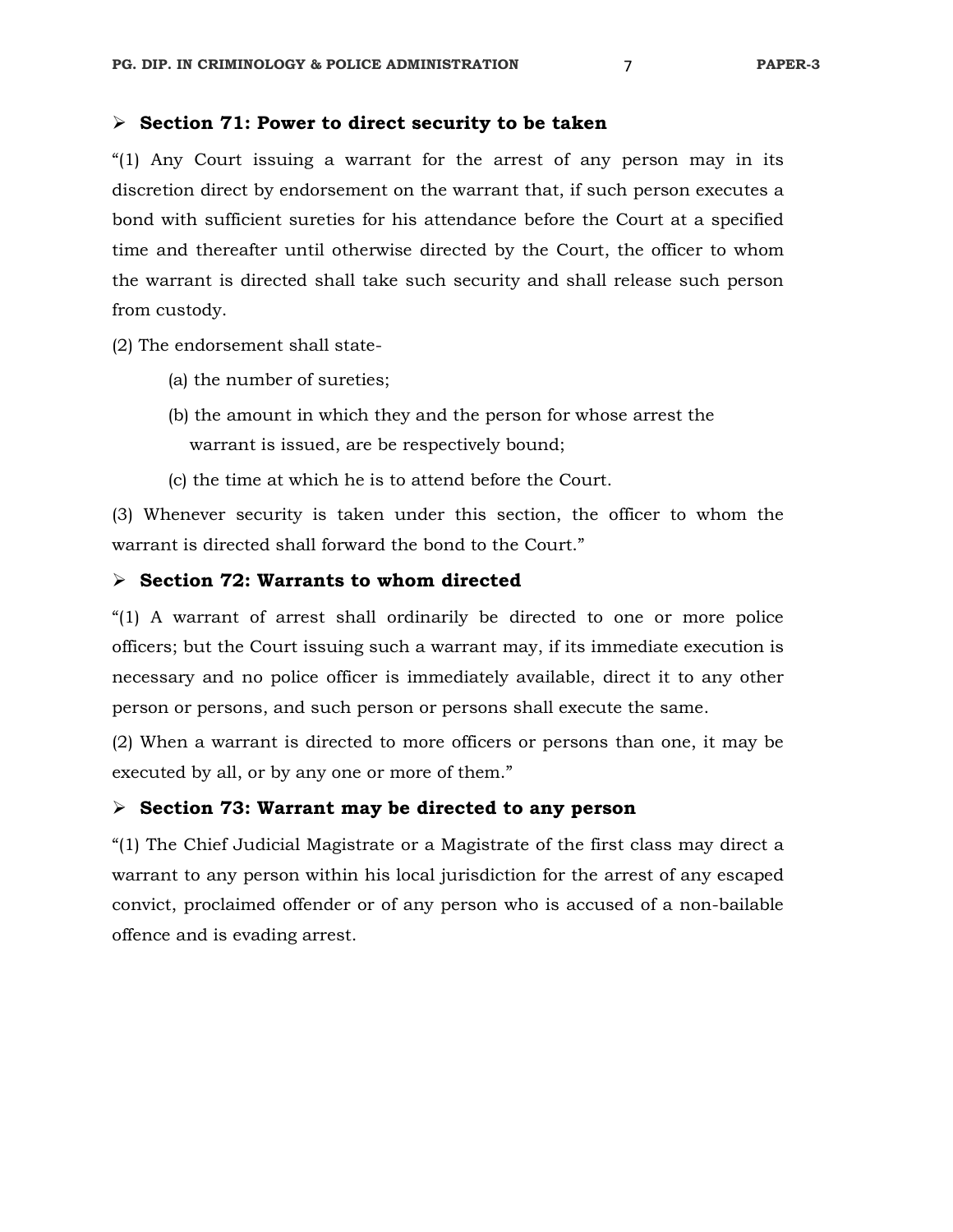- **Section 71: Power to direct security to be taken**

"(1) Any Court issuing a warrant for the arrest of any person may in its discretion direct by endorsement on the warrant that, if such person executes a bond with sufficient sureties for his attendance before the Court at a specified time and thereafter until otherwise directed by the Court, the officer to whom the warrant is directed shall take such security and shall release such person from custody.

(2) The endorsement shall state-

(a) the number of sureties;

(b) the amount in which they and the person for whose arrest the warrant is issued, are be respectively bound;

(c) the time at which he is to attend before the Court.

(3) Whenever security is taken under this section, the officer to whom the warrant is directed shall forward the bond to the Court."

- **Section 72: Warrants to whom directed**

"(1) A warrant of arrest shall ordinarily be directed to one or more police officers; but the Court issuing such a warrant may, if its immediate execution is necessary and no police officer is immediately available, direct it to any other person or persons, and such person or persons shall execute the same.

(2) When a warrant is directed to more officers or persons than one, it may be executed by all, or by any one or more of them."

- **Section 73: Warrant may be directed to any person**

"(1) The Chief Judicial Magistrate or a Magistrate of the first class may direct a warrant to any person within his local jurisdiction for the arrest of any escaped convict, proclaimed offender or of any person who is accused of a non-bailable offence and is evading arrest.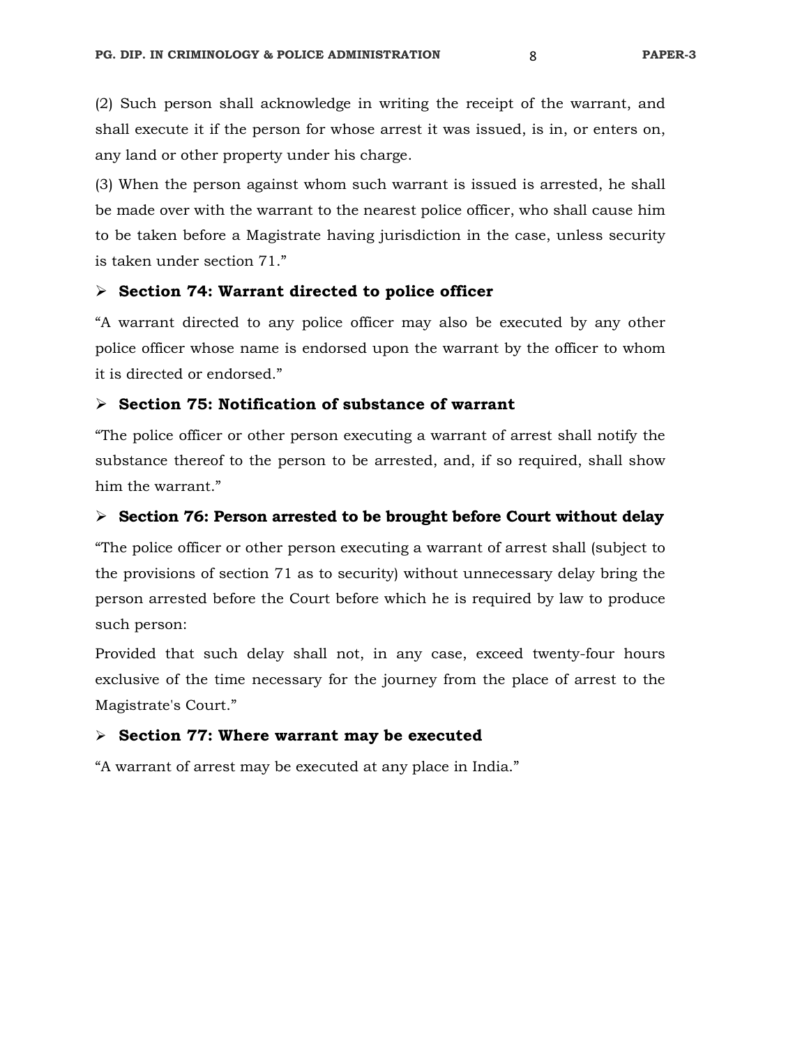(2) Such person shall acknowledge in writing the receipt of the warrant, and shall execute it if the person for whose arrest it was issued, is in, or enters on, any land or other property under his charge.

(3) When the person against whom such warrant is issued is arrested, he shall be made over with the warrant to the nearest police officer, who shall cause him to be taken before a Magistrate having jurisdiction in the case, unless security is taken under section 71."

- **Section 74: Warrant directed to police officer**

"A warrant directed to any police officer may also be executed by any other police officer whose name is endorsed upon the warrant by the officer to whom it is directed or endorsed."

- **Section 75: Notification of substance of warrant**

"The police officer or other person executing a warrant of arrest shall notify the substance thereof to the person to be arrested, and, if so required, shall show him the warrant."

- **Section 76: Person arrested to be brought before Court without delay**

"The police officer or other person executing a warrant of arrest shall (subject to the provisions of section 71 as to security) without unnecessary delay bring the person arrested before the Court before which he is required by law to produce such person:

Provided that such delay shall not, in any case, exceed twenty-four hours exclusive of the time necessary for the journey from the place of arrest to the Magistrate's Court."

- **Section 77: Where warrant may be executed**

"A warrant of arrest may be executed at any place in India."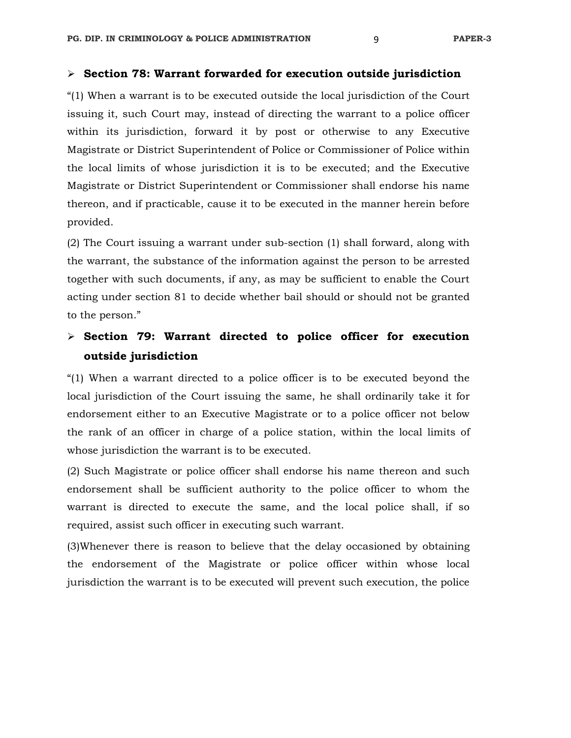- **Section 78: Warrant forwarded for execution outside jurisdiction**

"(1) When a warrant is to be executed outside the local jurisdiction of the Court issuing it, such Court may, instead of directing the warrant to a police officer within its jurisdiction, forward it by post or otherwise to any Executive Magistrate or District Superintendent of Police or Commissioner of Police within the local limits of whose jurisdiction it is to be executed; and the Executive Magistrate or District Superintendent or Commissioner shall endorse his name thereon, and if practicable, cause it to be executed in the manner herein before provided.

(2) The Court issuing a warrant under sub-section (1) shall forward, along with the warrant, the substance of the information against the person to be arrested together with such documents, if any, as may be sufficient to enable the Court acting under section 81 to decide whether bail should or should not be granted to the person."

- **Section 79: Warrant directed to police officer for execution outside jurisdiction**

"(1) When a warrant directed to a police officer is to be executed beyond the local jurisdiction of the Court issuing the same, he shall ordinarily take it for endorsement either to an Executive Magistrate or to a police officer not below the rank of an officer in charge of a police station, within the local limits of whose jurisdiction the warrant is to be executed.

(2) Such Magistrate or police officer shall endorse his name thereon and such endorsement shall be sufficient authority to the police officer to whom the warrant is directed to execute the same, and the local police shall, if so required, assist such officer in executing such warrant.

(3)Whenever there is reason to believe that the delay occasioned by obtaining the endorsement of the Magistrate or police officer within whose local jurisdiction the warrant is to be executed will prevent such execution, the police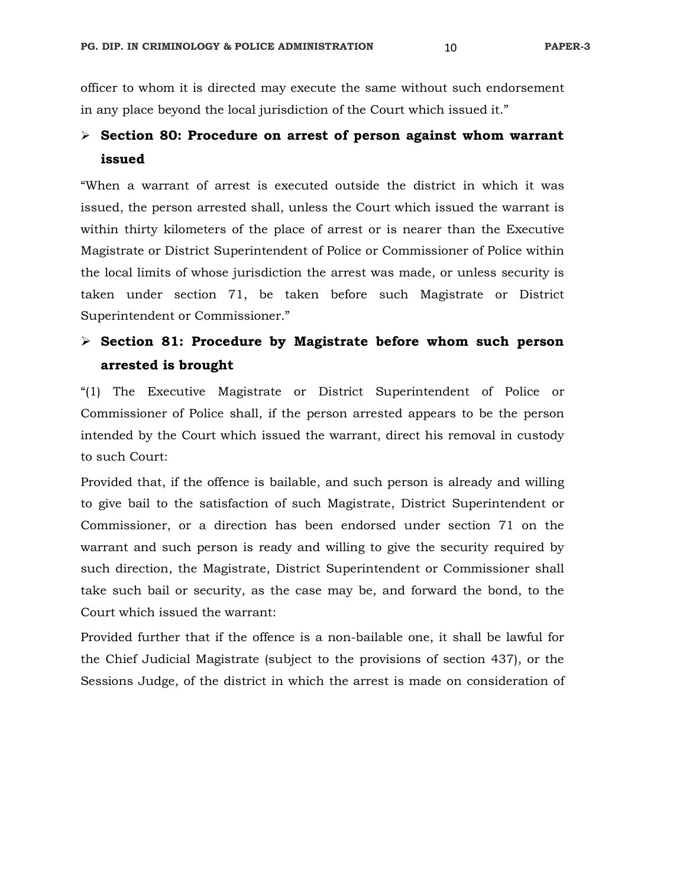officer to whom it is directed may execute the same without such endorsement in any place beyond the local jurisdiction of the Court which issued it."

- **Section 80: Procedure on arrest of person against whom warrant issued**

"When a warrant of arrest is executed outside the district in which it was issued, the person arrested shall, unless the Court which issued the warrant is within thirty kilometers of the place of arrest or is nearer than the Executive Magistrate or District Superintendent of Police or Commissioner of Police within the local limits of whose jurisdiction the arrest was made, or unless security is taken under section 71, be taken before such Magistrate or District Superintendent or Commissioner."

- **Section 81: Procedure by Magistrate before whom such person arrested is brought**

"(1) The Executive Magistrate or District Superintendent of Police or Commissioner of Police shall, if the person arrested appears to be the person intended by the Court which issued the warrant, direct his removal in custody to such Court:

Provided that, if the offence is bailable, and such person is already and willing to give bail to the satisfaction of such Magistrate, District Superintendent or Commissioner, or a direction has been endorsed under section 71 on the warrant and such person is ready and willing to give the security required by such direction, the Magistrate, District Superintendent or Commissioner shall take such bail or security, as the case may be, and forward the bond, to the Court which issued the warrant:

Provided further that if the offence is a non-bailable one, it shall be lawful for the Chief Judicial Magistrate (subject to the provisions of section 437), or the Sessions Judge, of the district in which the arrest is made on consideration of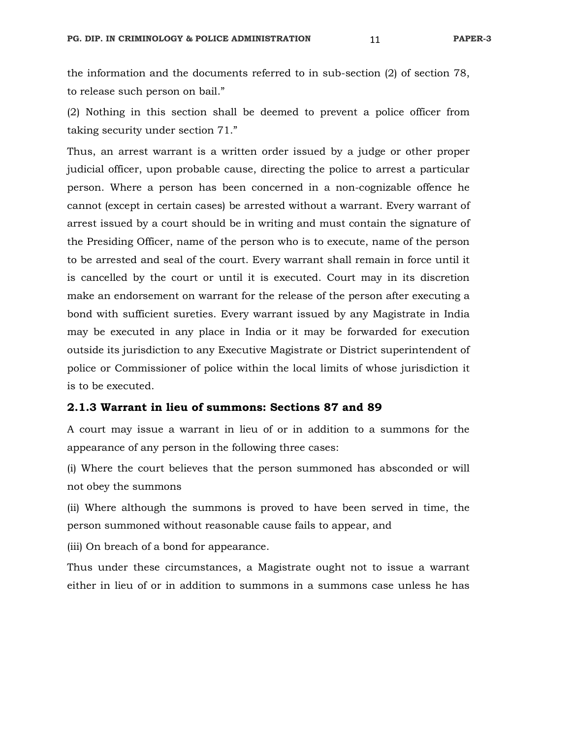the information and the documents referred to in sub-section (2) of section 78, to release such person on bail."

(2) Nothing in this section shall be deemed to prevent a police officer from taking security under section 71."

Thus, an arrest warrant is a written order issued by a judge or other proper judicial officer, upon probable cause, directing the police to arrest a particular person. Where a person has been concerned in a non-cognizable offence he cannot (except in certain cases) be arrested without a warrant. Every warrant of arrest issued by a court should be in writing and must contain the signature of the Presiding Officer, name of the person who is to execute, name of the person to be arrested and seal of the court. Every warrant shall remain in force until it is cancelled by the court or until it is executed. Court may in its discretion make an endorsement on warrant for the release of the person after executing a bond with sufficient sureties. Every warrant issued by any Magistrate in India may be executed in any place in India or it may be forwarded for execution outside its jurisdiction to any Executive Magistrate or District superintendent of police or Commissioner of police within the local limits of whose jurisdiction it is to be executed.

### 2.1.3 Warrant in lieu of summons: Sections 87 and 89

A court may issue a warrant in lieu of or in addition to a summons for the appearance of any person in the following three cases:

(i) Where the court believes that the person summoned has absconded or will not obey the summons

(ii) Where although the summons is proved to have been served in time, the person summoned without reasonable cause fails to appear, and

(iii) On breach of a bond for appearance.

Thus under these circumstances, a Magistrate ought not to issue a warrant either in lieu of or in addition to summons in a summons case unless he has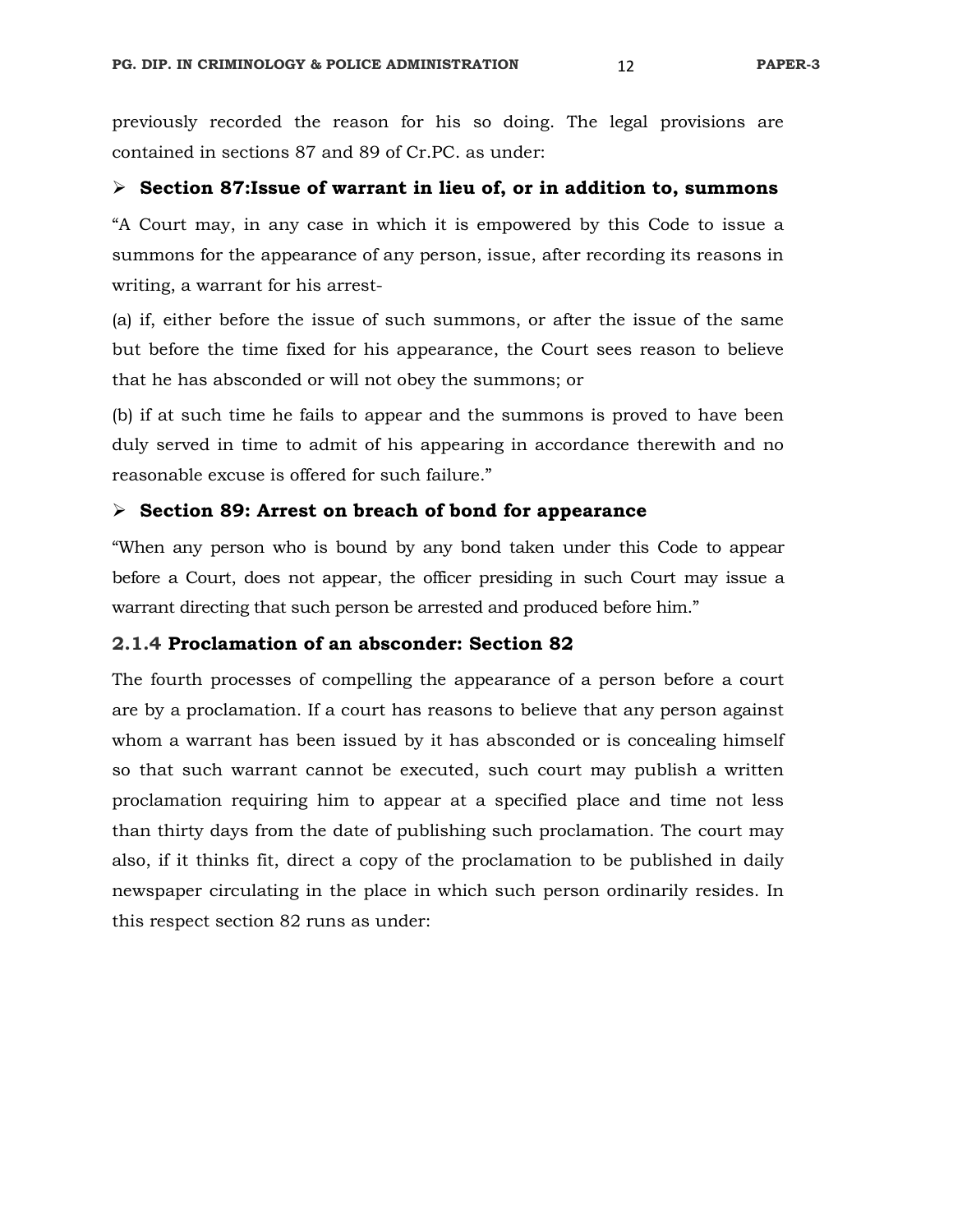previously recorded the reason for his so doing. The legal provisions are contained in sections 87 and 89 of Cr.PC. as under:

- **Section 87:Issue of warrant in lieu of, or in addition to, summons**

"A Court may, in any case in which it is empowered by this Code to issue a summons for the appearance of any person, issue, after recording its reasons in writing, a warrant for his arrest-

(a) if, either before the issue of such summons, or after the issue of the same but before the time fixed for his appearance, the Court sees reason to believe that he has absconded or will not obey the summons; or

(b) if at such time he fails to appear and the summons is proved to have been duly served in time to admit of his appearing in accordance therewith and no reasonable excuse is offered for such failure."

- **Section 89: Arrest on breach of bond for appearance**

"When any person who is bound by any bond taken under this Code to appear before a Court, does not appear, the officer presiding in such Court may issue a warrant directing that such person be arrested and produced before him."

### 2.1.4 Proclamation of an absconder: Section 82

The fourth processes of compelling the appearance of a person before a court are by a proclamation. If a court has reasons to believe that any person against whom a warrant has been issued by it has absconded or is concealing himself so that such warrant cannot be executed, such court may publish a written proclamation requiring him to appear at a specified place and time not less than thirty days from the date of publishing such proclamation. The court may also, if it thinks fit, direct a copy of the proclamation to be published in daily newspaper circulating in the place in which such person ordinarily resides. In this respect section 82 runs as under: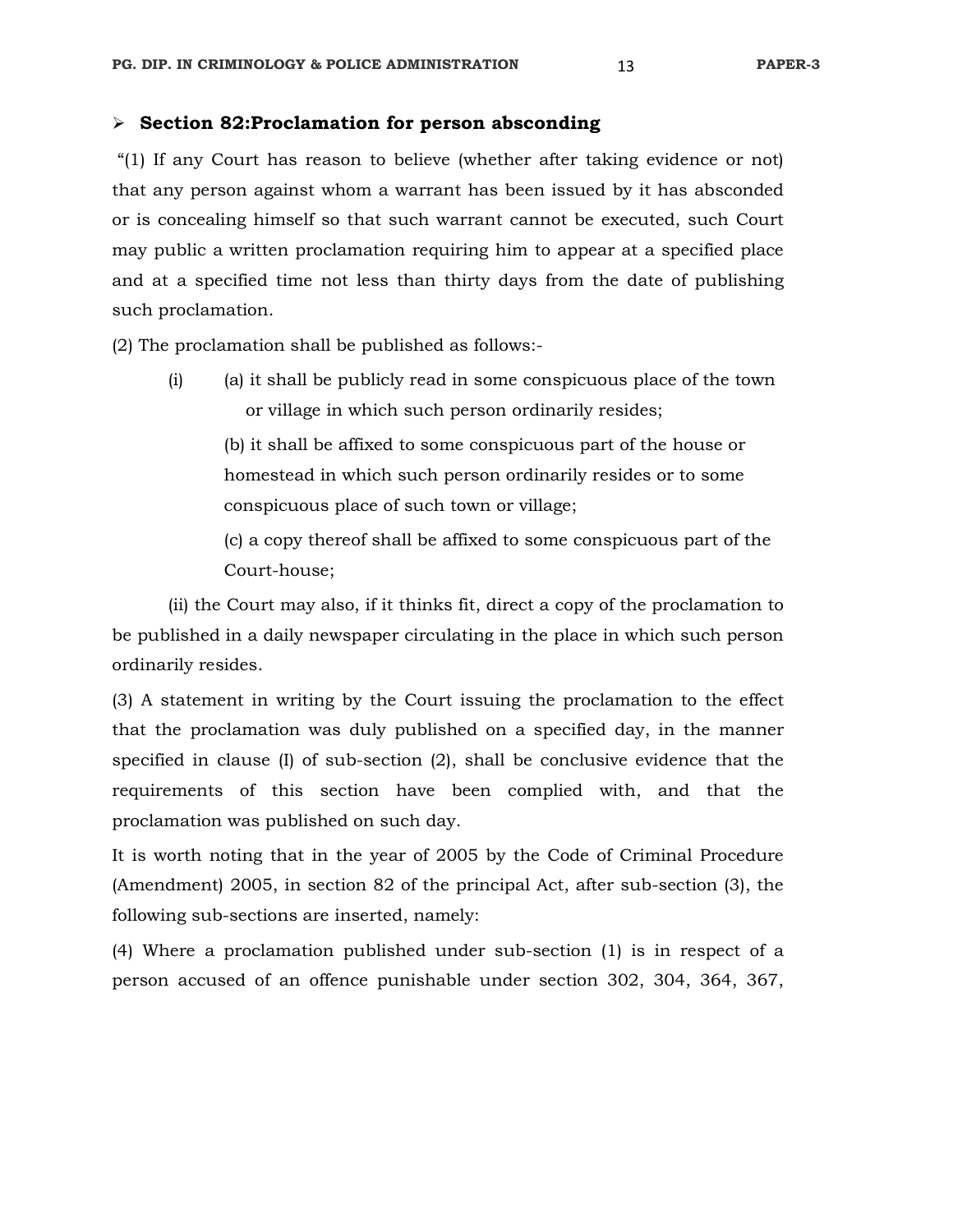- **Section 82:Proclamation for person absconding**

"(1) If any Court has reason to believe (whether after taking evidence or not) that any person against whom a warrant has been issued by it has absconded or is concealing himself so that such warrant cannot be executed, such Court may public a written proclamation requiring him to appear at a specified place and at a specified time not less than thirty days from the date of publishing such proclamation.

(2) The proclamation shall be published as follows:-

(i) (a) it shall be publicly read in some conspicuous place of the town or village in which such person ordinarily resides;

(b) it shall be affixed to some conspicuous part of the house or homestead in which such person ordinarily resides or to some conspicuous place of such town or village;

(c) a copy thereof shall be affixed to some conspicuous part of the Court-house;

(ii) the Court may also, if it thinks fit, direct a copy of the proclamation to be published in a daily newspaper circulating in the place in which such person ordinarily resides.

(3) A statement in writing by the Court issuing the proclamation to the effect that the proclamation was duly published on a specified day, in the manner specified in clause (I) of sub-section (2), shall be conclusive evidence that the requirements of this section have been complied with, and that the proclamation was published on such day.

It is worth noting that in the year of 2005 by the Code of Criminal Procedure (Amendment) 2005, in section 82 of the principal Act, after sub-section (3), the following sub-sections are inserted, namely:

(4) Where a proclamation published under sub-section (1) is in respect of a person accused of an offence punishable under section 302, 304, 364, 367,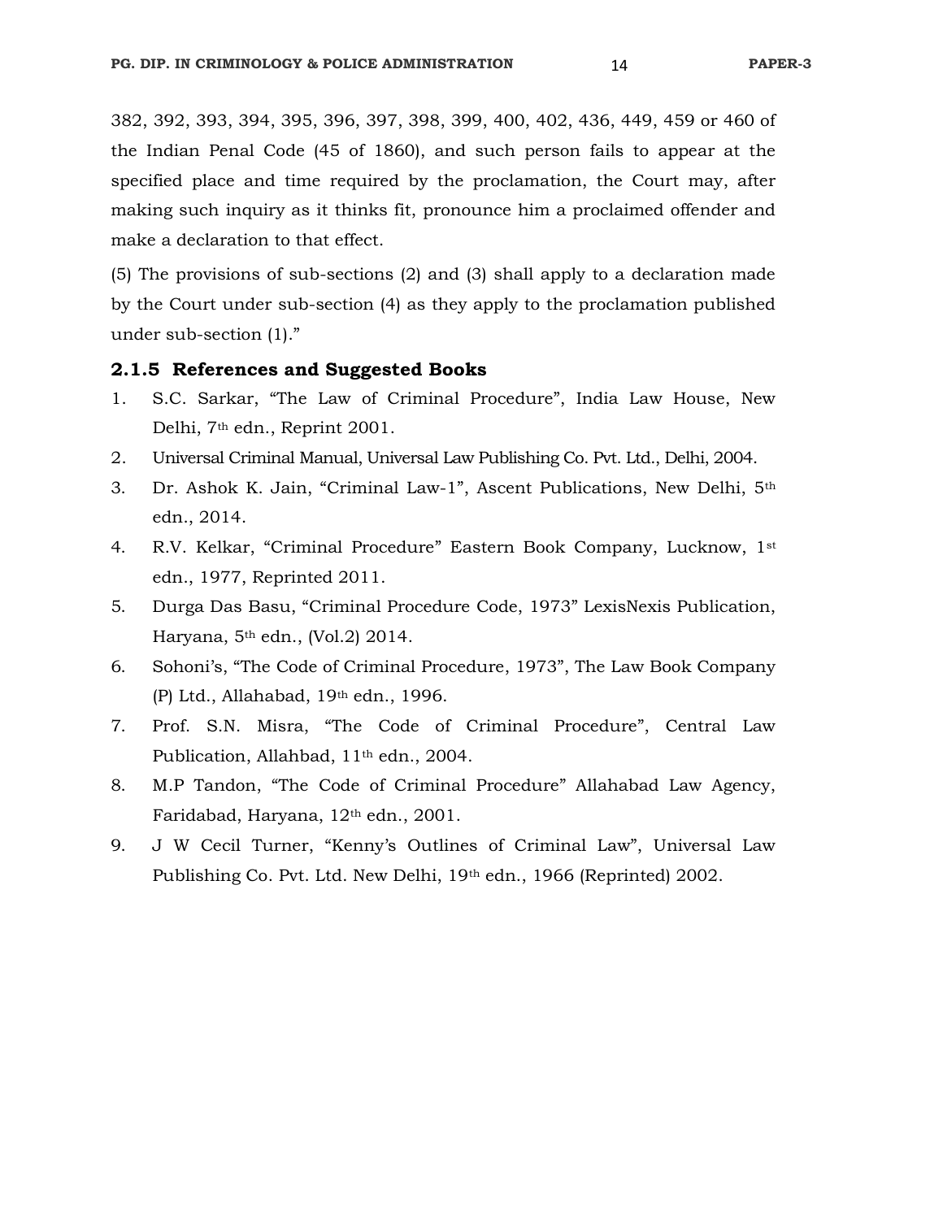382, 392, 393, 394, 395, 396, 397, 398, 399, 400, 402, 436, 449, 459 or 460 of the Indian Penal Code (45 of 1860), and such person fails to appear at the specified place and time required by the proclamation, the Court may, after making such inquiry as it thinks fit, pronounce him a proclaimed offender and make a declaration to that effect.

(5) The provisions of sub-sections (2) and (3) shall apply to a declaration made by the Court under sub-section (4) as they apply to the proclamation published under sub-section (1)."

### 2.1.5 References and Suggested Books

1. S.C. Sarkar, "The Law of Criminal Procedure", India Law House, New Delhi, 7th edn., Reprint 2001.
2. Universal Criminal Manual, Universal Law Publishing Co. Pvt. Ltd., Delhi, 2004.
3. Dr. Ashok K. Jain, "Criminal Law-1", Ascent Publications, New Delhi, 5th edn., 2014.
4. R.V. Kelkar, "Criminal Procedure" Eastern Book Company, Lucknow, 1st edn., 1977, Reprinted 2011.
5. Durga Das Basu, "Criminal Procedure Code, 1973" LexisNexis Publication, Haryana, 5th edn., (Vol.2) 2014.
6. Sohoni's, "The Code of Criminal Procedure, 1973", The Law Book Company (P) Ltd., Allahabad, 19th edn., 1996.
7. Prof. S.N. Misra, "The Code of Criminal Procedure", Central Law Publication, Allahbad, 11th edn., 2004.
8. M.P Tandon, "The Code of Criminal Procedure" Allahabad Law Agency, Faridabad, Haryana, 12th edn., 2001.
9. J W Cecil Turner, "Kenny's Outlines of Criminal Law", Universal Law Publishing Co. Pvt. Ltd. New Delhi, 19th edn., 1966 (Reprinted) 2002.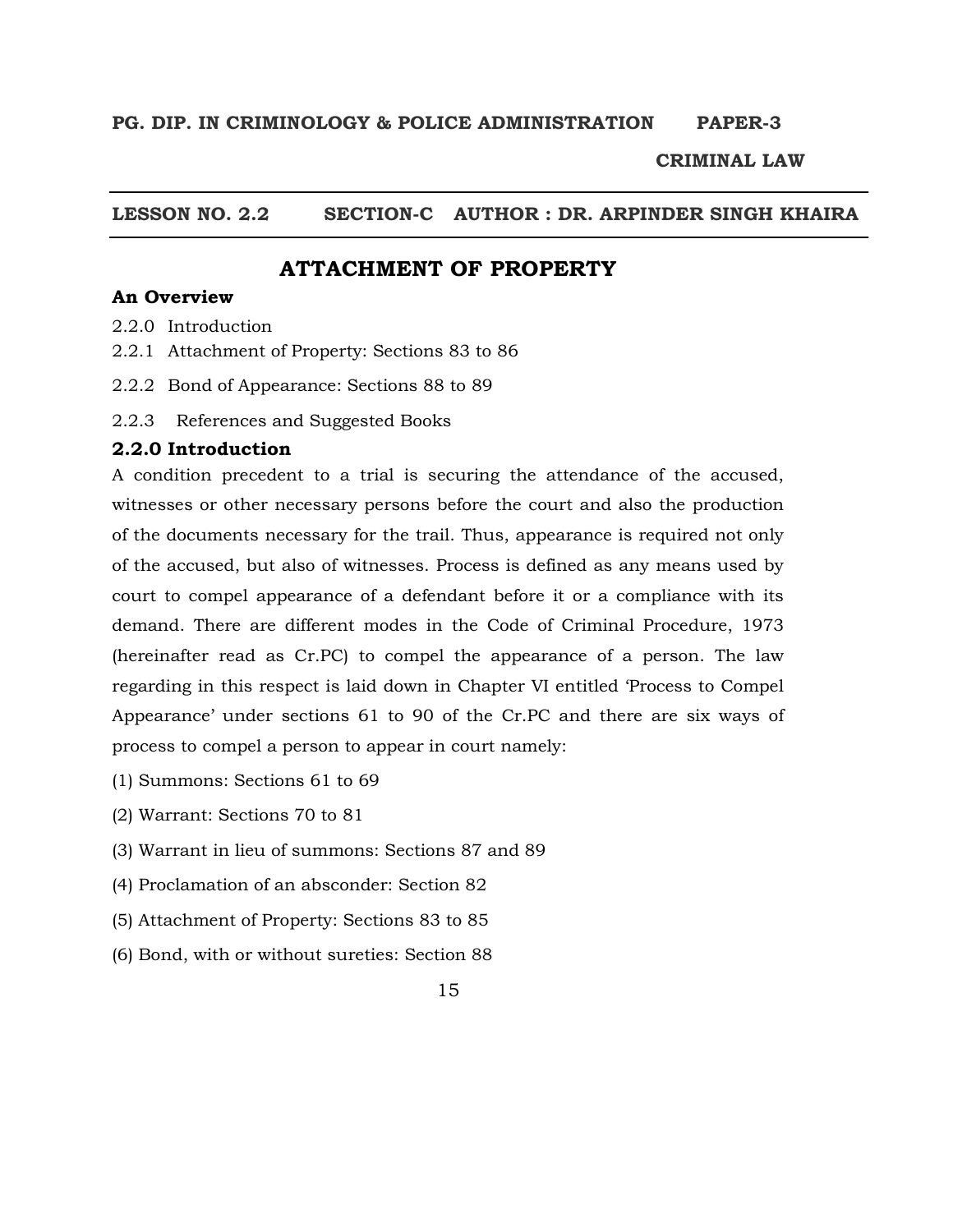**PG. DIP. IN CRIMINOLOGY & POLICE ADMINISTRATION PAPER-3**

**CRIMINAL LAW**

**LESSON NO. 2.2 SECTION-C AUTHOR : DR. ARPINDER SINGH KHAIRA**

# ATTACHMENT OF PROPERTY

### An Overview

2.2.0 Introduction

2.2.1 Attachment of Property: Sections 83 to 86

2.2.2 Bond of Appearance: Sections 88 to 89

2.2.3 References and Suggested Books

### 2.2.0 Introduction

A condition precedent to a trial is securing the attendance of the accused, witnesses or other necessary persons before the court and also the production of the documents necessary for the trail. Thus, appearance is required not only of the accused, but also of witnesses. Process is defined as any means used by court to compel appearance of a defendant before it or a compliance with its demand. There are different modes in the Code of Criminal Procedure, 1973 (hereinafter read as Cr.PC) to compel the appearance of a person. The law regarding in this respect is laid down in Chapter VI entitled 'Process to Compel Appearance' under sections 61 to 90 of the Cr.PC and there are six ways of process to compel a person to appear in court namely:

(1) Summons: Sections 61 to 69

(2) Warrant: Sections 70 to 81

(3) Warrant in lieu of summons: Sections 87 and 89

(4) Proclamation of an absconder: Section 82

(5) Attachment of Property: Sections 83 to 85

(6) Bond, with or without sureties: Section 88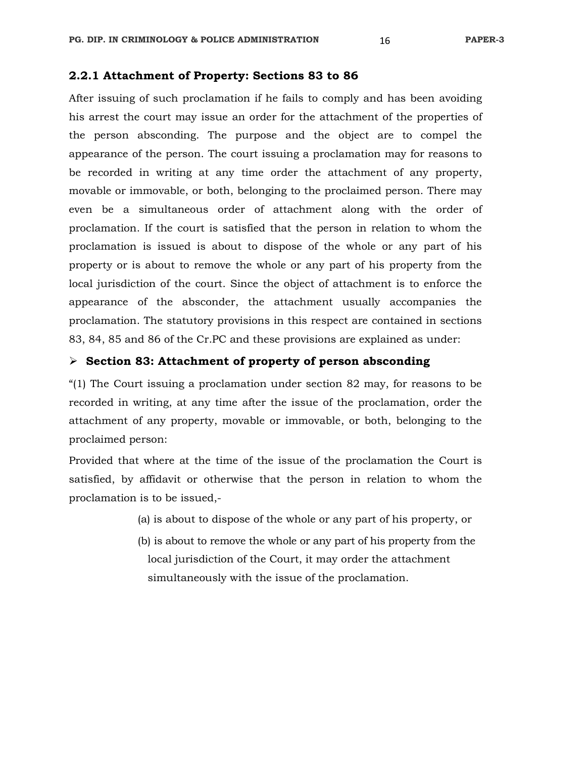### 2.2.1 Attachment of Property: Sections 83 to 86

After issuing of such proclamation if he fails to comply and has been avoiding his arrest the court may issue an order for the attachment of the properties of the person absconding. The purpose and the object are to compel the appearance of the person. The court issuing a proclamation may for reasons to be recorded in writing at any time order the attachment of any property, movable or immovable, or both, belonging to the proclaimed person. There may even be a simultaneous order of attachment along with the order of proclamation. If the court is satisfied that the person in relation to whom the proclamation is issued is about to dispose of the whole or any part of his property or is about to remove the whole or any part of his property from the local jurisdiction of the court. Since the object of attachment is to enforce the appearance of the absconder, the attachment usually accompanies the proclamation. The statutory provisions in this respect are contained in sections 83, 84, 85 and 86 of the Cr.PC and these provisions are explained as under:

- **Section 83: Attachment of property of person absconding**

"(1) The Court issuing a proclamation under section 82 may, for reasons to be recorded in writing, at any time after the issue of the proclamation, order the attachment of any property, movable or immovable, or both, belonging to the proclaimed person:

Provided that where at the time of the issue of the proclamation the Court is satisfied, by affidavit or otherwise that the person in relation to whom the proclamation is to be issued,-

(a) is about to dispose of the whole or any part of his property, or

(b) is about to remove the whole or any part of his property from the local jurisdiction of the Court, it may order the attachment simultaneously with the issue of the proclamation.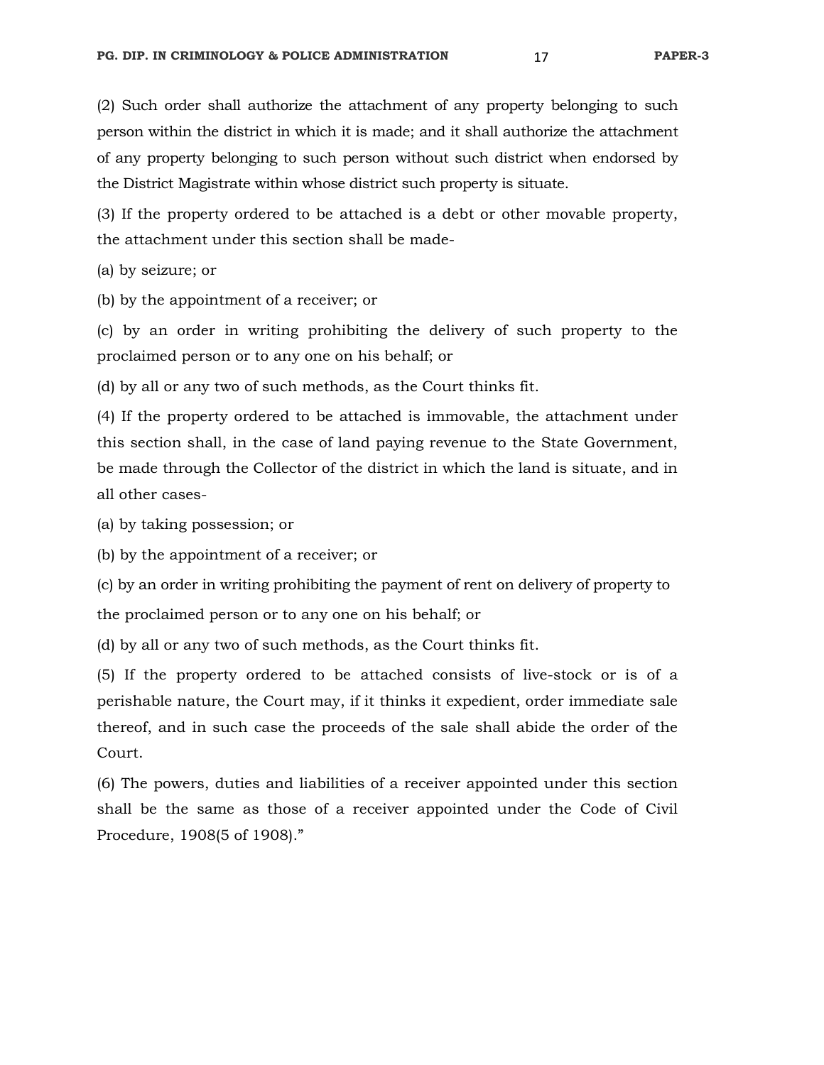(2) Such order shall authorize the attachment of any property belonging to such person within the district in which it is made; and it shall authorize the attachment of any property belonging to such person without such district when endorsed by the District Magistrate within whose district such property is situate.

(3) If the property ordered to be attached is a debt or other movable property, the attachment under this section shall be made-

(a) by seizure; or

(b) by the appointment of a receiver; or

(c) by an order in writing prohibiting the delivery of such property to the proclaimed person or to any one on his behalf; or

(d) by all or any two of such methods, as the Court thinks fit.

(4) If the property ordered to be attached is immovable, the attachment under this section shall, in the case of land paying revenue to the State Government, be made through the Collector of the district in which the land is situate, and in all other cases-

(a) by taking possession; or

(b) by the appointment of a receiver; or

(c) by an order in writing prohibiting the payment of rent on delivery of property to the proclaimed person or to any one on his behalf; or

(d) by all or any two of such methods, as the Court thinks fit.

(5) If the property ordered to be attached consists of live-stock or is of a perishable nature, the Court may, if it thinks it expedient, order immediate sale thereof, and in such case the proceeds of the sale shall abide the order of the Court.

(6) The powers, duties and liabilities of a receiver appointed under this section shall be the same as those of a receiver appointed under the Code of Civil Procedure, 1908(5 of 1908)."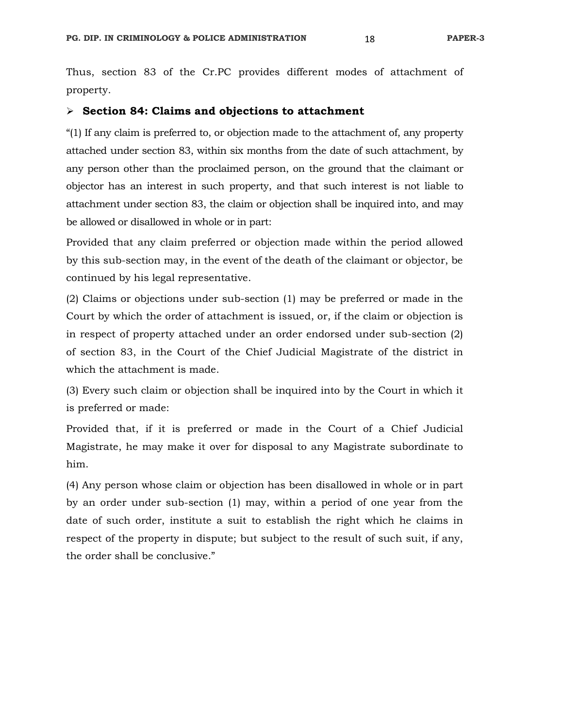Thus, section 83 of the Cr.PC provides different modes of attachment of property.

- **Section 84: Claims and objections to attachment**

"(1) If any claim is preferred to, or objection made to the attachment of, any property attached under section 83, within six months from the date of such attachment, by any person other than the proclaimed person, on the ground that the claimant or objector has an interest in such property, and that such interest is not liable to attachment under section 83, the claim or objection shall be inquired into, and may be allowed or disallowed in whole or in part:

Provided that any claim preferred or objection made within the period allowed by this sub-section may, in the event of the death of the claimant or objector, be continued by his legal representative.

(2) Claims or objections under sub-section (1) may be preferred or made in the Court by which the order of attachment is issued, or, if the claim or objection is in respect of property attached under an order endorsed under sub-section (2) of section 83, in the Court of the Chief Judicial Magistrate of the district in which the attachment is made.

(3) Every such claim or objection shall be inquired into by the Court in which it is preferred or made:

Provided that, if it is preferred or made in the Court of a Chief Judicial Magistrate, he may make it over for disposal to any Magistrate subordinate to him.

(4) Any person whose claim or objection has been disallowed in whole or in part by an order under sub-section (1) may, within a period of one year from the date of such order, institute a suit to establish the right which he claims in respect of the property in dispute; but subject to the result of such suit, if any, the order shall be conclusive."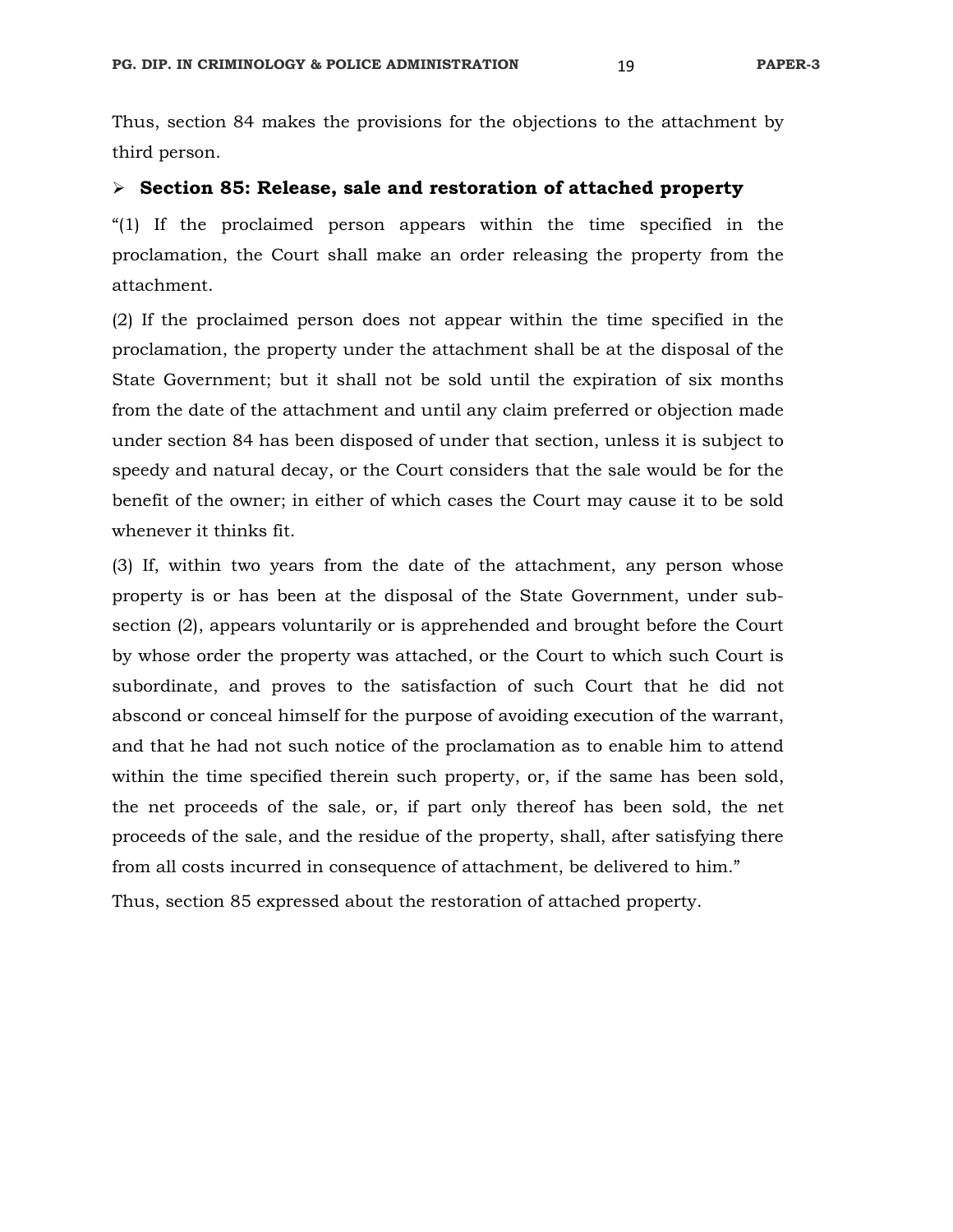Thus, section 84 makes the provisions for the objections to the attachment by third person.

- **Section 85: Release, sale and restoration of attached property**

"(1) If the proclaimed person appears within the time specified in the proclamation, the Court shall make an order releasing the property from the attachment.

(2) If the proclaimed person does not appear within the time specified in the proclamation, the property under the attachment shall be at the disposal of the State Government; but it shall not be sold until the expiration of six months from the date of the attachment and until any claim preferred or objection made under section 84 has been disposed of under that section, unless it is subject to speedy and natural decay, or the Court considers that the sale would be for the benefit of the owner; in either of which cases the Court may cause it to be sold whenever it thinks fit.

(3) If, within two years from the date of the attachment, any person whose property is or has been at the disposal of the State Government, under sub-section (2), appears voluntarily or is apprehended and brought before the Court by whose order the property was attached, or the Court to which such Court is subordinate, and proves to the satisfaction of such Court that he did not abscond or conceal himself for the purpose of avoiding execution of the warrant, and that he had not such notice of the proclamation as to enable him to attend within the time specified therein such property, or, if the same has been sold, the net proceeds of the sale, or, if part only thereof has been sold, the net proceeds of the sale, and the residue of the property, shall, after satisfying there from all costs incurred in consequence of attachment, be delivered to him."

Thus, section 85 expressed about the restoration of attached property.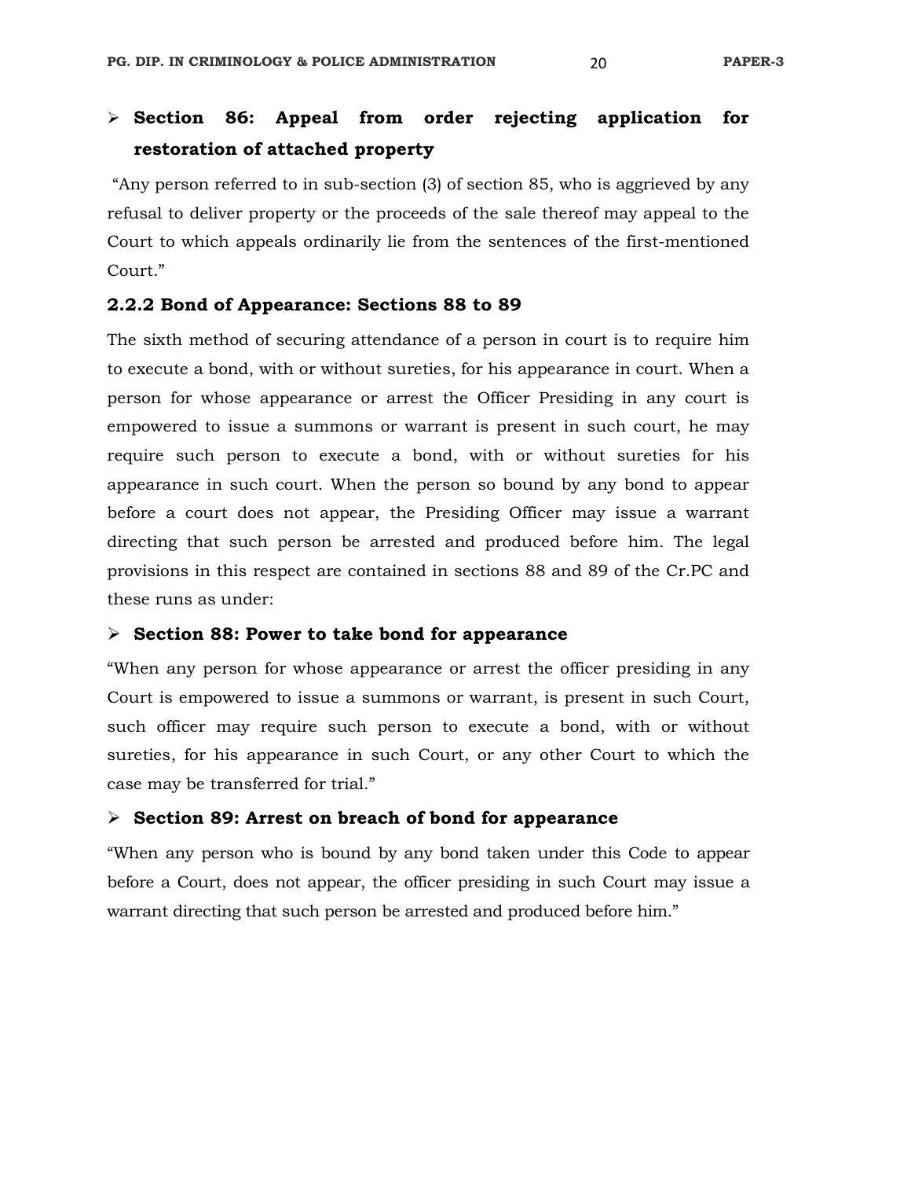- **Section 86: Appeal from order rejecting application for restoration of attached property**

"Any person referred to in sub-section (3) of section 85, who is aggrieved by any refusal to deliver property or the proceeds of the sale thereof may appeal to the Court to which appeals ordinarily lie from the sentences of the first-mentioned Court."

### 2.2.2 Bond of Appearance: Sections 88 to 89

The sixth method of securing attendance of a person in court is to require him to execute a bond, with or without sureties, for his appearance in court. When a person for whose appearance or arrest the Officer Presiding in any court is empowered to issue a summons or warrant is present in such court, he may require such person to execute a bond, with or without sureties for his appearance in such court. When the person so bound by any bond to appear before a court does not appear, the Presiding Officer may issue a warrant directing that such person be arrested and produced before him. The legal provisions in this respect are contained in sections 88 and 89 of the Cr.PC and these runs as under:

- **Section 88: Power to take bond for appearance**

"When any person for whose appearance or arrest the officer presiding in any Court is empowered to issue a summons or warrant, is present in such Court, such officer may require such person to execute a bond, with or without sureties, for his appearance in such Court, or any other Court to which the case may be transferred for trial."

- **Section 89: Arrest on breach of bond for appearance**

"When any person who is bound by any bond taken under this Code to appear before a Court, does not appear, the officer presiding in such Court may issue a warrant directing that such person be arrested and produced before him."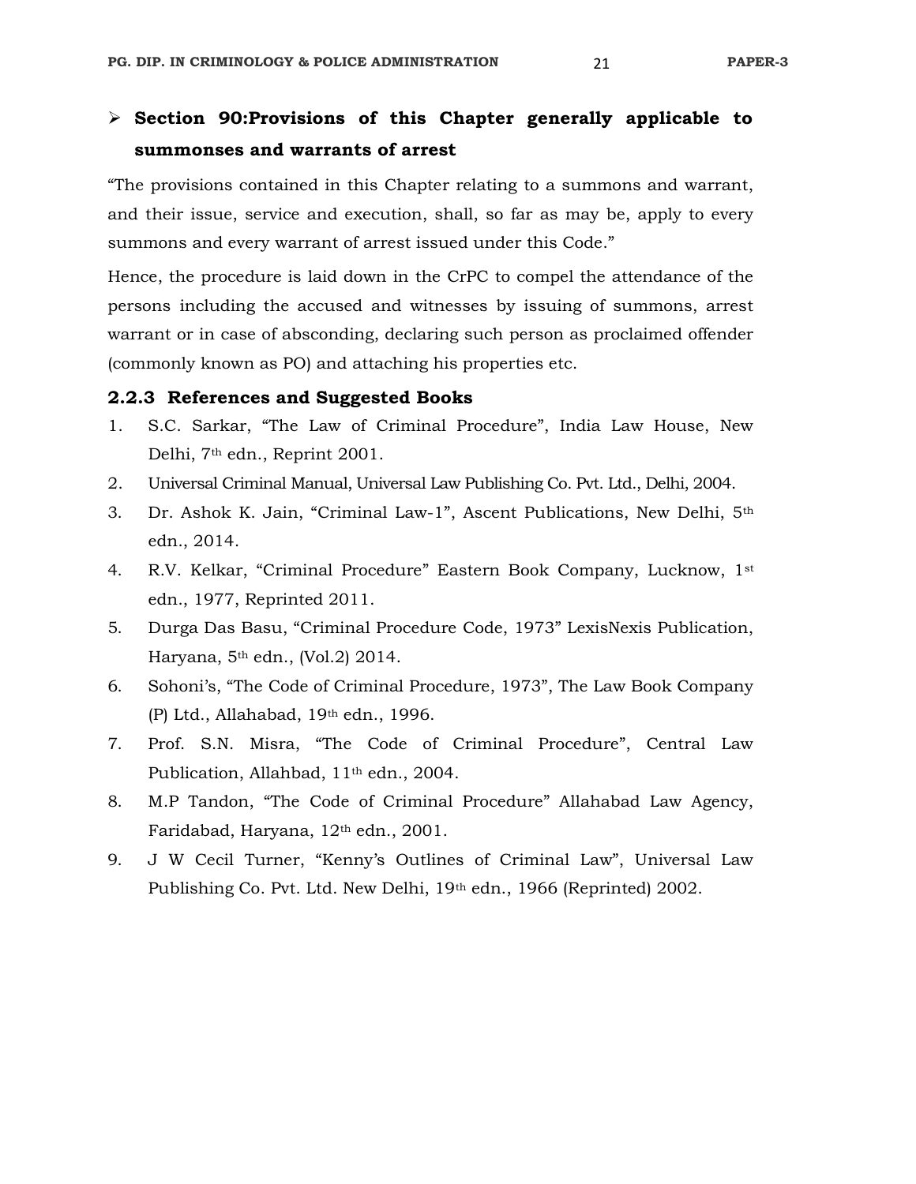- **Section 90:Provisions of this Chapter generally applicable to summonses and warrants of arrest**

"The provisions contained in this Chapter relating to a summons and warrant, and their issue, service and execution, shall, so far as may be, apply to every summons and every warrant of arrest issued under this Code."

Hence, the procedure is laid down in the CrPC to compel the attendance of the persons including the accused and witnesses by issuing of summons, arrest warrant or in case of absconding, declaring such person as proclaimed offender (commonly known as PO) and attaching his properties etc.

### 2.2.3 References and Suggested Books

1. S.C. Sarkar, "The Law of Criminal Procedure", India Law House, New Delhi, 7th edn., Reprint 2001.
2. Universal Criminal Manual, Universal Law Publishing Co. Pvt. Ltd., Delhi, 2004.
3. Dr. Ashok K. Jain, "Criminal Law-1", Ascent Publications, New Delhi, 5th edn., 2014.
4. R.V. Kelkar, "Criminal Procedure" Eastern Book Company, Lucknow, 1st edn., 1977, Reprinted 2011.
5. Durga Das Basu, "Criminal Procedure Code, 1973" LexisNexis Publication, Haryana, 5th edn., (Vol.2) 2014.
6. Sohoni's, "The Code of Criminal Procedure, 1973", The Law Book Company (P) Ltd., Allahabad, 19th edn., 1996.
7. Prof. S.N. Misra, "The Code of Criminal Procedure", Central Law Publication, Allahbad, 11th edn., 2004.
8. M.P Tandon, "The Code of Criminal Procedure" Allahabad Law Agency, Faridabad, Haryana, 12th edn., 2001.
9. J W Cecil Turner, "Kenny's Outlines of Criminal Law", Universal Law Publishing Co. Pvt. Ltd. New Delhi, 19th edn., 1966 (Reprinted) 2002.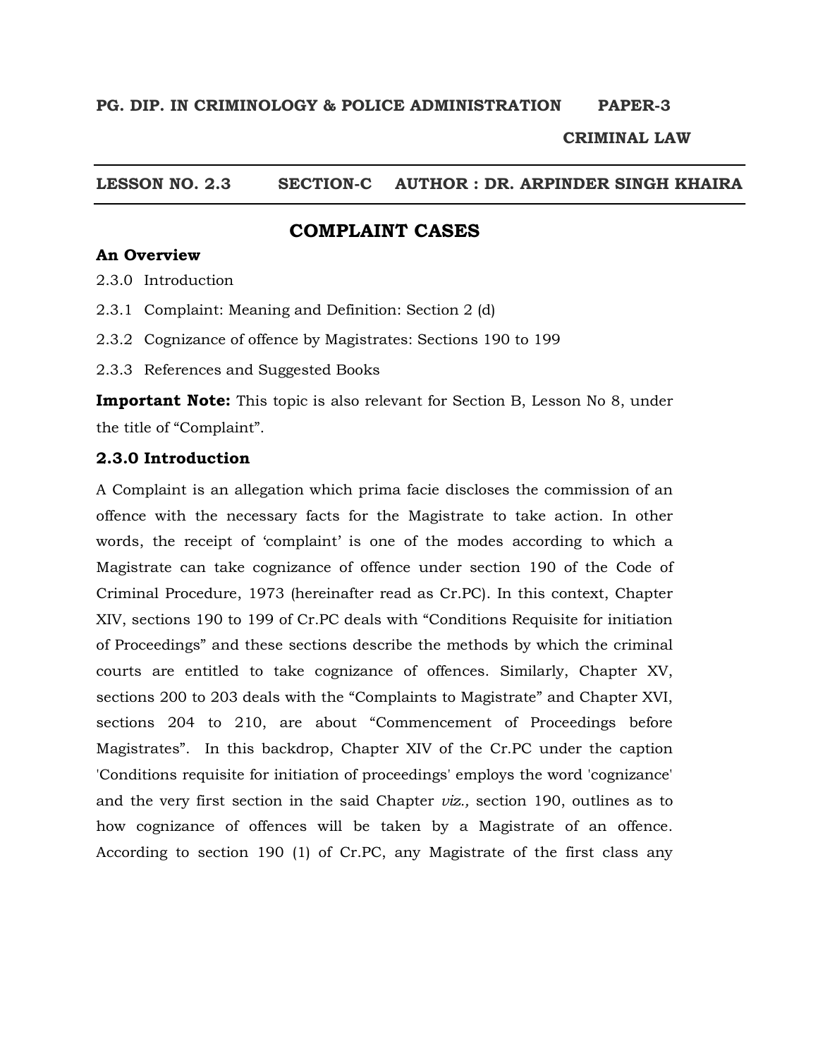**PG. DIP. IN CRIMINOLOGY & POLICE ADMINISTRATION PAPER-3**

**CRIMINAL LAW**

**LESSON NO. 2.3 SECTION-C AUTHOR : DR. ARPINDER SINGH KHAIRA**

## COMPLAINT CASES

### An Overview

2.3.0 Introduction

2.3.1 Complaint: Meaning and Definition: Section 2 (d)

2.3.2 Cognizance of offence by Magistrates: Sections 190 to 199

2.3.3 References and Suggested Books

**Important Note:** This topic is also relevant for Section B, Lesson No 8, under the title of "Complaint".

### 2.3.0 Introduction

A Complaint is an allegation which prima facie discloses the commission of an offence with the necessary facts for the Magistrate to take action. In other words, the receipt of 'complaint' is one of the modes according to which a Magistrate can take cognizance of offence under section 190 of the Code of Criminal Procedure, 1973 (hereinafter read as Cr.PC). In this context, Chapter XIV, sections 190 to 199 of Cr.PC deals with "Conditions Requisite for initiation of Proceedings" and these sections describe the methods by which the criminal courts are entitled to take cognizance of offences. Similarly, Chapter XV, sections 200 to 203 deals with the "Complaints to Magistrate" and Chapter XVI, sections 204 to 210, are about "Commencement of Proceedings before Magistrates". In this backdrop, Chapter XIV of the Cr.PC under the caption 'Conditions requisite for initiation of proceedings' employs the word 'cognizance' and the very first section in the said Chapter *viz.,* section 190, outlines as to how cognizance of offences will be taken by a Magistrate of an offence. According to section 190 (1) of Cr.PC, any Magistrate of the first class any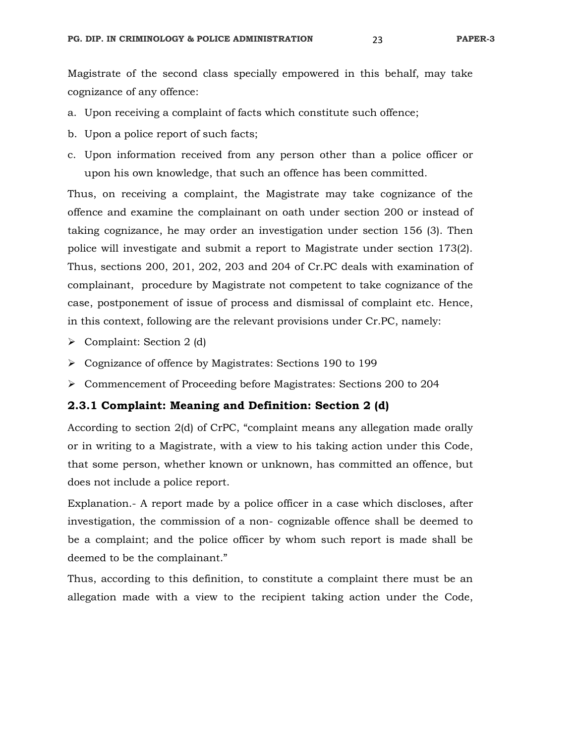Magistrate of the second class specially empowered in this behalf, may take cognizance of any offence:

a. Upon receiving a complaint of facts which constitute such offence;
b. Upon a police report of such facts;
c. Upon information received from any person other than a police officer or upon his own knowledge, that such an offence has been committed.

Thus, on receiving a complaint, the Magistrate may take cognizance of the offence and examine the complainant on oath under section 200 or instead of taking cognizance, he may order an investigation under section 156 (3). Then police will investigate and submit a report to Magistrate under section 173(2). Thus, sections 200, 201, 202, 203 and 204 of Cr.PC deals with examination of complainant, procedure by Magistrate not competent to take cognizance of the case, postponement of issue of process and dismissal of complaint etc. Hence, in this context, following are the relevant provisions under Cr.PC, namely:

- Complaint: Section 2 (d)
- Cognizance of offence by Magistrates: Sections 190 to 199
- Commencement of Proceeding before Magistrates: Sections 200 to 204

### 2.3.1 Complaint: Meaning and Definition: Section 2 (d)

According to section 2(d) of CrPC, "complaint means any allegation made orally or in writing to a Magistrate, with a view to his taking action under this Code, that some person, whether known or unknown, has committed an offence, but does not include a police report.

Explanation.- A report made by a police officer in a case which discloses, after investigation, the commission of a non- cognizable offence shall be deemed to be a complaint; and the police officer by whom such report is made shall be deemed to be the complainant."

Thus, according to this definition, to constitute a complaint there must be an allegation made with a view to the recipient taking action under the Code,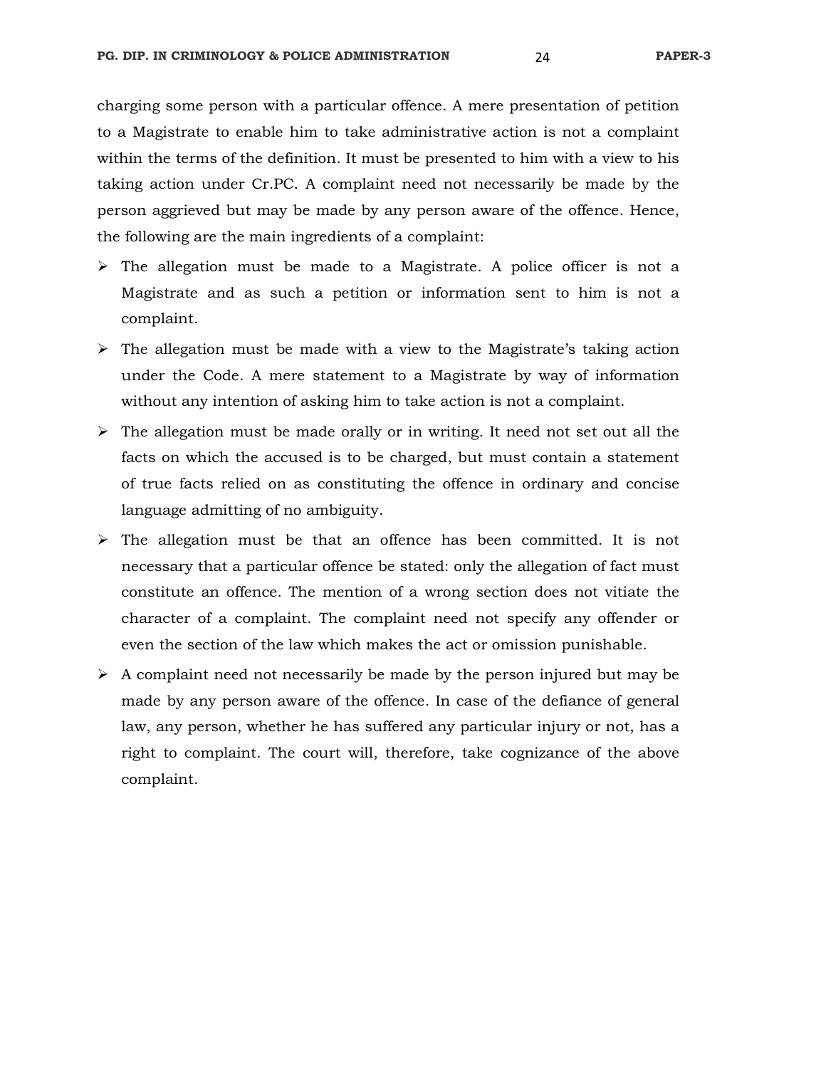charging some person with a particular offence. A mere presentation of petition to a Magistrate to enable him to take administrative action is not a complaint within the terms of the definition. It must be presented to him with a view to his taking action under Cr.PC. A complaint need not necessarily be made by the person aggrieved but may be made by any person aware of the offence. Hence, the following are the main ingredients of a complaint:

- The allegation must be made to a Magistrate. A police officer is not a Magistrate and as such a petition or information sent to him is not a complaint.
- The allegation must be made with a view to the Magistrate's taking action under the Code. A mere statement to a Magistrate by way of information without any intention of asking him to take action is not a complaint.
- The allegation must be made orally or in writing. It need not set out all the facts on which the accused is to be charged, but must contain a statement of true facts relied on as constituting the offence in ordinary and concise language admitting of no ambiguity.
- The allegation must be that an offence has been committed. It is not necessary that a particular offence be stated: only the allegation of fact must constitute an offence. The mention of a wrong section does not vitiate the character of a complaint. The complaint need not specify any offender or even the section of the law which makes the act or omission punishable.
- A complaint need not necessarily be made by the person injured but may be made by any person aware of the offence. In case of the defiance of general law, any person, whether he has suffered any particular injury or not, has a right to complaint. The court will, therefore, take cognizance of the above complaint.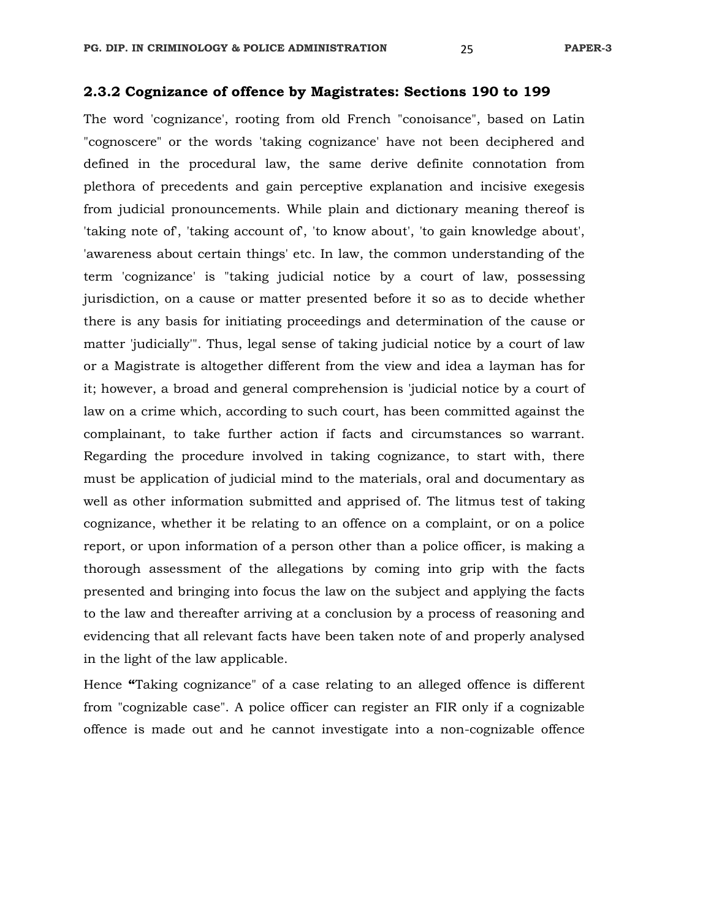### 2.3.2 Cognizance of offence by Magistrates: Sections 190 to 199

The word 'cognizance', rooting from old French "conoisance", based on Latin "cognoscere" or the words 'taking cognizance' have not been deciphered and defined in the procedural law, the same derive definite connotation from plethora of precedents and gain perceptive explanation and incisive exegesis from judicial pronouncements. While plain and dictionary meaning thereof is 'taking note of', 'taking account of', 'to know about', 'to gain knowledge about', 'awareness about certain things' etc. In law, the common understanding of the term 'cognizance' is "taking judicial notice by a court of law, possessing jurisdiction, on a cause or matter presented before it so as to decide whether there is any basis for initiating proceedings and determination of the cause or matter 'judicially'". Thus, legal sense of taking judicial notice by a court of law or a Magistrate is altogether different from the view and idea a layman has for it; however, a broad and general comprehension is 'judicial notice by a court of law on a crime which, according to such court, has been committed against the complainant, to take further action if facts and circumstances so warrant. Regarding the procedure involved in taking cognizance, to start with, there must be application of judicial mind to the materials, oral and documentary as well as other information submitted and apprised of. The litmus test of taking cognizance, whether it be relating to an offence on a complaint, or on a police report, or upon information of a person other than a police officer, is making a thorough assessment of the allegations by coming into grip with the facts presented and bringing into focus the law on the subject and applying the facts to the law and thereafter arriving at a conclusion by a process of reasoning and evidencing that all relevant facts have been taken note of and properly analysed in the light of the law applicable.

Hence **"**Taking cognizance" of a case relating to an alleged offence is different from "cognizable case". A police officer can register an FIR only if a cognizable offence is made out and he cannot investigate into a non-cognizable offence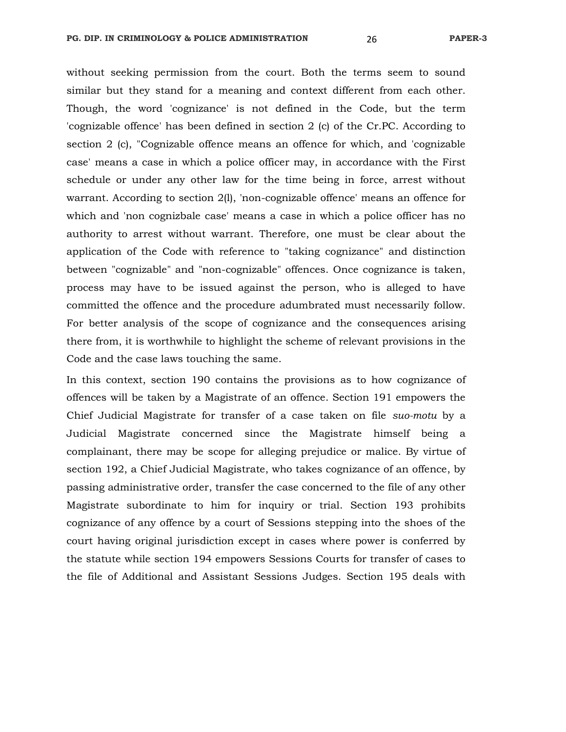without seeking permission from the court. Both the terms seem to sound similar but they stand for a meaning and context different from each other. Though, the word 'cognizance' is not defined in the Code, but the term 'cognizable offence' has been defined in section 2 (c) of the Cr.PC. According to section 2 (c), "Cognizable offence means an offence for which, and 'cognizable case' means a case in which a police officer may, in accordance with the First schedule or under any other law for the time being in force, arrest without warrant. According to section 2(l), 'non-cognizable offence' means an offence for which and 'non cognizbale case' means a case in which a police officer has no authority to arrest without warrant. Therefore, one must be clear about the application of the Code with reference to "taking cognizance" and distinction between "cognizable" and "non-cognizable" offences. Once cognizance is taken, process may have to be issued against the person, who is alleged to have committed the offence and the procedure adumbrated must necessarily follow. For better analysis of the scope of cognizance and the consequences arising there from, it is worthwhile to highlight the scheme of relevant provisions in the Code and the case laws touching the same.

In this context, section 190 contains the provisions as to how cognizance of offences will be taken by a Magistrate of an offence. Section 191 empowers the Chief Judicial Magistrate for transfer of a case taken on file *suo-motu* by a Judicial Magistrate concerned since the Magistrate himself being a complainant, there may be scope for alleging prejudice or malice. By virtue of section 192, a Chief Judicial Magistrate, who takes cognizance of an offence, by passing administrative order, transfer the case concerned to the file of any other Magistrate subordinate to him for inquiry or trial. Section 193 prohibits cognizance of any offence by a court of Sessions stepping into the shoes of the court having original jurisdiction except in cases where power is conferred by the statute while section 194 empowers Sessions Courts for transfer of cases to the file of Additional and Assistant Sessions Judges. Section 195 deals with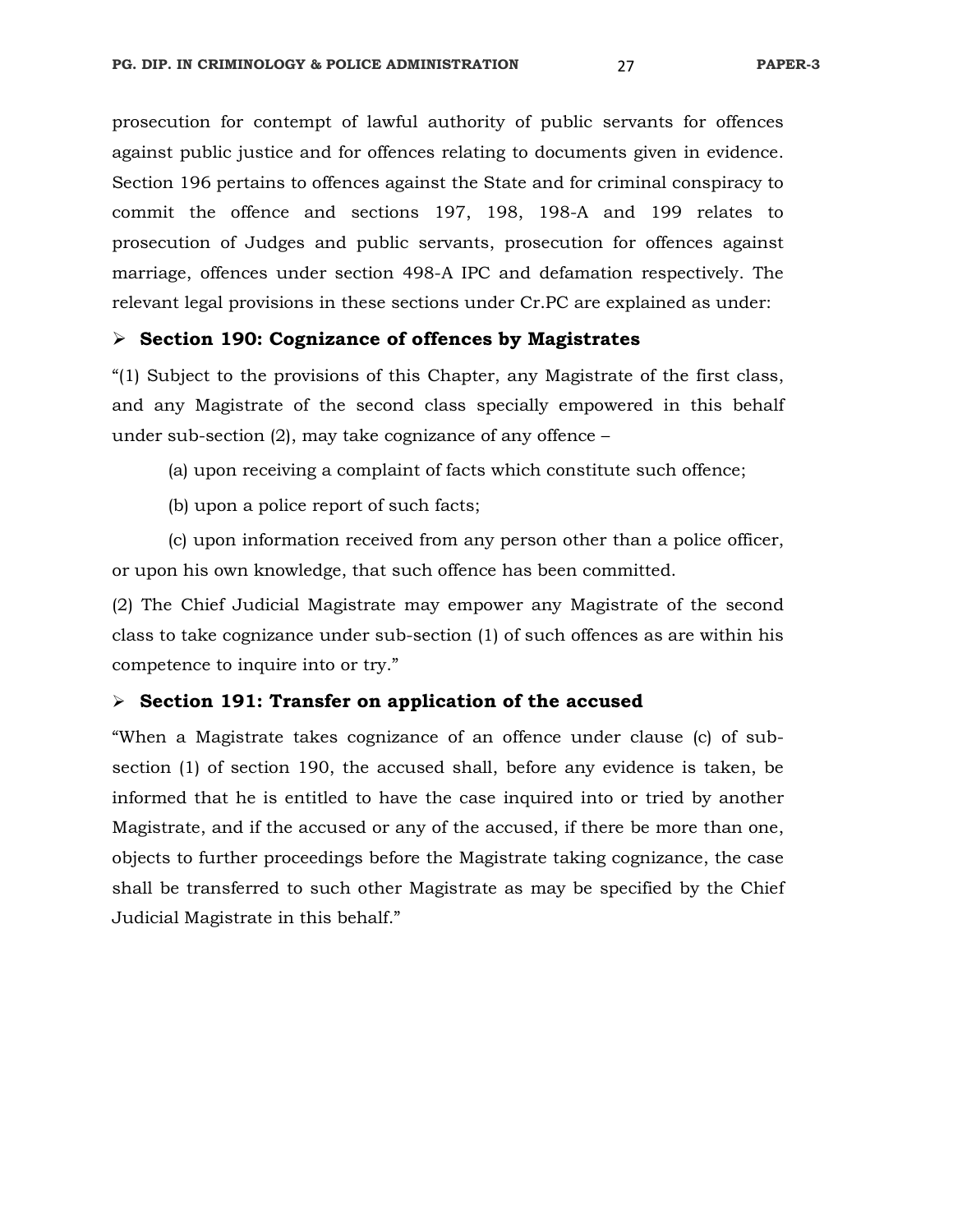prosecution for contempt of lawful authority of public servants for offences against public justice and for offences relating to documents given in evidence. Section 196 pertains to offences against the State and for criminal conspiracy to commit the offence and sections 197, 198, 198-A and 199 relates to prosecution of Judges and public servants, prosecution for offences against marriage, offences under section 498-A IPC and defamation respectively. The relevant legal provisions in these sections under Cr.PC are explained as under:

- **Section 190: Cognizance of offences by Magistrates**

"(1) Subject to the provisions of this Chapter, any Magistrate of the first class, and any Magistrate of the second class specially empowered in this behalf under sub-section (2), may take cognizance of any offence –

(a) upon receiving a complaint of facts which constitute such offence;

(b) upon a police report of such facts;

(c) upon information received from any person other than a police officer, or upon his own knowledge, that such offence has been committed.

(2) The Chief Judicial Magistrate may empower any Magistrate of the second class to take cognizance under sub-section (1) of such offences as are within his competence to inquire into or try."

- **Section 191: Transfer on application of the accused**

"When a Magistrate takes cognizance of an offence under clause (c) of sub-section (1) of section 190, the accused shall, before any evidence is taken, be informed that he is entitled to have the case inquired into or tried by another Magistrate, and if the accused or any of the accused, if there be more than one, objects to further proceedings before the Magistrate taking cognizance, the case shall be transferred to such other Magistrate as may be specified by the Chief Judicial Magistrate in this behalf."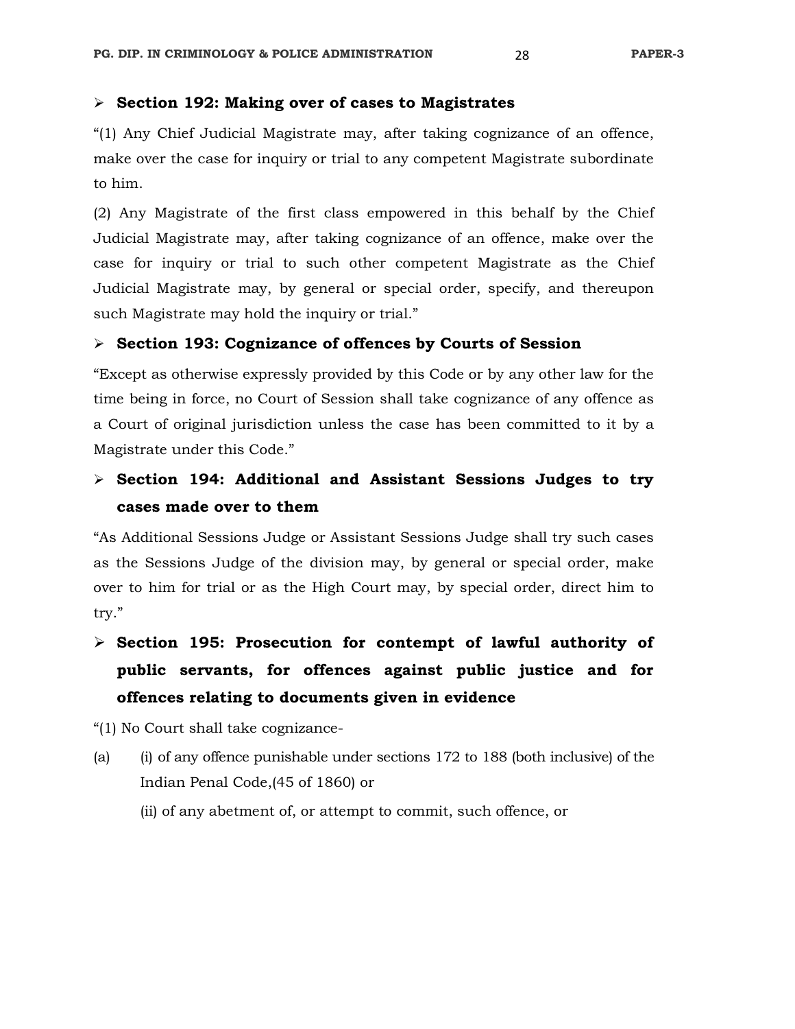- **Section 192: Making over of cases to Magistrates**

"(1) Any Chief Judicial Magistrate may, after taking cognizance of an offence, make over the case for inquiry or trial to any competent Magistrate subordinate to him.

(2) Any Magistrate of the first class empowered in this behalf by the Chief Judicial Magistrate may, after taking cognizance of an offence, make over the case for inquiry or trial to such other competent Magistrate as the Chief Judicial Magistrate may, by general or special order, specify, and thereupon such Magistrate may hold the inquiry or trial."

- **Section 193: Cognizance of offences by Courts of Session**

"Except as otherwise expressly provided by this Code or by any other law for the time being in force, no Court of Session shall take cognizance of any offence as a Court of original jurisdiction unless the case has been committed to it by a Magistrate under this Code."

- **Section 194: Additional and Assistant Sessions Judges to try cases made over to them**

"As Additional Sessions Judge or Assistant Sessions Judge shall try such cases as the Sessions Judge of the division may, by general or special order, make over to him for trial or as the High Court may, by special order, direct him to try."

- **Section 195: Prosecution for contempt of lawful authority of public servants, for offences against public justice and for offences relating to documents given in evidence**

"(1) No Court shall take cognizance-

(a) (i) of any offence punishable under sections 172 to 188 (both inclusive) of the Indian Penal Code,(45 of 1860) or

(ii) of any abetment of, or attempt to commit, such offence, or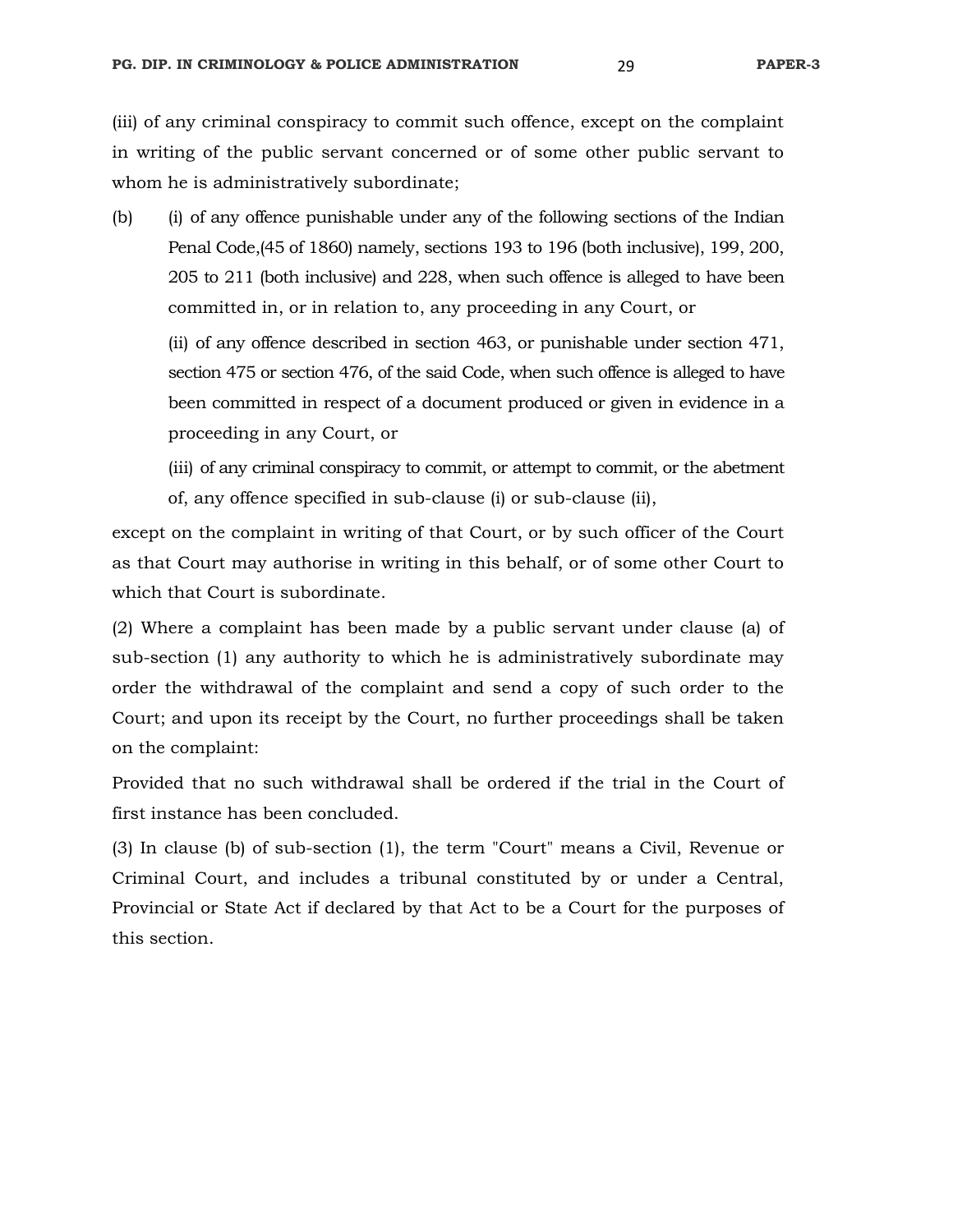(iii) of any criminal conspiracy to commit such offence, except on the complaint in writing of the public servant concerned or of some other public servant to whom he is administratively subordinate;

(b) (i) of any offence punishable under any of the following sections of the Indian Penal Code,(45 of 1860) namely, sections 193 to 196 (both inclusive), 199, 200, 205 to 211 (both inclusive) and 228, when such offence is alleged to have been committed in, or in relation to, any proceeding in any Court, or

(ii) of any offence described in section 463, or punishable under section 471, section 475 or section 476, of the said Code, when such offence is alleged to have been committed in respect of a document produced or given in evidence in a proceeding in any Court, or

(iii) of any criminal conspiracy to commit, or attempt to commit, or the abetment of, any offence specified in sub-clause (i) or sub-clause (ii),

except on the complaint in writing of that Court, or by such officer of the Court as that Court may authorise in writing in this behalf, or of some other Court to which that Court is subordinate.

(2) Where a complaint has been made by a public servant under clause (a) of sub-section (1) any authority to which he is administratively subordinate may order the withdrawal of the complaint and send a copy of such order to the Court; and upon its receipt by the Court, no further proceedings shall be taken on the complaint:

Provided that no such withdrawal shall be ordered if the trial in the Court of first instance has been concluded.

(3) In clause (b) of sub-section (1), the term "Court" means a Civil, Revenue or Criminal Court, and includes a tribunal constituted by or under a Central, Provincial or State Act if declared by that Act to be a Court for the purposes of this section.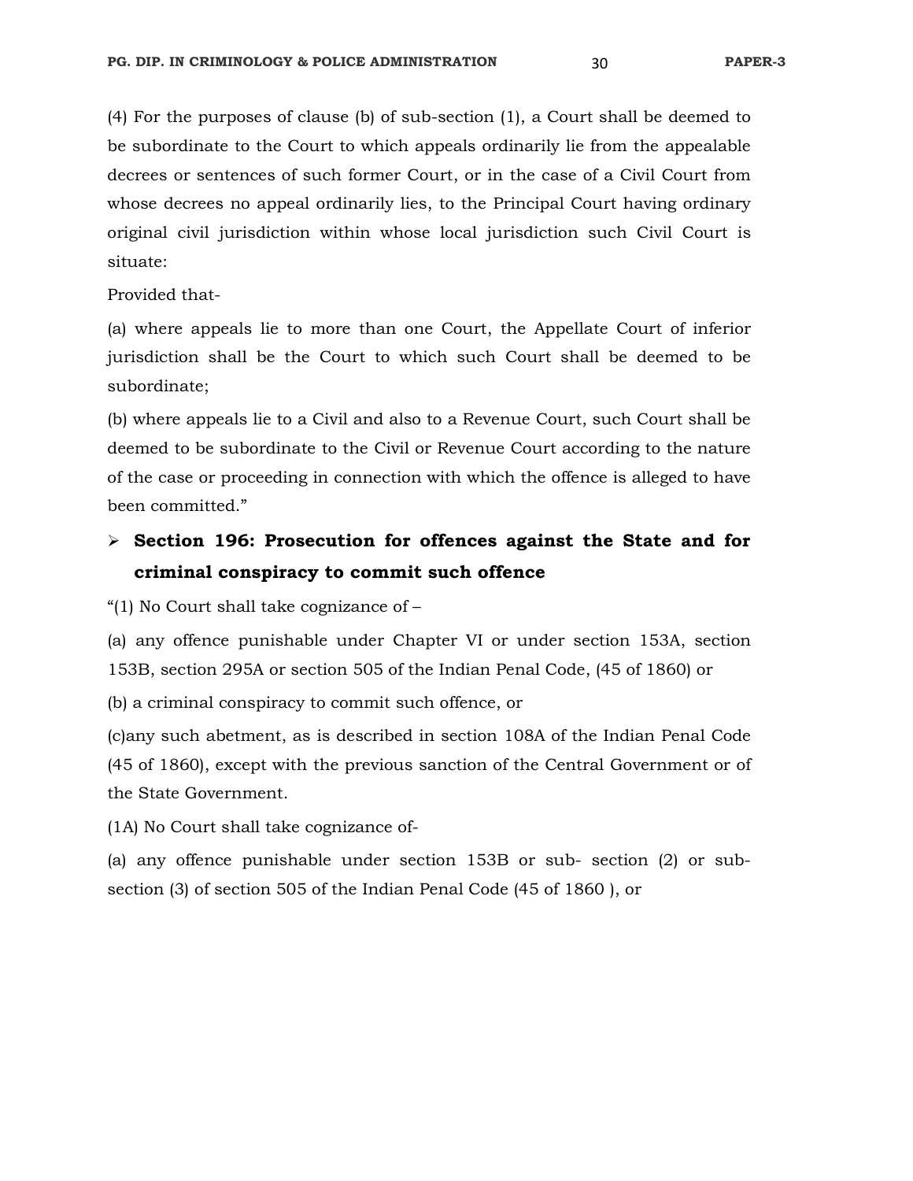(4) For the purposes of clause (b) of sub-section (1), a Court shall be deemed to be subordinate to the Court to which appeals ordinarily lie from the appealable decrees or sentences of such former Court, or in the case of a Civil Court from whose decrees no appeal ordinarily lies, to the Principal Court having ordinary original civil jurisdiction within whose local jurisdiction such Civil Court is situate:

Provided that-

(a) where appeals lie to more than one Court, the Appellate Court of inferior jurisdiction shall be the Court to which such Court shall be deemed to be subordinate;

(b) where appeals lie to a Civil and also to a Revenue Court, such Court shall be deemed to be subordinate to the Civil or Revenue Court according to the nature of the case or proceeding in connection with which the offence is alleged to have been committed."

- **Section 196: Prosecution for offences against the State and for criminal conspiracy to commit such offence**

"(1) No Court shall take cognizance of –

(a) any offence punishable under Chapter VI or under section 153A, section 153B, section 295A or section 505 of the Indian Penal Code, (45 of 1860) or

(b) a criminal conspiracy to commit such offence, or

(c)any such abetment, as is described in section 108A of the Indian Penal Code (45 of 1860), except with the previous sanction of the Central Government or of the State Government.

(1A) No Court shall take cognizance of-

(a) any offence punishable under section 153B or sub- section (2) or sub-section (3) of section 505 of the Indian Penal Code (45 of 1860 ), or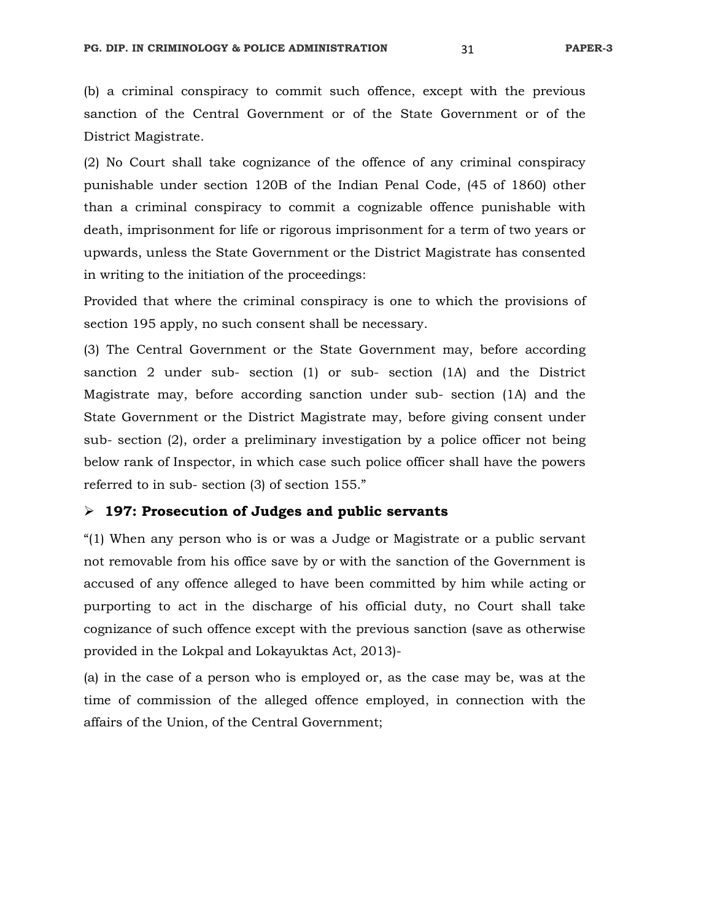(b) a criminal conspiracy to commit such offence, except with the previous sanction of the Central Government or of the State Government or of the District Magistrate.

(2) No Court shall take cognizance of the offence of any criminal conspiracy punishable under section 120B of the Indian Penal Code, (45 of 1860) other than a criminal conspiracy to commit a cognizable offence punishable with death, imprisonment for life or rigorous imprisonment for a term of two years or upwards, unless the State Government or the District Magistrate has consented in writing to the initiation of the proceedings:

Provided that where the criminal conspiracy is one to which the provisions of section 195 apply, no such consent shall be necessary.

(3) The Central Government or the State Government may, before according sanction 2 under sub- section (1) or sub- section (1A) and the District Magistrate may, before according sanction under sub- section (1A) and the State Government or the District Magistrate may, before giving consent under sub- section (2), order a preliminary investigation by a police officer not being below rank of Inspector, in which case such police officer shall have the powers referred to in sub- section (3) of section 155."

- **197: Prosecution of Judges and public servants**

"(1) When any person who is or was a Judge or Magistrate or a public servant not removable from his office save by or with the sanction of the Government is accused of any offence alleged to have been committed by him while acting or purporting to act in the discharge of his official duty, no Court shall take cognizance of such offence except with the previous sanction (save as otherwise provided in the Lokpal and Lokayuktas Act, 2013)-

(a) in the case of a person who is employed or, as the case may be, was at the time of commission of the alleged offence employed, in connection with the affairs of the Union, of the Central Government;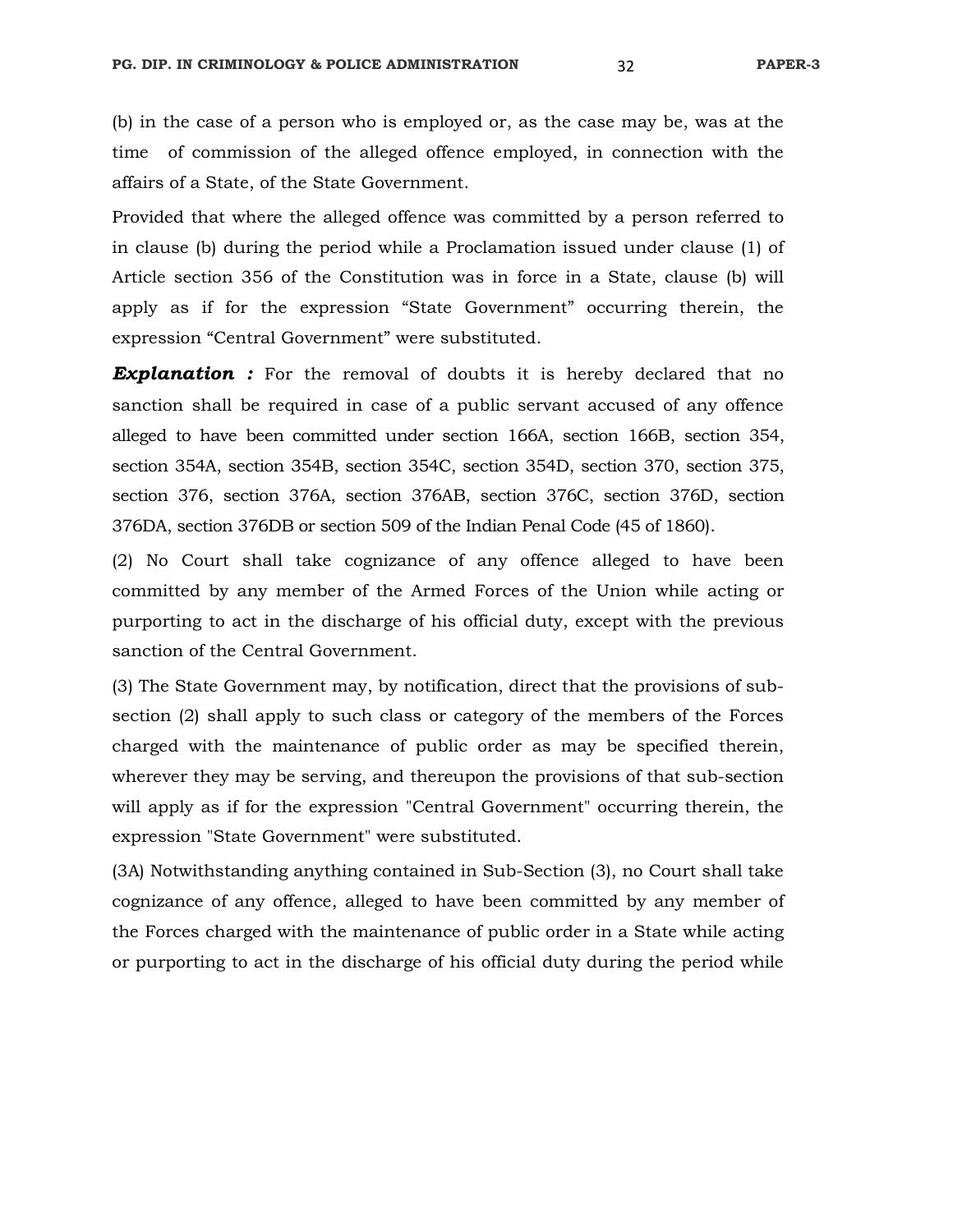(b) in the case of a person who is employed or, as the case may be, was at the time of commission of the alleged offence employed, in connection with the affairs of a State, of the State Government.

Provided that where the alleged offence was committed by a person referred to in clause (b) during the period while a Proclamation issued under clause (1) of Article section 356 of the Constitution was in force in a State, clause (b) will apply as if for the expression “State Government” occurring therein, the expression “Central Government” were substituted.

***Explanation :*** For the removal of doubts it is hereby declared that no sanction shall be required in case of a public servant accused of any offence alleged to have been committed under section 166A, section 166B, section 354, section 354A, section 354B, section 354C, section 354D, section 370, section 375, section 376, section 376A, section 376AB, section 376C, section 376D, section 376DA, section 376DB or section 509 of the Indian Penal Code (45 of 1860).

(2) No Court shall take cognizance of any offence alleged to have been committed by any member of the Armed Forces of the Union while acting or purporting to act in the discharge of his official duty, except with the previous sanction of the Central Government.

(3) The State Government may, by notification, direct that the provisions of sub-section (2) shall apply to such class or category of the members of the Forces charged with the maintenance of public order as may be specified therein, wherever they may be serving, and thereupon the provisions of that sub-section will apply as if for the expression "Central Government" occurring therein, the expression "State Government" were substituted.

(3A) Notwithstanding anything contained in Sub-Section (3), no Court shall take cognizance of any offence, alleged to have been committed by any member of the Forces charged with the maintenance of public order in a State while acting or purporting to act in the discharge of his official duty during the period while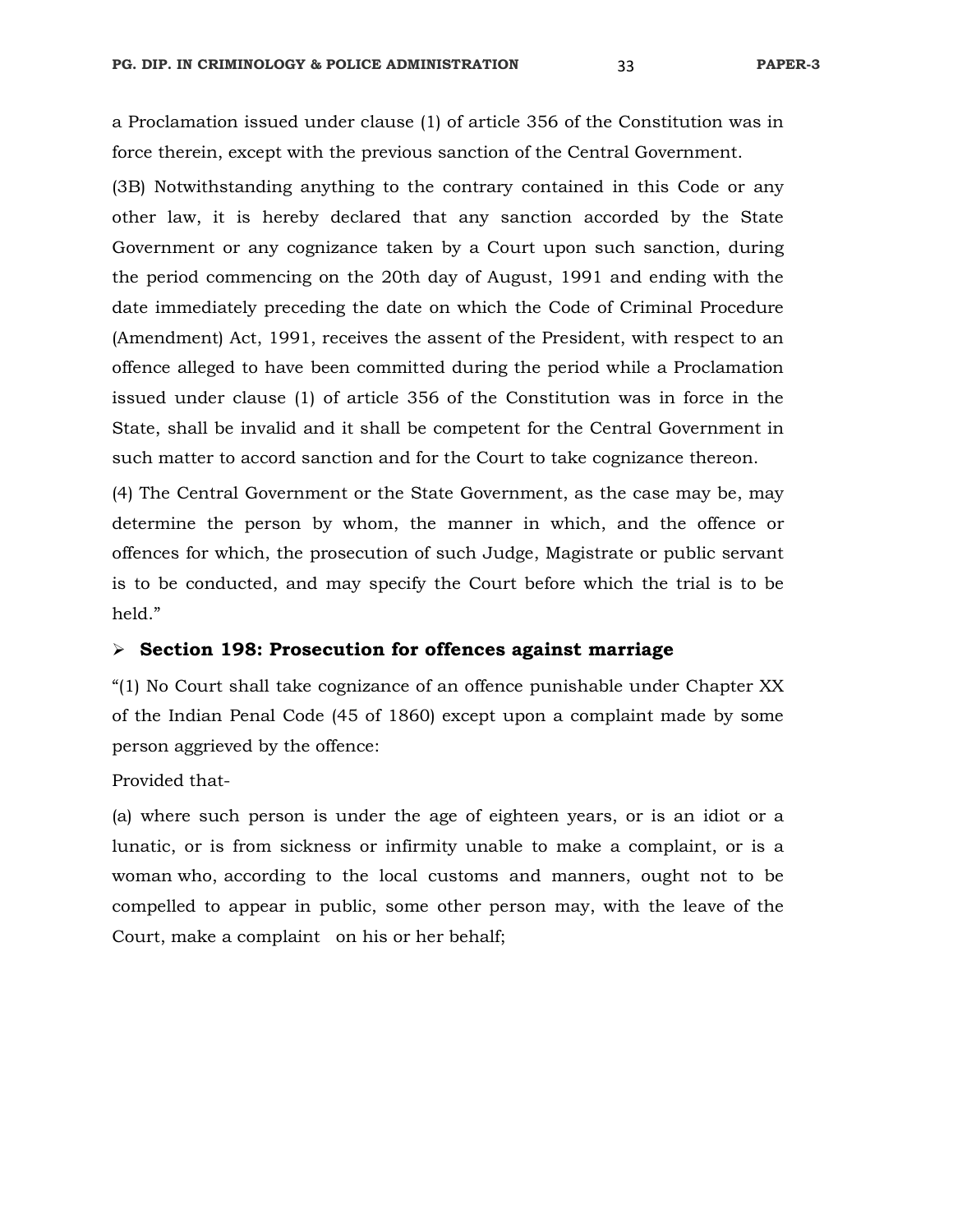a Proclamation issued under clause (1) of article 356 of the Constitution was in force therein, except with the previous sanction of the Central Government.

(3B) Notwithstanding anything to the contrary contained in this Code or any other law, it is hereby declared that any sanction accorded by the State Government or any cognizance taken by a Court upon such sanction, during the period commencing on the 20th day of August, 1991 and ending with the date immediately preceding the date on which the Code of Criminal Procedure (Amendment) Act, 1991, receives the assent of the President, with respect to an offence alleged to have been committed during the period while a Proclamation issued under clause (1) of article 356 of the Constitution was in force in the State, shall be invalid and it shall be competent for the Central Government in such matter to accord sanction and for the Court to take cognizance thereon.

(4) The Central Government or the State Government, as the case may be, may determine the person by whom, the manner in which, and the offence or offences for which, the prosecution of such Judge, Magistrate or public servant is to be conducted, and may specify the Court before which the trial is to be held."

- **Section 198: Prosecution for offences against marriage**

"(1) No Court shall take cognizance of an offence punishable under Chapter XX of the Indian Penal Code (45 of 1860) except upon a complaint made by some person aggrieved by the offence:

Provided that-

(a) where such person is under the age of eighteen years, or is an idiot or a lunatic, or is from sickness or infirmity unable to make a complaint, or is a woman who, according to the local customs and manners, ought not to be compelled to appear in public, some other person may, with the leave of the Court, make a complaint on his or her behalf;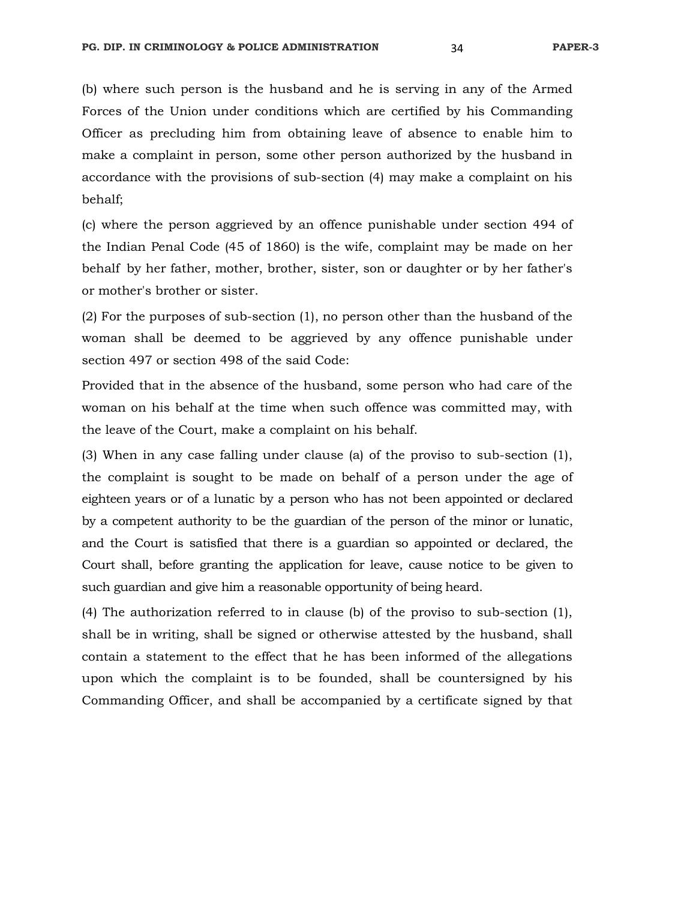(b) where such person is the husband and he is serving in any of the Armed Forces of the Union under conditions which are certified by his Commanding Officer as precluding him from obtaining leave of absence to enable him to make a complaint in person, some other person authorized by the husband in accordance with the provisions of sub-section (4) may make a complaint on his behalf;

(c) where the person aggrieved by an offence punishable under section 494 of the Indian Penal Code (45 of 1860) is the wife, complaint may be made on her behalf by her father, mother, brother, sister, son or daughter or by her father's or mother's brother or sister.

(2) For the purposes of sub-section (1), no person other than the husband of the woman shall be deemed to be aggrieved by any offence punishable under section 497 or section 498 of the said Code:

Provided that in the absence of the husband, some person who had care of the woman on his behalf at the time when such offence was committed may, with the leave of the Court, make a complaint on his behalf.

(3) When in any case falling under clause (a) of the proviso to sub-section (1), the complaint is sought to be made on behalf of a person under the age of eighteen years or of a lunatic by a person who has not been appointed or declared by a competent authority to be the guardian of the person of the minor or lunatic, and the Court is satisfied that there is a guardian so appointed or declared, the Court shall, before granting the application for leave, cause notice to be given to such guardian and give him a reasonable opportunity of being heard.

(4) The authorization referred to in clause (b) of the proviso to sub-section (1), shall be in writing, shall be signed or otherwise attested by the husband, shall contain a statement to the effect that he has been informed of the allegations upon which the complaint is to be founded, shall be countersigned by his Commanding Officer, and shall be accompanied by a certificate signed by that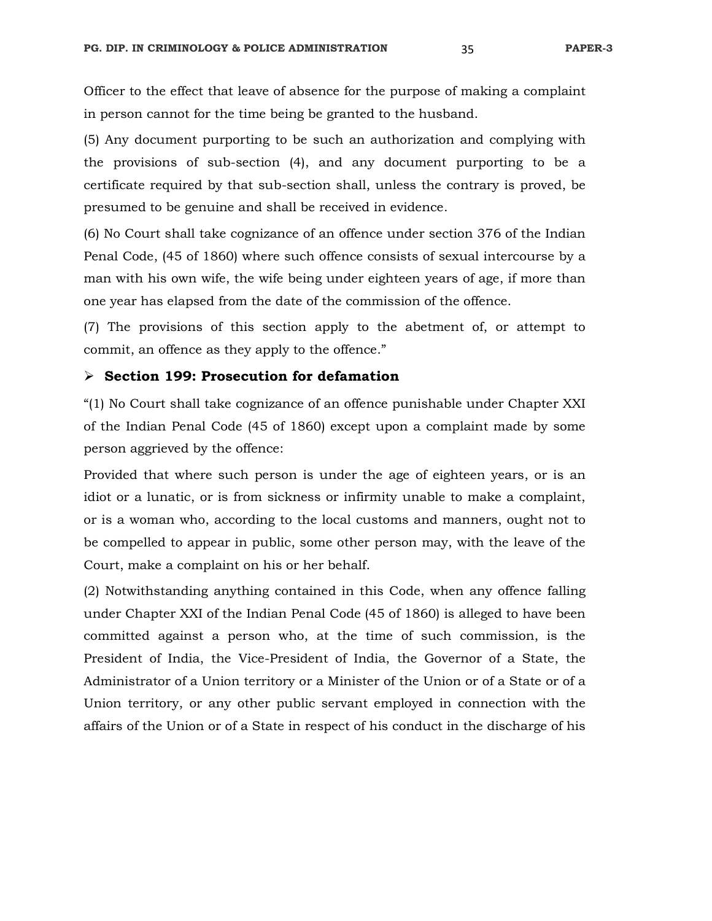Officer to the effect that leave of absence for the purpose of making a complaint in person cannot for the time being be granted to the husband.

(5) Any document purporting to be such an authorization and complying with the provisions of sub-section (4), and any document purporting to be a certificate required by that sub-section shall, unless the contrary is proved, be presumed to be genuine and shall be received in evidence.

(6) No Court shall take cognizance of an offence under section 376 of the Indian Penal Code, (45 of 1860) where such offence consists of sexual intercourse by a man with his own wife, the wife being under eighteen years of age, if more than one year has elapsed from the date of the commission of the offence.

(7) The provisions of this section apply to the abetment of, or attempt to commit, an offence as they apply to the offence."

- **Section 199: Prosecution for defamation**

"(1) No Court shall take cognizance of an offence punishable under Chapter XXI of the Indian Penal Code (45 of 1860) except upon a complaint made by some person aggrieved by the offence:

Provided that where such person is under the age of eighteen years, or is an idiot or a lunatic, or is from sickness or infirmity unable to make a complaint, or is a woman who, according to the local customs and manners, ought not to be compelled to appear in public, some other person may, with the leave of the Court, make a complaint on his or her behalf.

(2) Notwithstanding anything contained in this Code, when any offence falling under Chapter XXI of the Indian Penal Code (45 of 1860) is alleged to have been committed against a person who, at the time of such commission, is the President of India, the Vice-President of India, the Governor of a State, the Administrator of a Union territory or a Minister of the Union or of a State or of a Union territory, or any other public servant employed in connection with the affairs of the Union or of a State in respect of his conduct in the discharge of his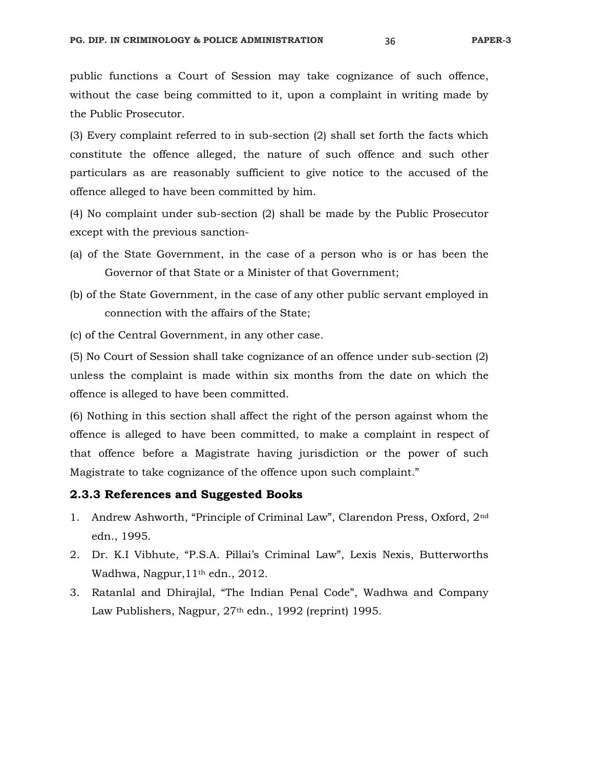public functions a Court of Session may take cognizance of such offence, without the case being committed to it, upon a complaint in writing made by the Public Prosecutor.

(3) Every complaint referred to in sub-section (2) shall set forth the facts which constitute the offence alleged, the nature of such offence and such other particulars as are reasonably sufficient to give notice to the accused of the offence alleged to have been committed by him.

(4) No complaint under sub-section (2) shall be made by the Public Prosecutor except with the previous sanction-

(a) of the State Government, in the case of a person who is or has been the Governor of that State or a Minister of that Government;

(b) of the State Government, in the case of any other public servant employed in connection with the affairs of the State;

(c) of the Central Government, in any other case.

(5) No Court of Session shall take cognizance of an offence under sub-section (2) unless the complaint is made within six months from the date on which the offence is alleged to have been committed.

(6) Nothing in this section shall affect the right of the person against whom the offence is alleged to have been committed, to make a complaint in respect of that offence before a Magistrate having jurisdiction or the power of such Magistrate to take cognizance of the offence upon such complaint."

### 2.3.3 References and Suggested Books

1. Andrew Ashworth, "Principle of Criminal Law", Clarendon Press, Oxford, 2nd edn., 1995.
2. Dr. K.I Vibhute, "P.S.A. Pillai's Criminal Law", Lexis Nexis, Butterworths Wadhwa, Nagpur,11th edn., 2012.
3. Ratanlal and Dhirajlal, "The Indian Penal Code", Wadhwa and Company Law Publishers, Nagpur, 27th edn., 1992 (reprint) 1995.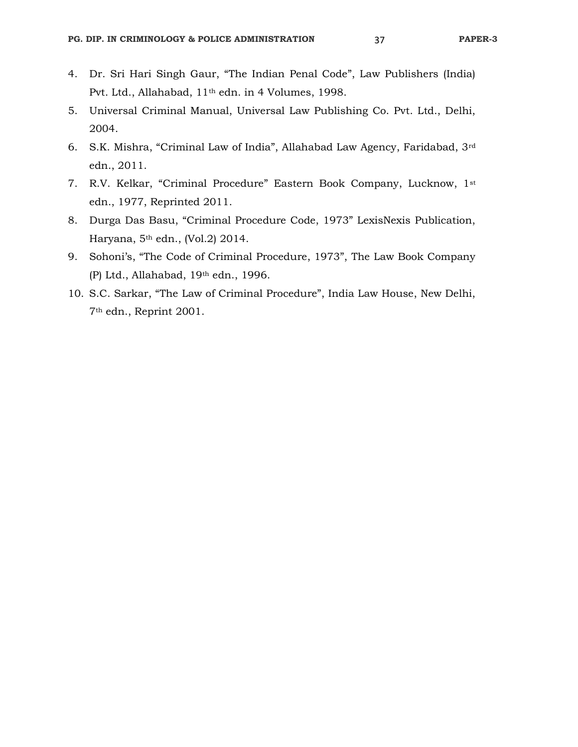4. Dr. Sri Hari Singh Gaur, "The Indian Penal Code", Law Publishers (India) Pvt. Ltd., Allahabad, 11th edn. in 4 Volumes, 1998.
5. Universal Criminal Manual, Universal Law Publishing Co. Pvt. Ltd., Delhi, 2004.
6. S.K. Mishra, "Criminal Law of India", Allahabad Law Agency, Faridabad, 3rd edn., 2011.
7. R.V. Kelkar, "Criminal Procedure" Eastern Book Company, Lucknow, 1st edn., 1977, Reprinted 2011.
8. Durga Das Basu, "Criminal Procedure Code, 1973" LexisNexis Publication, Haryana, 5th edn., (Vol.2) 2014.
9. Sohoni's, "The Code of Criminal Procedure, 1973", The Law Book Company (P) Ltd., Allahabad, 19th edn., 1996.
10. S.C. Sarkar, "The Law of Criminal Procedure", India Law House, New Delhi, 7th edn., Reprint 2001.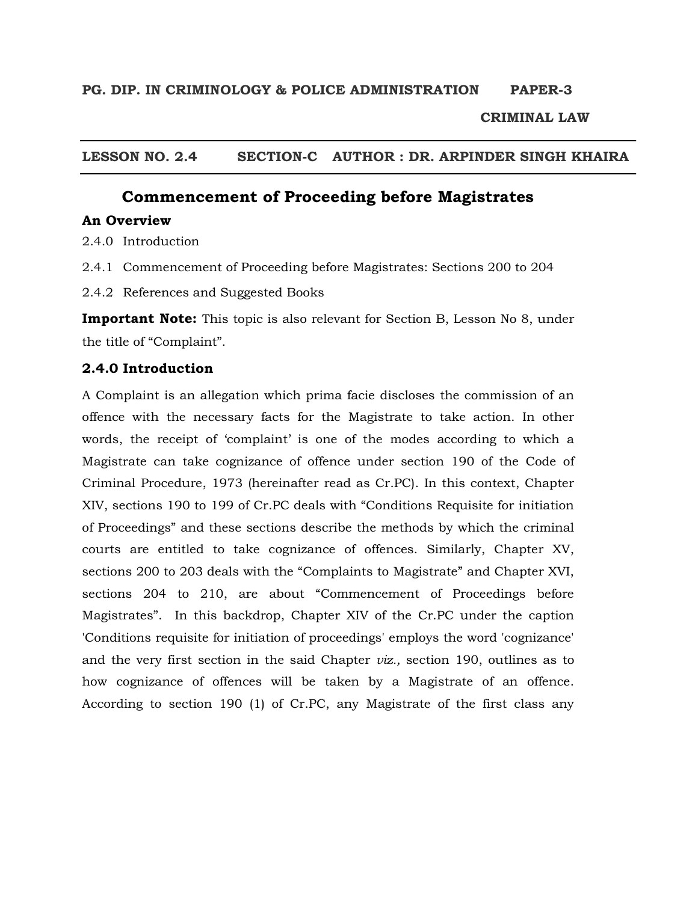**PG. DIP. IN CRIMINOLOGY & POLICE ADMINISTRATION PAPER-3**

**CRIMINAL LAW**

---

**LESSON NO. 2.4 SECTION-C AUTHOR : DR. ARPINDER SINGH KHAIRA**

---

# Commencement of Proceeding before Magistrates

### An Overview

2.4.0 Introduction

2.4.1 Commencement of Proceeding before Magistrates: Sections 200 to 204

2.4.2 References and Suggested Books

**Important Note:** This topic is also relevant for Section B, Lesson No 8, under the title of "Complaint".

### 2.4.0 Introduction

A Complaint is an allegation which prima facie discloses the commission of an offence with the necessary facts for the Magistrate to take action. In other words, the receipt of 'complaint' is one of the modes according to which a Magistrate can take cognizance of offence under section 190 of the Code of Criminal Procedure, 1973 (hereinafter read as Cr.PC). In this context, Chapter XIV, sections 190 to 199 of Cr.PC deals with "Conditions Requisite for initiation of Proceedings" and these sections describe the methods by which the criminal courts are entitled to take cognizance of offences. Similarly, Chapter XV, sections 200 to 203 deals with the "Complaints to Magistrate" and Chapter XVI, sections 204 to 210, are about "Commencement of Proceedings before Magistrates". In this backdrop, Chapter XIV of the Cr.PC under the caption 'Conditions requisite for initiation of proceedings' employs the word 'cognizance' and the very first section in the said Chapter *viz.,* section 190, outlines as to how cognizance of offences will be taken by a Magistrate of an offence. According to section 190 (1) of Cr.PC, any Magistrate of the first class any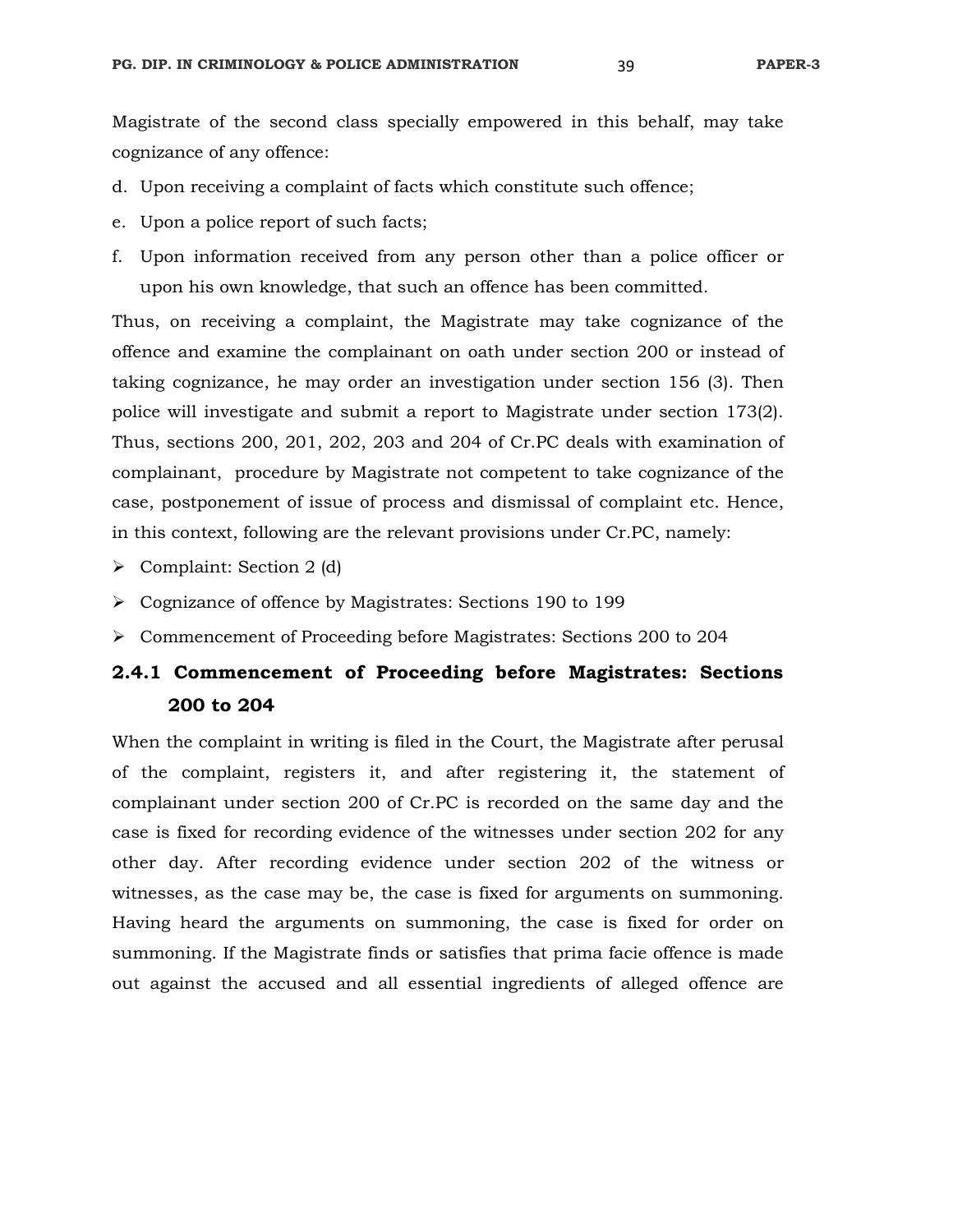Magistrate of the second class specially empowered in this behalf, may take cognizance of any offence:

d. Upon receiving a complaint of facts which constitute such offence;
e. Upon a police report of such facts;
f. Upon information received from any person other than a police officer or upon his own knowledge, that such an offence has been committed.

Thus, on receiving a complaint, the Magistrate may take cognizance of the offence and examine the complainant on oath under section 200 or instead of taking cognizance, he may order an investigation under section 156 (3). Then police will investigate and submit a report to Magistrate under section 173(2). Thus, sections 200, 201, 202, 203 and 204 of Cr.PC deals with examination of complainant, procedure by Magistrate not competent to take cognizance of the case, postponement of issue of process and dismissal of complaint etc. Hence, in this context, following are the relevant provisions under Cr.PC, namely:

- Complaint: Section 2 (d)
- Cognizance of offence by Magistrates: Sections 190 to 199
- Commencement of Proceeding before Magistrates: Sections 200 to 204

### 2.4.1 Commencement of Proceeding before Magistrates: Sections 200 to 204

When the complaint in writing is filed in the Court, the Magistrate after perusal of the complaint, registers it, and after registering it, the statement of complainant under section 200 of Cr.PC is recorded on the same day and the case is fixed for recording evidence of the witnesses under section 202 for any other day. After recording evidence under section 202 of the witness or witnesses, as the case may be, the case is fixed for arguments on summoning. Having heard the arguments on summoning, the case is fixed for order on summoning. If the Magistrate finds or satisfies that prima facie offence is made out against the accused and all essential ingredients of alleged offence are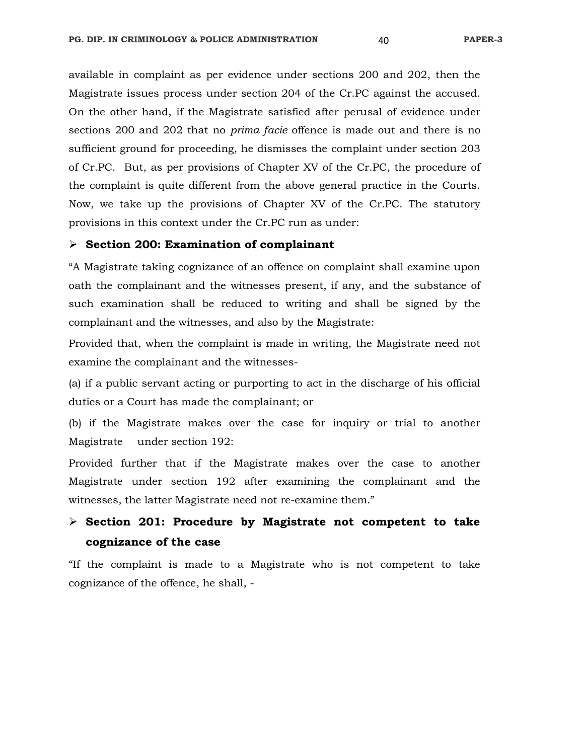available in complaint as per evidence under sections 200 and 202, then the Magistrate issues process under section 204 of the Cr.PC against the accused. On the other hand, if the Magistrate satisfied after perusal of evidence under sections 200 and 202 that no *prima facie* offence is made out and there is no sufficient ground for proceeding, he dismisses the complaint under section 203 of Cr.PC. But, as per provisions of Chapter XV of the Cr.PC, the procedure of the complaint is quite different from the above general practice in the Courts. Now, we take up the provisions of Chapter XV of the Cr.PC. The statutory provisions in this context under the Cr.PC run as under:

- **Section 200: Examination of complainant**

"A Magistrate taking cognizance of an offence on complaint shall examine upon oath the complainant and the witnesses present, if any, and the substance of such examination shall be reduced to writing and shall be signed by the complainant and the witnesses, and also by the Magistrate:

Provided that, when the complaint is made in writing, the Magistrate need not examine the complainant and the witnesses-

(a) if a public servant acting or purporting to act in the discharge of his official duties or a Court has made the complainant; or

(b) if the Magistrate makes over the case for inquiry or trial to another Magistrate under section 192:

Provided further that if the Magistrate makes over the case to another Magistrate under section 192 after examining the complainant and the witnesses, the latter Magistrate need not re-examine them."

- **Section 201: Procedure by Magistrate not competent to take cognizance of the case**

"If the complaint is made to a Magistrate who is not competent to take cognizance of the offence, he shall, -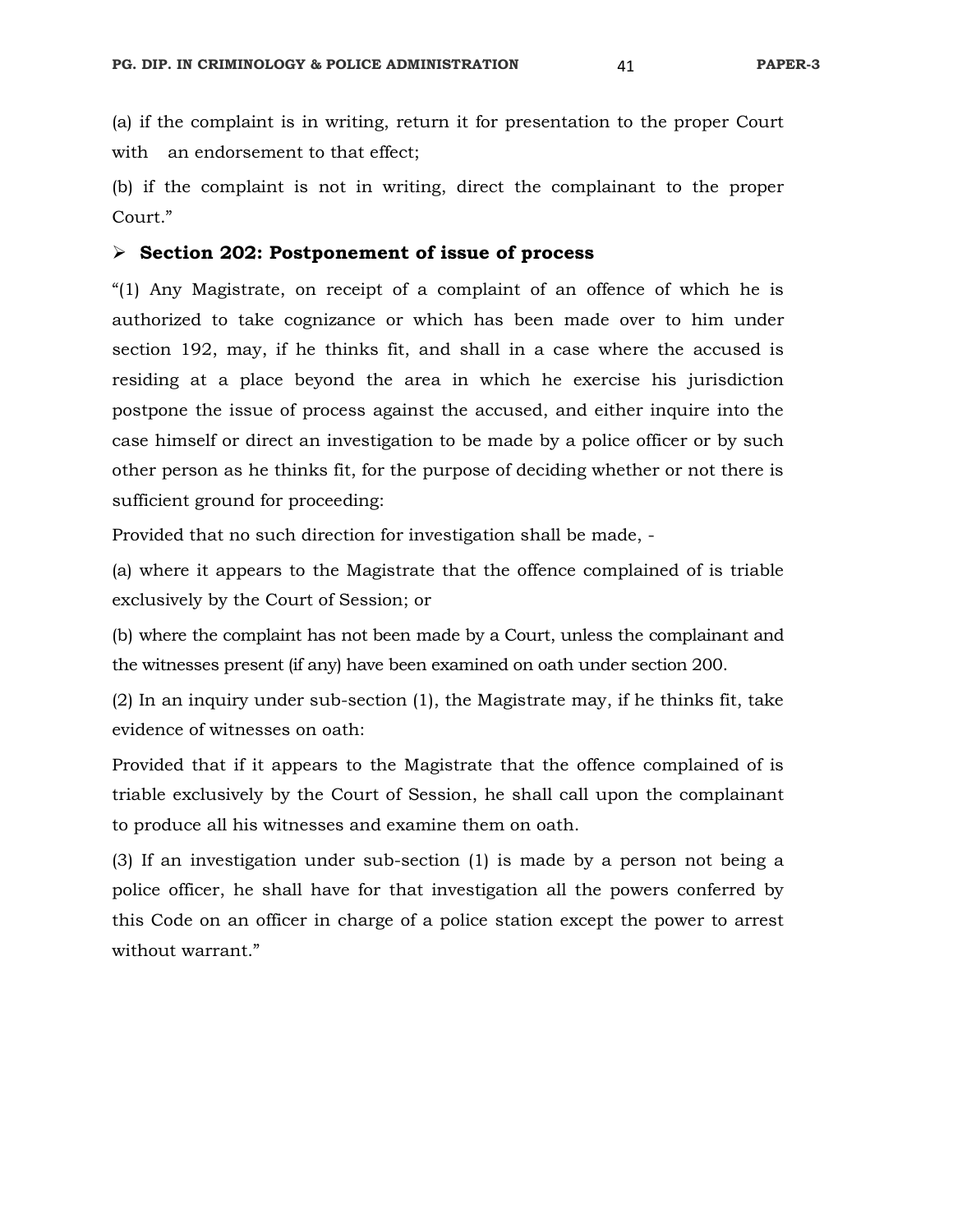(a) if the complaint is in writing, return it for presentation to the proper Court with an endorsement to that effect;

(b) if the complaint is not in writing, direct the complainant to the proper Court."

- **Section 202: Postponement of issue of process**

"(1) Any Magistrate, on receipt of a complaint of an offence of which he is authorized to take cognizance or which has been made over to him under section 192, may, if he thinks fit, and shall in a case where the accused is residing at a place beyond the area in which he exercise his jurisdiction postpone the issue of process against the accused, and either inquire into the case himself or direct an investigation to be made by a police officer or by such other person as he thinks fit, for the purpose of deciding whether or not there is sufficient ground for proceeding:

Provided that no such direction for investigation shall be made, -

(a) where it appears to the Magistrate that the offence complained of is triable exclusively by the Court of Session; or

(b) where the complaint has not been made by a Court, unless the complainant and the witnesses present (if any) have been examined on oath under section 200.

(2) In an inquiry under sub-section (1), the Magistrate may, if he thinks fit, take evidence of witnesses on oath:

Provided that if it appears to the Magistrate that the offence complained of is triable exclusively by the Court of Session, he shall call upon the complainant to produce all his witnesses and examine them on oath.

(3) If an investigation under sub-section (1) is made by a person not being a police officer, he shall have for that investigation all the powers conferred by this Code on an officer in charge of a police station except the power to arrest without warrant."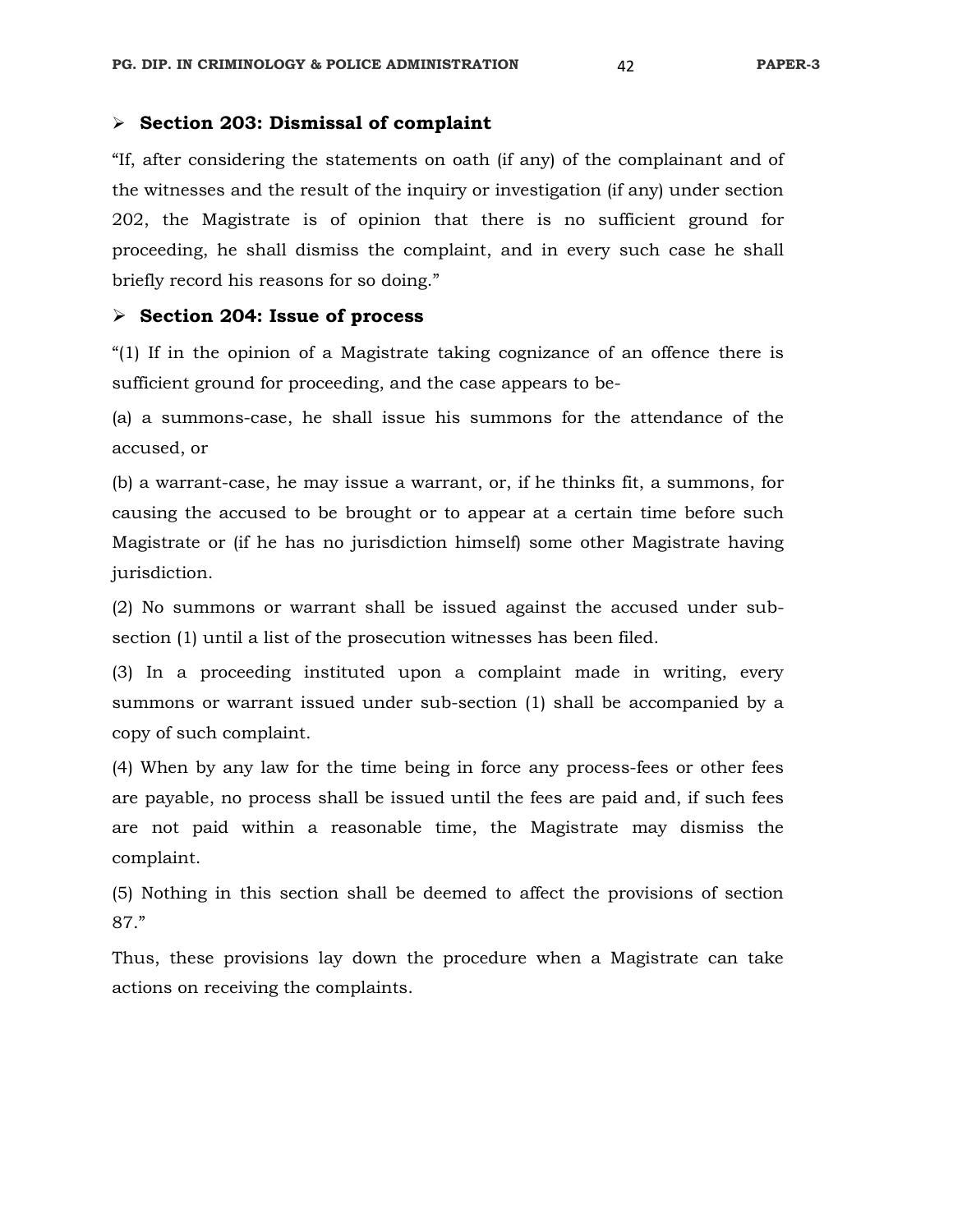- **Section 203: Dismissal of complaint**

"If, after considering the statements on oath (if any) of the complainant and of the witnesses and the result of the inquiry or investigation (if any) under section 202, the Magistrate is of opinion that there is no sufficient ground for proceeding, he shall dismiss the complaint, and in every such case he shall briefly record his reasons for so doing."

- **Section 204: Issue of process**

"(1) If in the opinion of a Magistrate taking cognizance of an offence there is sufficient ground for proceeding, and the case appears to be-

(a) a summons-case, he shall issue his summons for the attendance of the accused, or

(b) a warrant-case, he may issue a warrant, or, if he thinks fit, a summons, for causing the accused to be brought or to appear at a certain time before such Magistrate or (if he has no jurisdiction himself) some other Magistrate having jurisdiction.

(2) No summons or warrant shall be issued against the accused under sub-section (1) until a list of the prosecution witnesses has been filed.

(3) In a proceeding instituted upon a complaint made in writing, every summons or warrant issued under sub-section (1) shall be accompanied by a copy of such complaint.

(4) When by any law for the time being in force any process-fees or other fees are payable, no process shall be issued until the fees are paid and, if such fees are not paid within a reasonable time, the Magistrate may dismiss the complaint.

(5) Nothing in this section shall be deemed to affect the provisions of section 87."

Thus, these provisions lay down the procedure when a Magistrate can take actions on receiving the complaints.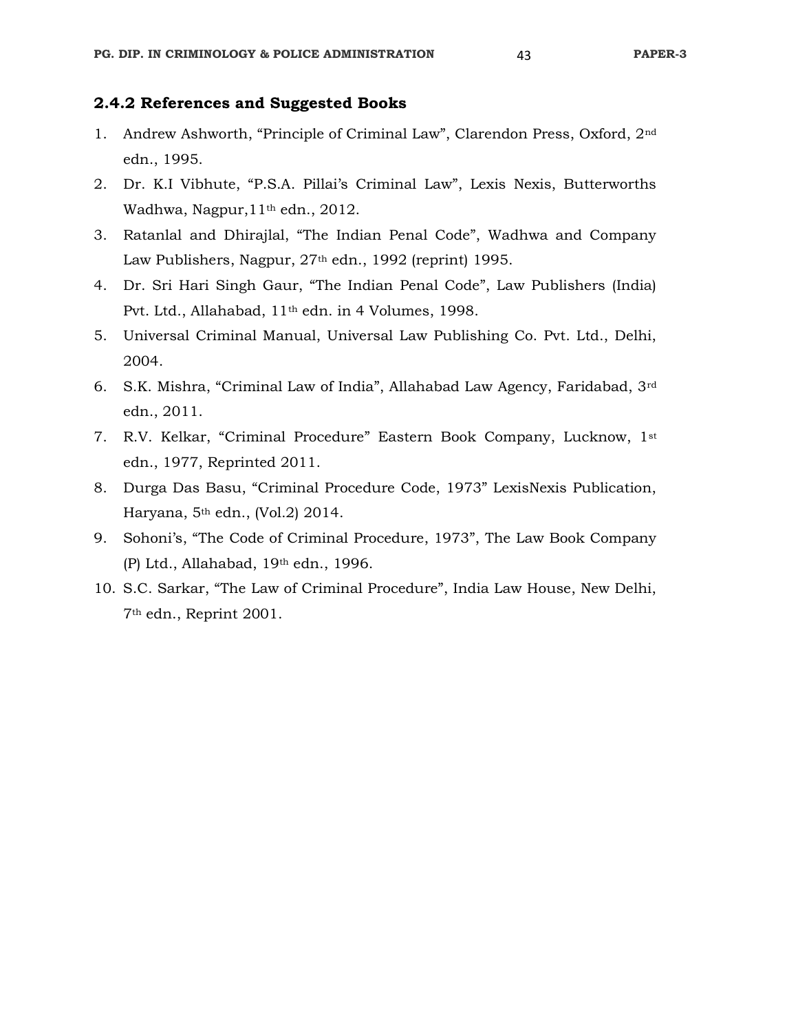### 2.4.2 References and Suggested Books

1. Andrew Ashworth, "Principle of Criminal Law", Clarendon Press, Oxford, 2nd edn., 1995.
2. Dr. K.I Vibhute, "P.S.A. Pillai's Criminal Law", Lexis Nexis, Butterworths Wadhwa, Nagpur,11th edn., 2012.
3. Ratanlal and Dhirajlal, "The Indian Penal Code", Wadhwa and Company Law Publishers, Nagpur, 27th edn., 1992 (reprint) 1995.
4. Dr. Sri Hari Singh Gaur, "The Indian Penal Code", Law Publishers (India) Pvt. Ltd., Allahabad, 11th edn. in 4 Volumes, 1998.
5. Universal Criminal Manual, Universal Law Publishing Co. Pvt. Ltd., Delhi, 2004.
6. S.K. Mishra, "Criminal Law of India", Allahabad Law Agency, Faridabad, 3rd edn., 2011.
7. R.V. Kelkar, "Criminal Procedure" Eastern Book Company, Lucknow, 1st edn., 1977, Reprinted 2011.
8. Durga Das Basu, "Criminal Procedure Code, 1973" LexisNexis Publication, Haryana, 5th edn., (Vol.2) 2014.
9. Sohoni's, "The Code of Criminal Procedure, 1973", The Law Book Company (P) Ltd., Allahabad, 19th edn., 1996.
10. S.C. Sarkar, "The Law of Criminal Procedure", India Law House, New Delhi, 7th edn., Reprint 2001.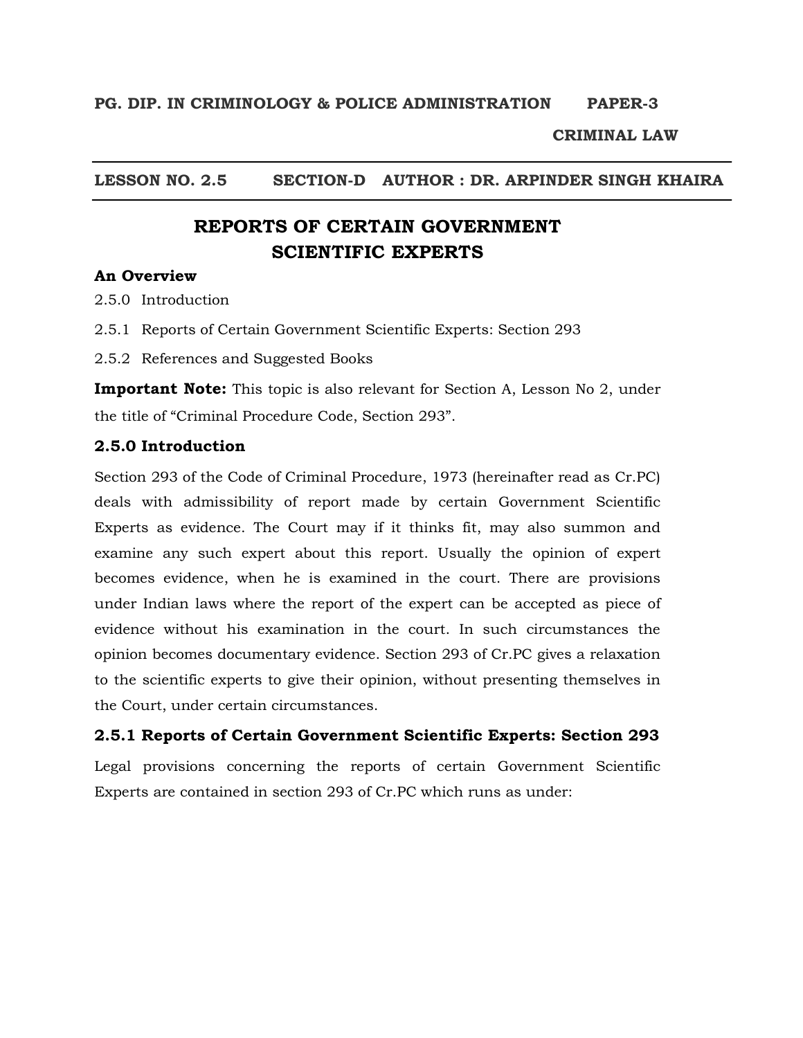**PG. DIP. IN CRIMINOLOGY & POLICE ADMINISTRATION PAPER-3**

**CRIMINAL LAW**

**LESSON NO. 2.5 SECTION-D AUTHOR : DR. ARPINDER SINGH KHAIRA**

# REPORTS OF CERTAIN GOVERNMENT SCIENTIFIC EXPERTS

**An Overview**

2.5.0 Introduction

2.5.1 Reports of Certain Government Scientific Experts: Section 293

2.5.2 References and Suggested Books

**Important Note:** This topic is also relevant for Section A, Lesson No 2, under the title of "Criminal Procedure Code, Section 293".

## 2.5.0 Introduction

Section 293 of the Code of Criminal Procedure, 1973 (hereinafter read as Cr.PC) deals with admissibility of report made by certain Government Scientific Experts as evidence. The Court may if it thinks fit, may also summon and examine any such expert about this report. Usually the opinion of expert becomes evidence, when he is examined in the court. There are provisions under Indian laws where the report of the expert can be accepted as piece of evidence without his examination in the court. In such circumstances the opinion becomes documentary evidence. Section 293 of Cr.PC gives a relaxation to the scientific experts to give their opinion, without presenting themselves in the Court, under certain circumstances.

## 2.5.1 Reports of Certain Government Scientific Experts: Section 293

Legal provisions concerning the reports of certain Government Scientific Experts are contained in section 293 of Cr.PC which runs as under: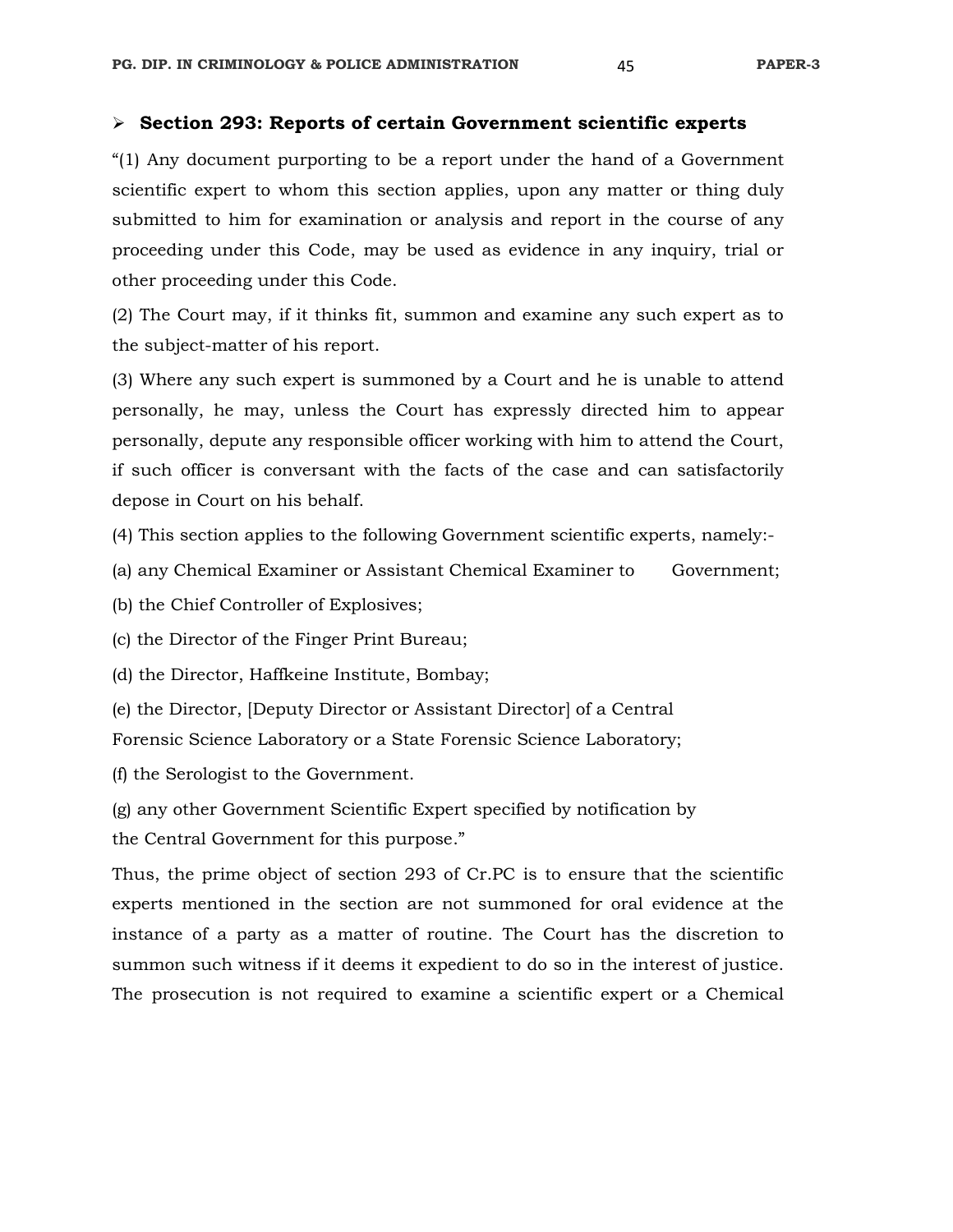- **Section 293: Reports of certain Government scientific experts**

"(1) Any document purporting to be a report under the hand of a Government scientific expert to whom this section applies, upon any matter or thing duly submitted to him for examination or analysis and report in the course of any proceeding under this Code, may be used as evidence in any inquiry, trial or other proceeding under this Code.

(2) The Court may, if it thinks fit, summon and examine any such expert as to the subject-matter of his report.

(3) Where any such expert is summoned by a Court and he is unable to attend personally, he may, unless the Court has expressly directed him to appear personally, depute any responsible officer working with him to attend the Court, if such officer is conversant with the facts of the case and can satisfactorily depose in Court on his behalf.

(4) This section applies to the following Government scientific experts, namely:-

(a) any Chemical Examiner or Assistant Chemical Examiner to Government;

(b) the Chief Controller of Explosives;

(c) the Director of the Finger Print Bureau;

(d) the Director, Haffkeine Institute, Bombay;

(e) the Director, [Deputy Director or Assistant Director] of a Central Forensic Science Laboratory or a State Forensic Science Laboratory;

(f) the Serologist to the Government.

(g) any other Government Scientific Expert specified by notification by the Central Government for this purpose."

Thus, the prime object of section 293 of Cr.PC is to ensure that the scientific experts mentioned in the section are not summoned for oral evidence at the instance of a party as a matter of routine. The Court has the discretion to summon such witness if it deems it expedient to do so in the interest of justice. The prosecution is not required to examine a scientific expert or a Chemical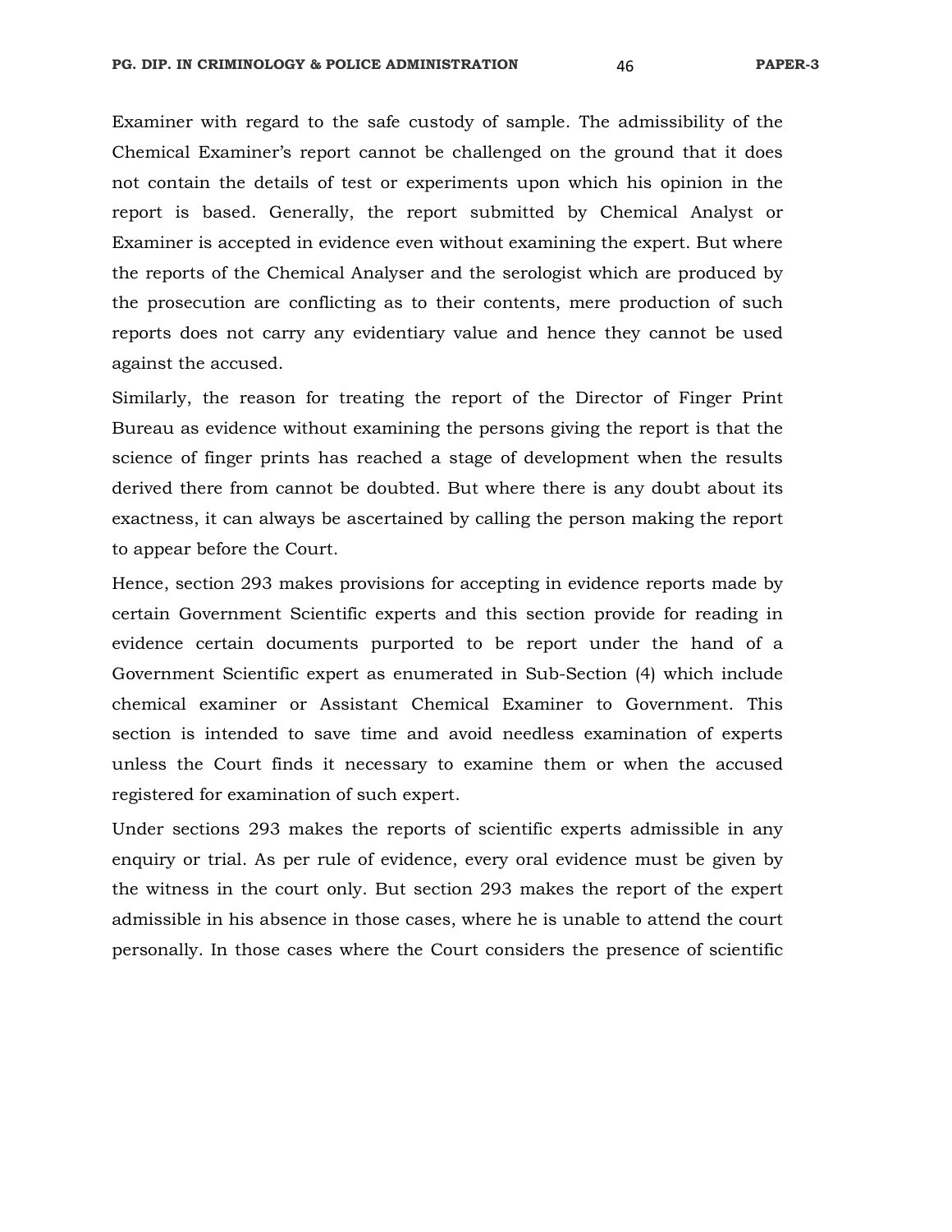Examiner with regard to the safe custody of sample. The admissibility of the Chemical Examiner's report cannot be challenged on the ground that it does not contain the details of test or experiments upon which his opinion in the report is based. Generally, the report submitted by Chemical Analyst or Examiner is accepted in evidence even without examining the expert. But where the reports of the Chemical Analyser and the serologist which are produced by the prosecution are conflicting as to their contents, mere production of such reports does not carry any evidentiary value and hence they cannot be used against the accused.

Similarly, the reason for treating the report of the Director of Finger Print Bureau as evidence without examining the persons giving the report is that the science of finger prints has reached a stage of development when the results derived there from cannot be doubted. But where there is any doubt about its exactness, it can always be ascertained by calling the person making the report to appear before the Court.

Hence, section 293 makes provisions for accepting in evidence reports made by certain Government Scientific experts and this section provide for reading in evidence certain documents purported to be report under the hand of a Government Scientific expert as enumerated in Sub-Section (4) which include chemical examiner or Assistant Chemical Examiner to Government. This section is intended to save time and avoid needless examination of experts unless the Court finds it necessary to examine them or when the accused registered for examination of such expert.

Under sections 293 makes the reports of scientific experts admissible in any enquiry or trial. As per rule of evidence, every oral evidence must be given by the witness in the court only. But section 293 makes the report of the expert admissible in his absence in those cases, where he is unable to attend the court personally. In those cases where the Court considers the presence of scientific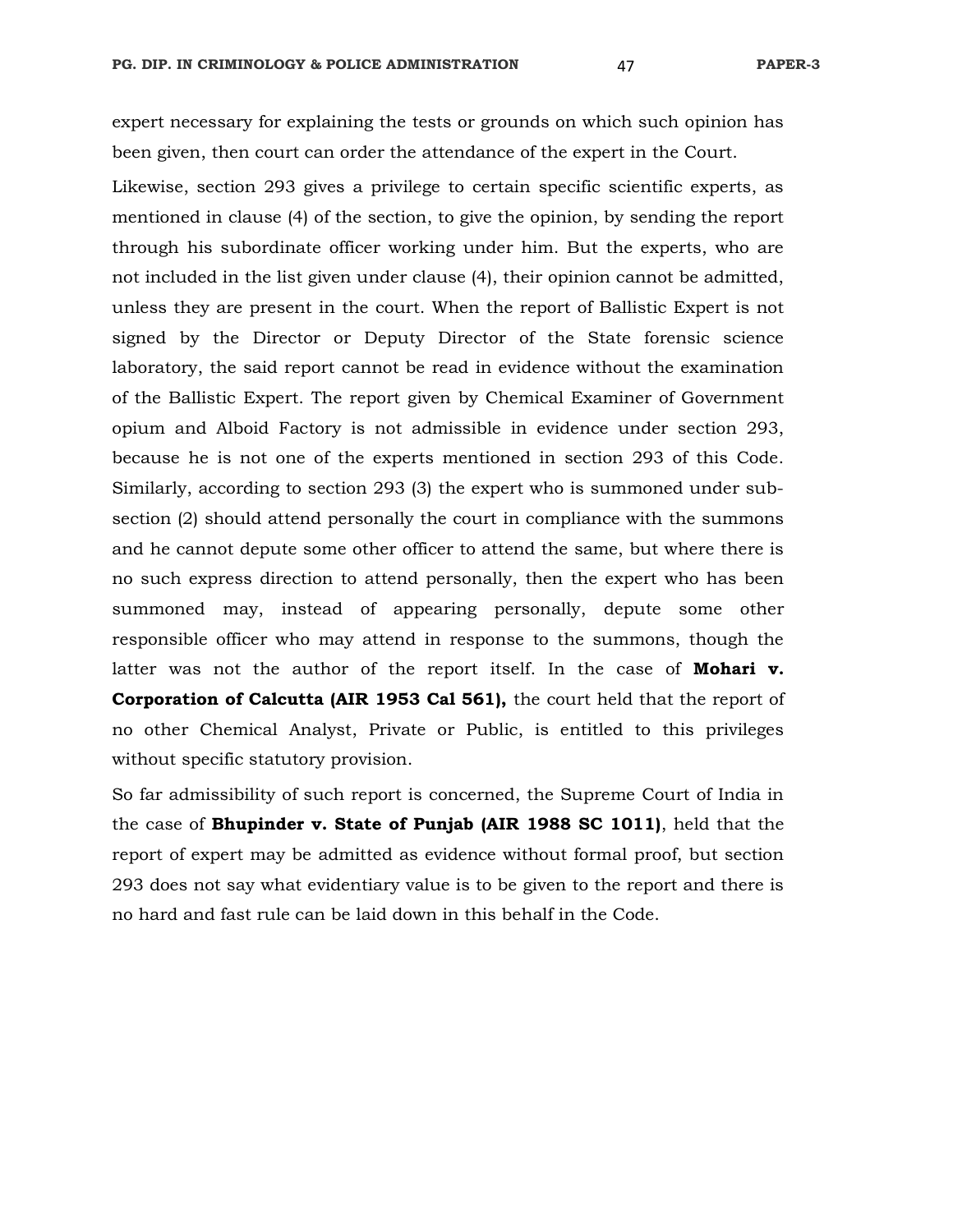expert necessary for explaining the tests or grounds on which such opinion has been given, then court can order the attendance of the expert in the Court.

Likewise, section 293 gives a privilege to certain specific scientific experts, as mentioned in clause (4) of the section, to give the opinion, by sending the report through his subordinate officer working under him. But the experts, who are not included in the list given under clause (4), their opinion cannot be admitted, unless they are present in the court. When the report of Ballistic Expert is not signed by the Director or Deputy Director of the State forensic science laboratory, the said report cannot be read in evidence without the examination of the Ballistic Expert. The report given by Chemical Examiner of Government opium and Alboid Factory is not admissible in evidence under section 293, because he is not one of the experts mentioned in section 293 of this Code. Similarly, according to section 293 (3) the expert who is summoned under sub-section (2) should attend personally the court in compliance with the summons and he cannot depute some other officer to attend the same, but where there is no such express direction to attend personally, then the expert who has been summoned may, instead of appearing personally, depute some other responsible officer who may attend in response to the summons, though the latter was not the author of the report itself. In the case of **Mohari v. Corporation of Calcutta (AIR 1953 Cal 561),** the court held that the report of no other Chemical Analyst, Private or Public, is entitled to this privileges without specific statutory provision.

So far admissibility of such report is concerned, the Supreme Court of India in the case of **Bhupinder v. State of Punjab (AIR 1988 SC 1011)**, held that the report of expert may be admitted as evidence without formal proof, but section 293 does not say what evidentiary value is to be given to the report and there is no hard and fast rule can be laid down in this behalf in the Code.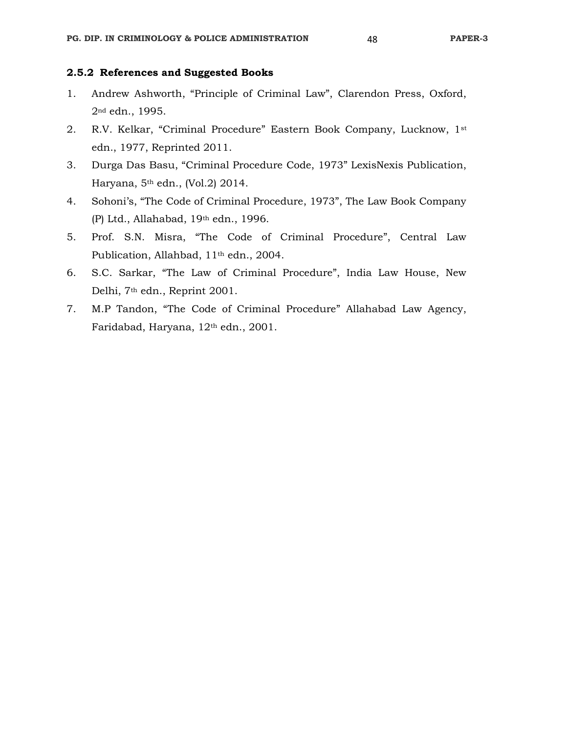### 2.5.2 References and Suggested Books

1. Andrew Ashworth, "Principle of Criminal Law", Clarendon Press, Oxford, 2nd edn., 1995.
2. R.V. Kelkar, "Criminal Procedure" Eastern Book Company, Lucknow, 1st edn., 1977, Reprinted 2011.
3. Durga Das Basu, "Criminal Procedure Code, 1973" LexisNexis Publication, Haryana, 5th edn., (Vol.2) 2014.
4. Sohoni's, "The Code of Criminal Procedure, 1973", The Law Book Company (P) Ltd., Allahabad, 19th edn., 1996.
5. Prof. S.N. Misra, "The Code of Criminal Procedure", Central Law Publication, Allahbad, 11th edn., 2004.
6. S.C. Sarkar, "The Law of Criminal Procedure", India Law House, New Delhi, 7th edn., Reprint 2001.
7. M.P Tandon, "The Code of Criminal Procedure" Allahabad Law Agency, Faridabad, Haryana, 12th edn., 2001.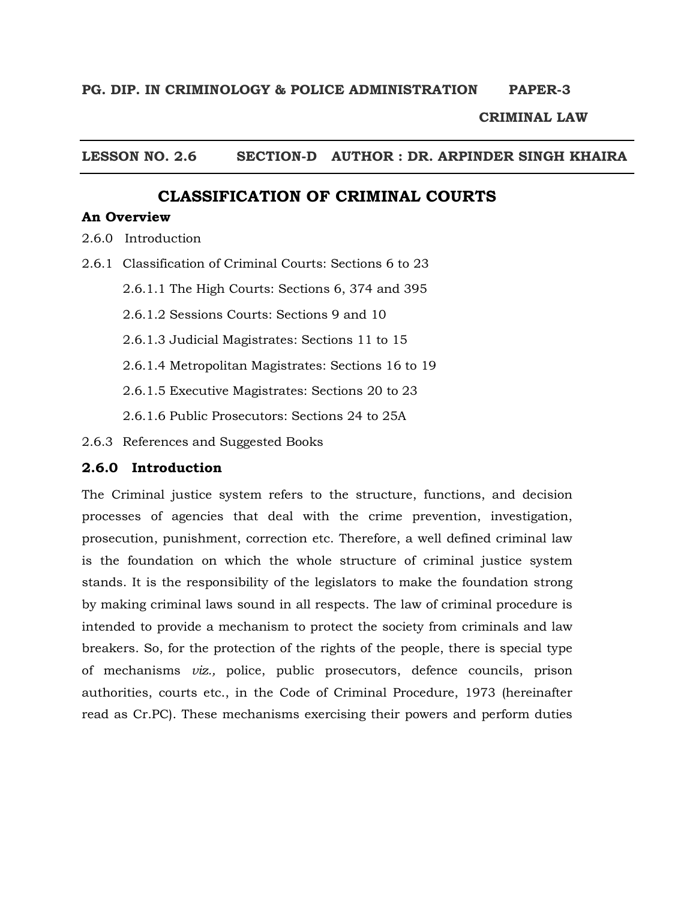**PG. DIP. IN CRIMINOLOGY & POLICE ADMINISTRATION PAPER-3**

**CRIMINAL LAW**

**LESSON NO. 2.6 SECTION-D AUTHOR : DR. ARPINDER SINGH KHAIRA**

# CLASSIFICATION OF CRIMINAL COURTS

### An Overview

2.6.0 Introduction

2.6.1 Classification of Criminal Courts: Sections 6 to 23

- 2.6.1.1 The High Courts: Sections 6, 374 and 395
- 2.6.1.2 Sessions Courts: Sections 9 and 10
- 2.6.1.3 Judicial Magistrates: Sections 11 to 15
- 2.6.1.4 Metropolitan Magistrates: Sections 16 to 19
- 2.6.1.5 Executive Magistrates: Sections 20 to 23
- 2.6.1.6 Public Prosecutors: Sections 24 to 25A

2.6.3 References and Suggested Books

## 2.6.0 Introduction

The Criminal justice system refers to the structure, functions, and decision processes of agencies that deal with the crime prevention, investigation, prosecution, punishment, correction etc. Therefore, a well defined criminal law is the foundation on which the whole structure of criminal justice system stands. It is the responsibility of the legislators to make the foundation strong by making criminal laws sound in all respects. The law of criminal procedure is intended to provide a mechanism to protect the society from criminals and law breakers. So, for the protection of the rights of the people, there is special type of mechanisms *viz.,* police, public prosecutors, defence councils, prison authorities, courts etc., in the Code of Criminal Procedure, 1973 (hereinafter read as Cr.PC). These mechanisms exercising their powers and perform duties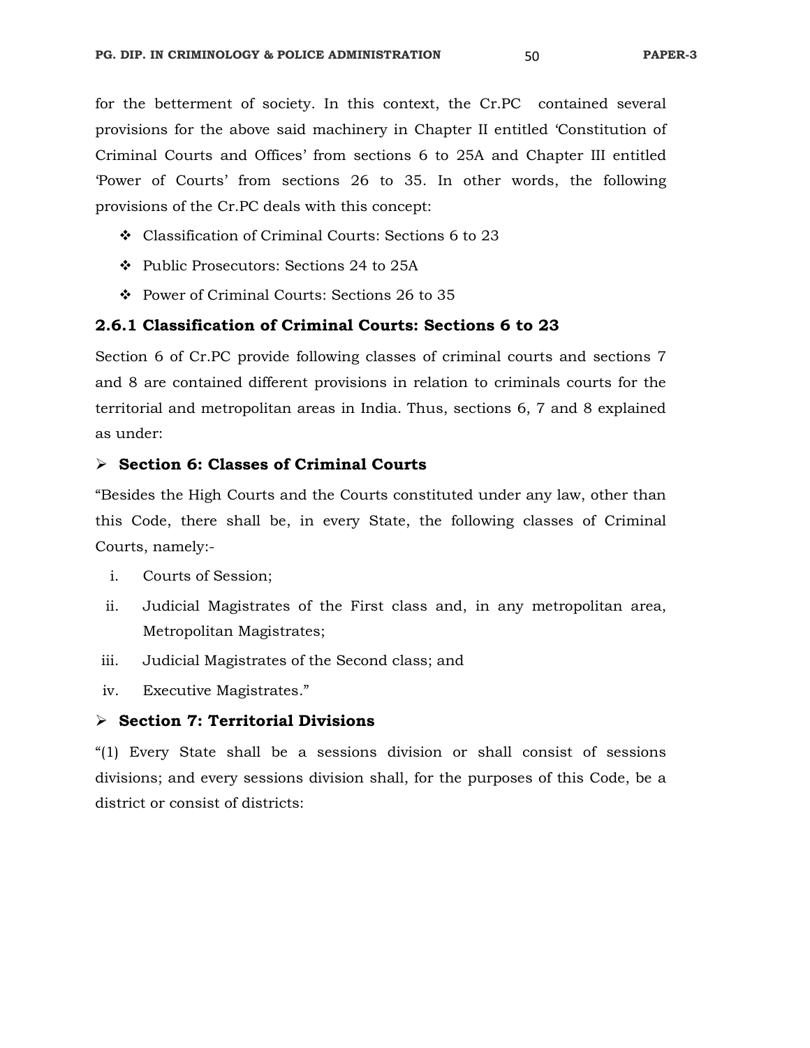for the betterment of society. In this context, the Cr.PC contained several provisions for the above said machinery in Chapter II entitled 'Constitution of Criminal Courts and Offices' from sections 6 to 25A and Chapter III entitled 'Power of Courts' from sections 26 to 35. In other words, the following provisions of the Cr.PC deals with this concept:

- Classification of Criminal Courts: Sections 6 to 23
- Public Prosecutors: Sections 24 to 25A
- Power of Criminal Courts: Sections 26 to 35

### 2.6.1 Classification of Criminal Courts: Sections 6 to 23

Section 6 of Cr.PC provide following classes of criminal courts and sections 7 and 8 are contained different provisions in relation to criminals courts for the territorial and metropolitan areas in India. Thus, sections 6, 7 and 8 explained as under:

- **Section 6: Classes of Criminal Courts**

"Besides the High Courts and the Courts constituted under any law, other than this Code, there shall be, in every State, the following classes of Criminal Courts, namely:-

i. Courts of Session;
ii. Judicial Magistrates of the First class and, in any metropolitan area, Metropolitan Magistrates;
iii. Judicial Magistrates of the Second class; and
iv. Executive Magistrates."

- **Section 7: Territorial Divisions**

"(1) Every State shall be a sessions division or shall consist of sessions divisions; and every sessions division shall, for the purposes of this Code, be a district or consist of districts: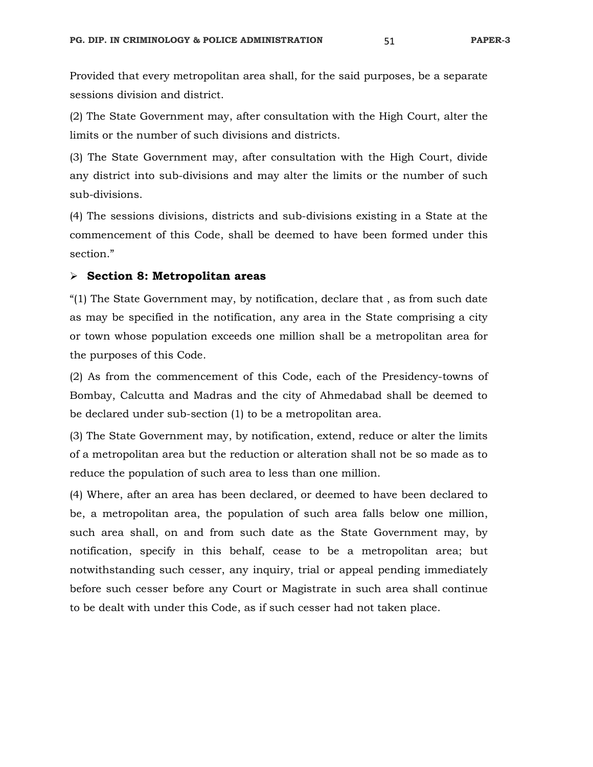Provided that every metropolitan area shall, for the said purposes, be a separate sessions division and district.

(2) The State Government may, after consultation with the High Court, alter the limits or the number of such divisions and districts.

(3) The State Government may, after consultation with the High Court, divide any district into sub-divisions and may alter the limits or the number of such sub-divisions.

(4) The sessions divisions, districts and sub-divisions existing in a State at the commencement of this Code, shall be deemed to have been formed under this section."

- **Section 8: Metropolitan areas**

"(1) The State Government may, by notification, declare that , as from such date as may be specified in the notification, any area in the State comprising a city or town whose population exceeds one million shall be a metropolitan area for the purposes of this Code.

(2) As from the commencement of this Code, each of the Presidency-towns of Bombay, Calcutta and Madras and the city of Ahmedabad shall be deemed to be declared under sub-section (1) to be a metropolitan area.

(3) The State Government may, by notification, extend, reduce or alter the limits of a metropolitan area but the reduction or alteration shall not be so made as to reduce the population of such area to less than one million.

(4) Where, after an area has been declared, or deemed to have been declared to be, a metropolitan area, the population of such area falls below one million, such area shall, on and from such date as the State Government may, by notification, specify in this behalf, cease to be a metropolitan area; but notwithstanding such cesser, any inquiry, trial or appeal pending immediately before such cesser before any Court or Magistrate in such area shall continue to be dealt with under this Code, as if such cesser had not taken place.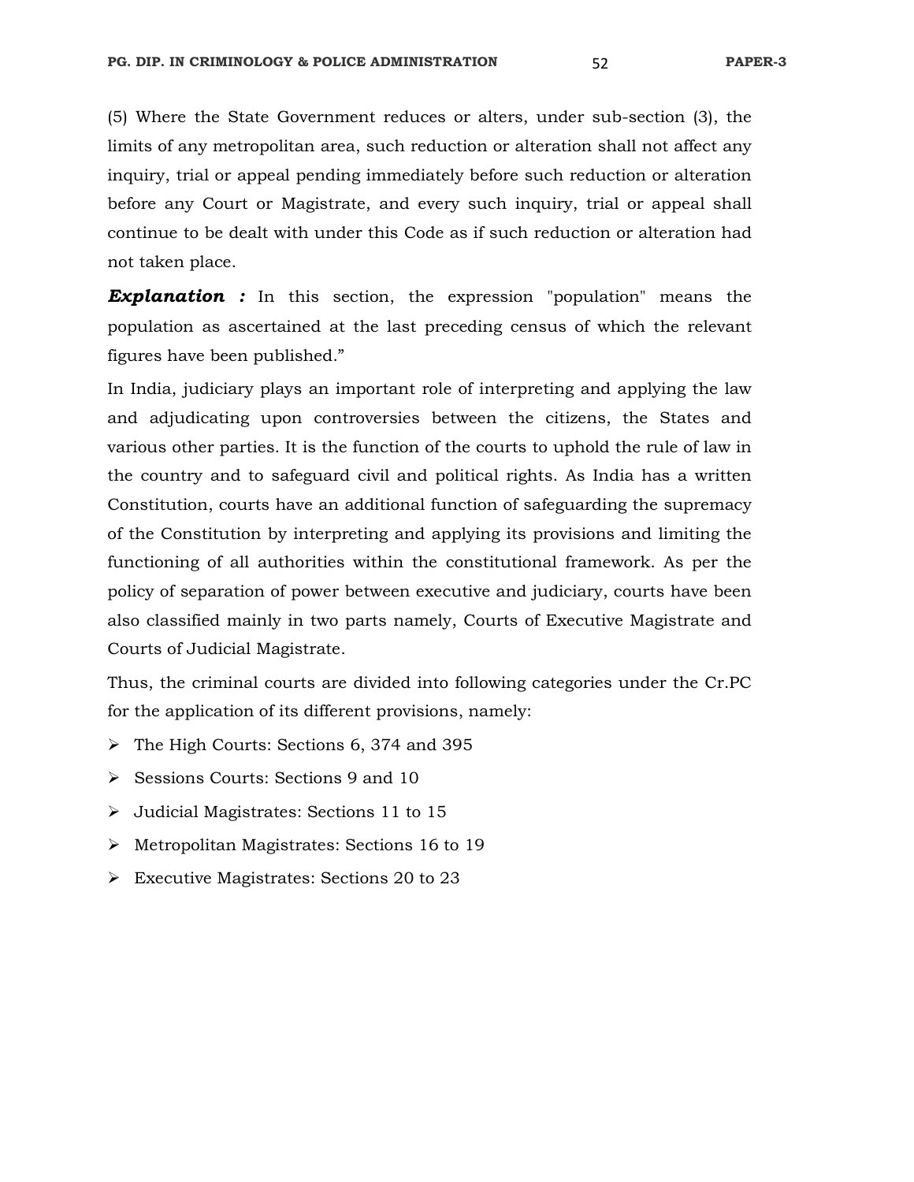(5) Where the State Government reduces or alters, under sub-section (3), the limits of any metropolitan area, such reduction or alteration shall not affect any inquiry, trial or appeal pending immediately before such reduction or alteration before any Court or Magistrate, and every such inquiry, trial or appeal shall continue to be dealt with under this Code as if such reduction or alteration had not taken place.

***Explanation :*** In this section, the expression "population" means the population as ascertained at the last preceding census of which the relevant figures have been published."

In India, judiciary plays an important role of interpreting and applying the law and adjudicating upon controversies between the citizens, the States and various other parties. It is the function of the courts to uphold the rule of law in the country and to safeguard civil and political rights. As India has a written Constitution, courts have an additional function of safeguarding the supremacy of the Constitution by interpreting and applying its provisions and limiting the functioning of all authorities within the constitutional framework. As per the policy of separation of power between executive and judiciary, courts have been also classified mainly in two parts namely, Courts of Executive Magistrate and Courts of Judicial Magistrate.

Thus, the criminal courts are divided into following categories under the Cr.PC for the application of its different provisions, namely:

- The High Courts: Sections 6, 374 and 395
- Sessions Courts: Sections 9 and 10
- Judicial Magistrates: Sections 11 to 15
- Metropolitan Magistrates: Sections 16 to 19
- Executive Magistrates: Sections 20 to 23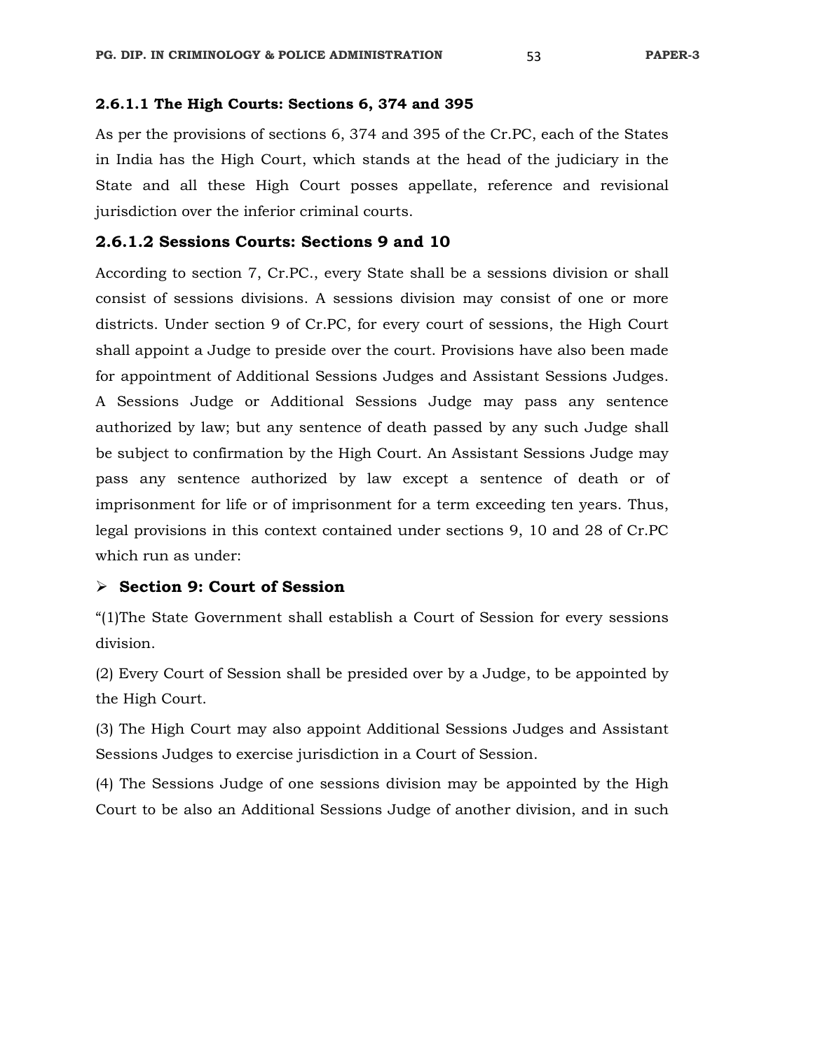#### 2.6.1.1 The High Courts: Sections 6, 374 and 395

As per the provisions of sections 6, 374 and 395 of the Cr.PC, each of the States in India has the High Court, which stands at the head of the judiciary in the State and all these High Court posses appellate, reference and revisional jurisdiction over the inferior criminal courts.

#### 2.6.1.2 Sessions Courts: Sections 9 and 10

According to section 7, Cr.PC., every State shall be a sessions division or shall consist of sessions divisions. A sessions division may consist of one or more districts. Under section 9 of Cr.PC, for every court of sessions, the High Court shall appoint a Judge to preside over the court. Provisions have also been made for appointment of Additional Sessions Judges and Assistant Sessions Judges. A Sessions Judge or Additional Sessions Judge may pass any sentence authorized by law; but any sentence of death passed by any such Judge shall be subject to confirmation by the High Court. An Assistant Sessions Judge may pass any sentence authorized by law except a sentence of death or of imprisonment for life or of imprisonment for a term exceeding ten years. Thus, legal provisions in this context contained under sections 9, 10 and 28 of Cr.PC which run as under:

- **Section 9: Court of Session**

"(1)The State Government shall establish a Court of Session for every sessions division.

(2) Every Court of Session shall be presided over by a Judge, to be appointed by the High Court.

(3) The High Court may also appoint Additional Sessions Judges and Assistant Sessions Judges to exercise jurisdiction in a Court of Session.

(4) The Sessions Judge of one sessions division may be appointed by the High Court to be also an Additional Sessions Judge of another division, and in such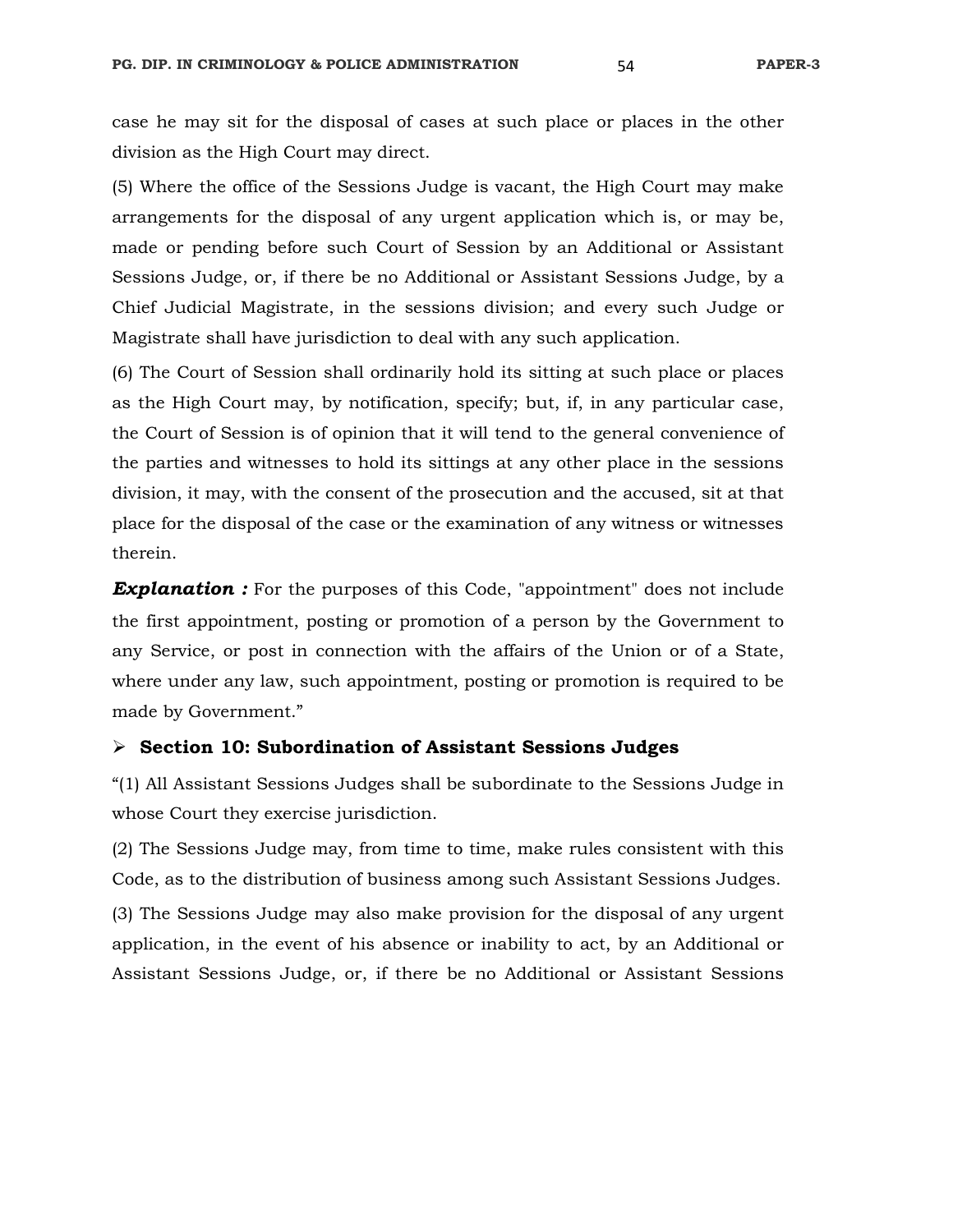case he may sit for the disposal of cases at such place or places in the other division as the High Court may direct.

(5) Where the office of the Sessions Judge is vacant, the High Court may make arrangements for the disposal of any urgent application which is, or may be, made or pending before such Court of Session by an Additional or Assistant Sessions Judge, or, if there be no Additional or Assistant Sessions Judge, by a Chief Judicial Magistrate, in the sessions division; and every such Judge or Magistrate shall have jurisdiction to deal with any such application.

(6) The Court of Session shall ordinarily hold its sitting at such place or places as the High Court may, by notification, specify; but, if, in any particular case, the Court of Session is of opinion that it will tend to the general convenience of the parties and witnesses to hold its sittings at any other place in the sessions division, it may, with the consent of the prosecution and the accused, sit at that place for the disposal of the case or the examination of any witness or witnesses therein.

***Explanation :*** For the purposes of this Code, "appointment" does not include the first appointment, posting or promotion of a person by the Government to any Service, or post in connection with the affairs of the Union or of a State, where under any law, such appointment, posting or promotion is required to be made by Government."

- **Section 10: Subordination of Assistant Sessions Judges**

"(1) All Assistant Sessions Judges shall be subordinate to the Sessions Judge in whose Court they exercise jurisdiction.

(2) The Sessions Judge may, from time to time, make rules consistent with this Code, as to the distribution of business among such Assistant Sessions Judges.

(3) The Sessions Judge may also make provision for the disposal of any urgent application, in the event of his absence or inability to act, by an Additional or Assistant Sessions Judge, or, if there be no Additional or Assistant Sessions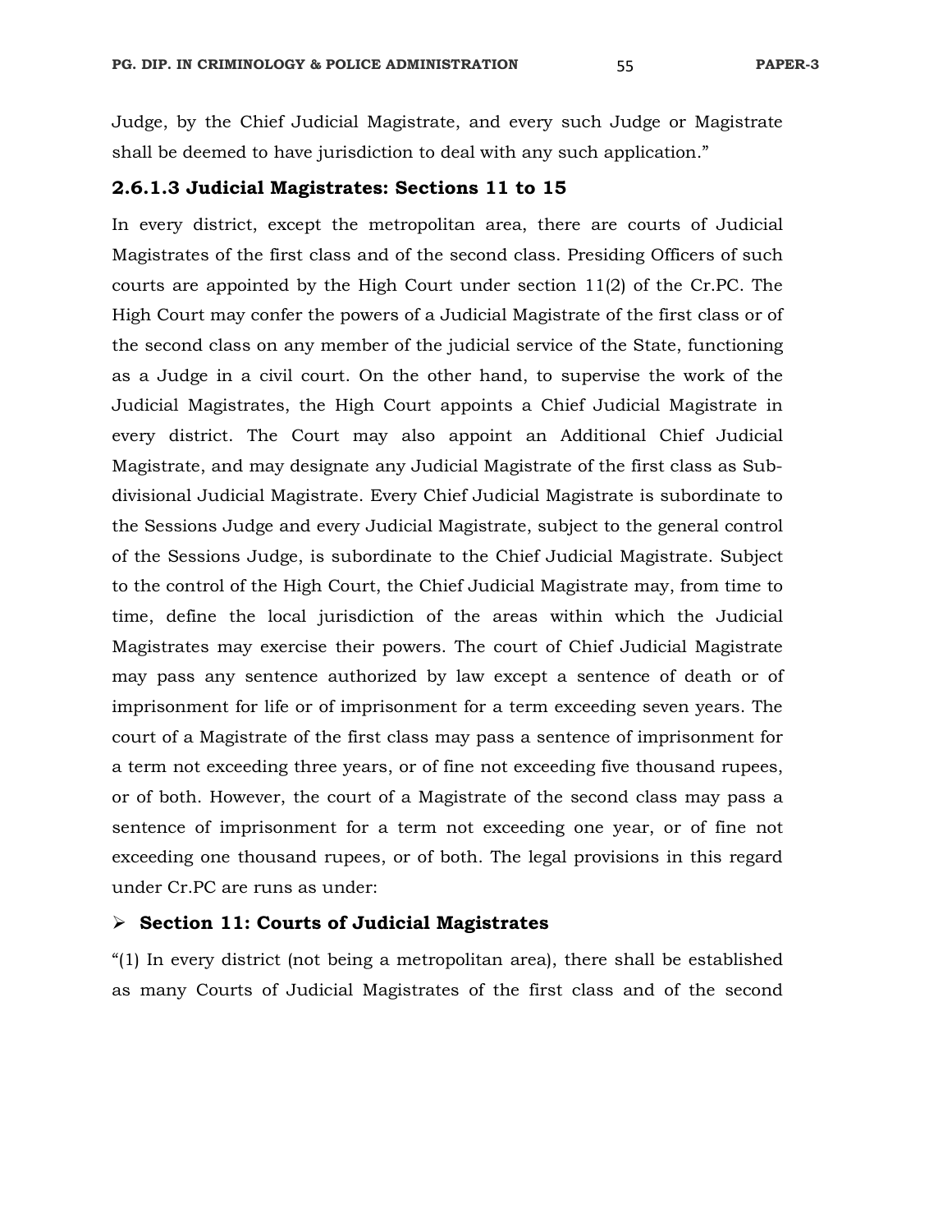Judge, by the Chief Judicial Magistrate, and every such Judge or Magistrate shall be deemed to have jurisdiction to deal with any such application."

### 2.6.1.3 Judicial Magistrates: Sections 11 to 15

In every district, except the metropolitan area, there are courts of Judicial Magistrates of the first class and of the second class. Presiding Officers of such courts are appointed by the High Court under section 11(2) of the Cr.PC. The High Court may confer the powers of a Judicial Magistrate of the first class or of the second class on any member of the judicial service of the State, functioning as a Judge in a civil court. On the other hand, to supervise the work of the Judicial Magistrates, the High Court appoints a Chief Judicial Magistrate in every district. The Court may also appoint an Additional Chief Judicial Magistrate, and may designate any Judicial Magistrate of the first class as Sub-divisional Judicial Magistrate. Every Chief Judicial Magistrate is subordinate to the Sessions Judge and every Judicial Magistrate, subject to the general control of the Sessions Judge, is subordinate to the Chief Judicial Magistrate. Subject to the control of the High Court, the Chief Judicial Magistrate may, from time to time, define the local jurisdiction of the areas within which the Judicial Magistrates may exercise their powers. The court of Chief Judicial Magistrate may pass any sentence authorized by law except a sentence of death or of imprisonment for life or of imprisonment for a term exceeding seven years. The court of a Magistrate of the first class may pass a sentence of imprisonment for a term not exceeding three years, or of fine not exceeding five thousand rupees, or of both. However, the court of a Magistrate of the second class may pass a sentence of imprisonment for a term not exceeding one year, or of fine not exceeding one thousand rupees, or of both. The legal provisions in this regard under Cr.PC are runs as under:

- **Section 11: Courts of Judicial Magistrates**

"(1) In every district (not being a metropolitan area), there shall be established as many Courts of Judicial Magistrates of the first class and of the second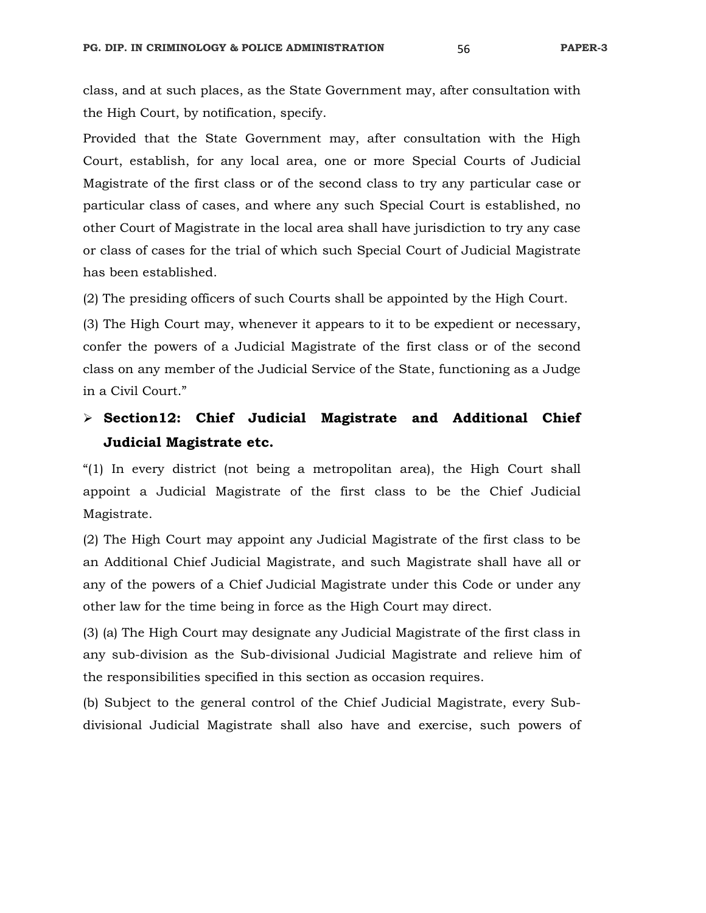class, and at such places, as the State Government may, after consultation with the High Court, by notification, specify.

Provided that the State Government may, after consultation with the High Court, establish, for any local area, one or more Special Courts of Judicial Magistrate of the first class or of the second class to try any particular case or particular class of cases, and where any such Special Court is established, no other Court of Magistrate in the local area shall have jurisdiction to try any case or class of cases for the trial of which such Special Court of Judicial Magistrate has been established.

(2) The presiding officers of such Courts shall be appointed by the High Court.

(3) The High Court may, whenever it appears to it to be expedient or necessary, confer the powers of a Judicial Magistrate of the first class or of the second class on any member of the Judicial Service of the State, functioning as a Judge in a Civil Court."

- **Section12: Chief Judicial Magistrate and Additional Chief Judicial Magistrate etc.**

"(1) In every district (not being a metropolitan area), the High Court shall appoint a Judicial Magistrate of the first class to be the Chief Judicial Magistrate.

(2) The High Court may appoint any Judicial Magistrate of the first class to be an Additional Chief Judicial Magistrate, and such Magistrate shall have all or any of the powers of a Chief Judicial Magistrate under this Code or under any other law for the time being in force as the High Court may direct.

(3) (a) The High Court may designate any Judicial Magistrate of the first class in any sub-division as the Sub-divisional Judicial Magistrate and relieve him of the responsibilities specified in this section as occasion requires.

(b) Subject to the general control of the Chief Judicial Magistrate, every Sub-divisional Judicial Magistrate shall also have and exercise, such powers of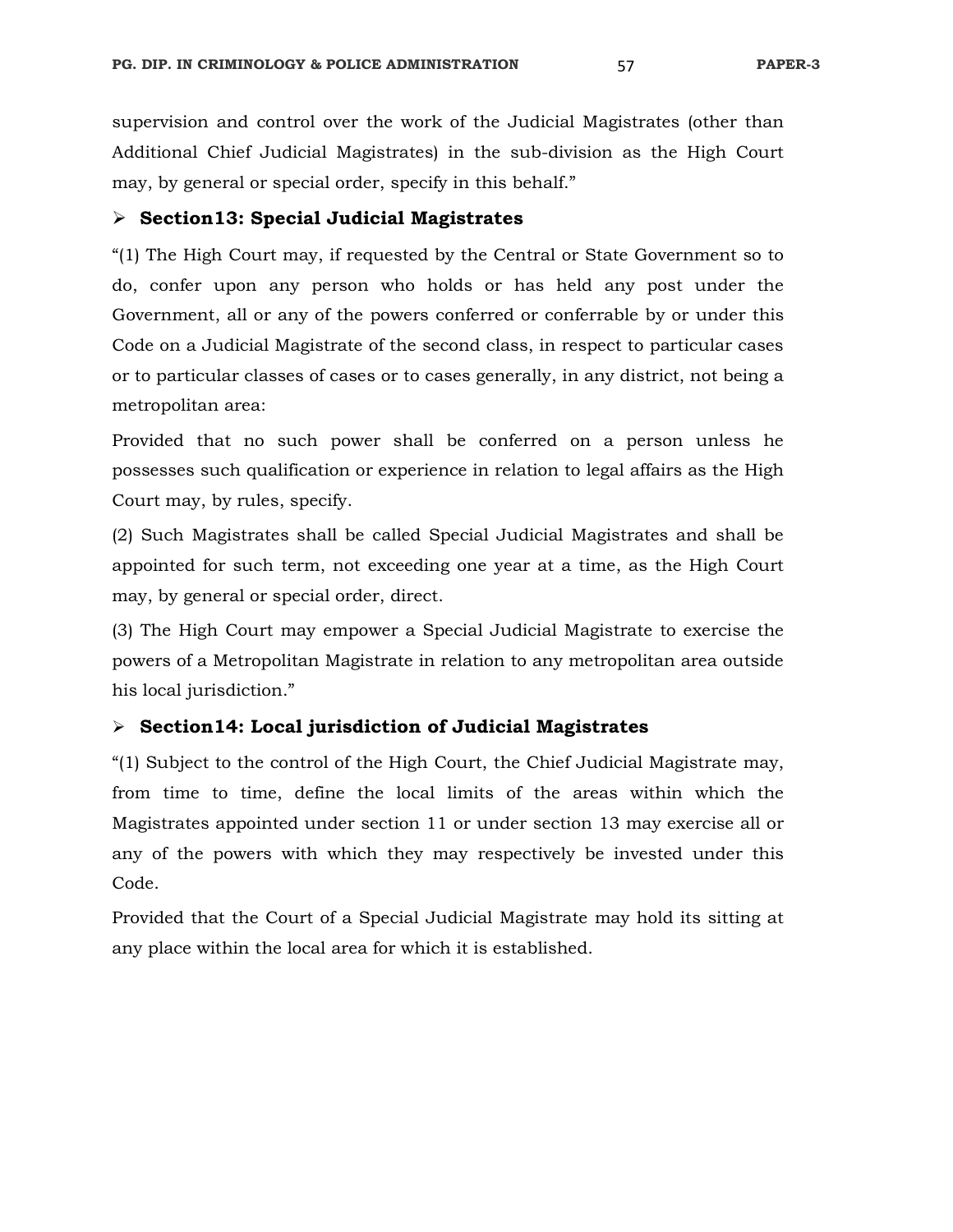supervision and control over the work of the Judicial Magistrates (other than Additional Chief Judicial Magistrates) in the sub-division as the High Court may, by general or special order, specify in this behalf."

- **Section13: Special Judicial Magistrates**

"(1) The High Court may, if requested by the Central or State Government so to do, confer upon any person who holds or has held any post under the Government, all or any of the powers conferred or conferrable by or under this Code on a Judicial Magistrate of the second class, in respect to particular cases or to particular classes of cases or to cases generally, in any district, not being a metropolitan area:

Provided that no such power shall be conferred on a person unless he possesses such qualification or experience in relation to legal affairs as the High Court may, by rules, specify.

(2) Such Magistrates shall be called Special Judicial Magistrates and shall be appointed for such term, not exceeding one year at a time, as the High Court may, by general or special order, direct.

(3) The High Court may empower a Special Judicial Magistrate to exercise the powers of a Metropolitan Magistrate in relation to any metropolitan area outside his local jurisdiction."

- **Section14: Local jurisdiction of Judicial Magistrates**

"(1) Subject to the control of the High Court, the Chief Judicial Magistrate may, from time to time, define the local limits of the areas within which the Magistrates appointed under section 11 or under section 13 may exercise all or any of the powers with which they may respectively be invested under this Code.

Provided that the Court of a Special Judicial Magistrate may hold its sitting at any place within the local area for which it is established.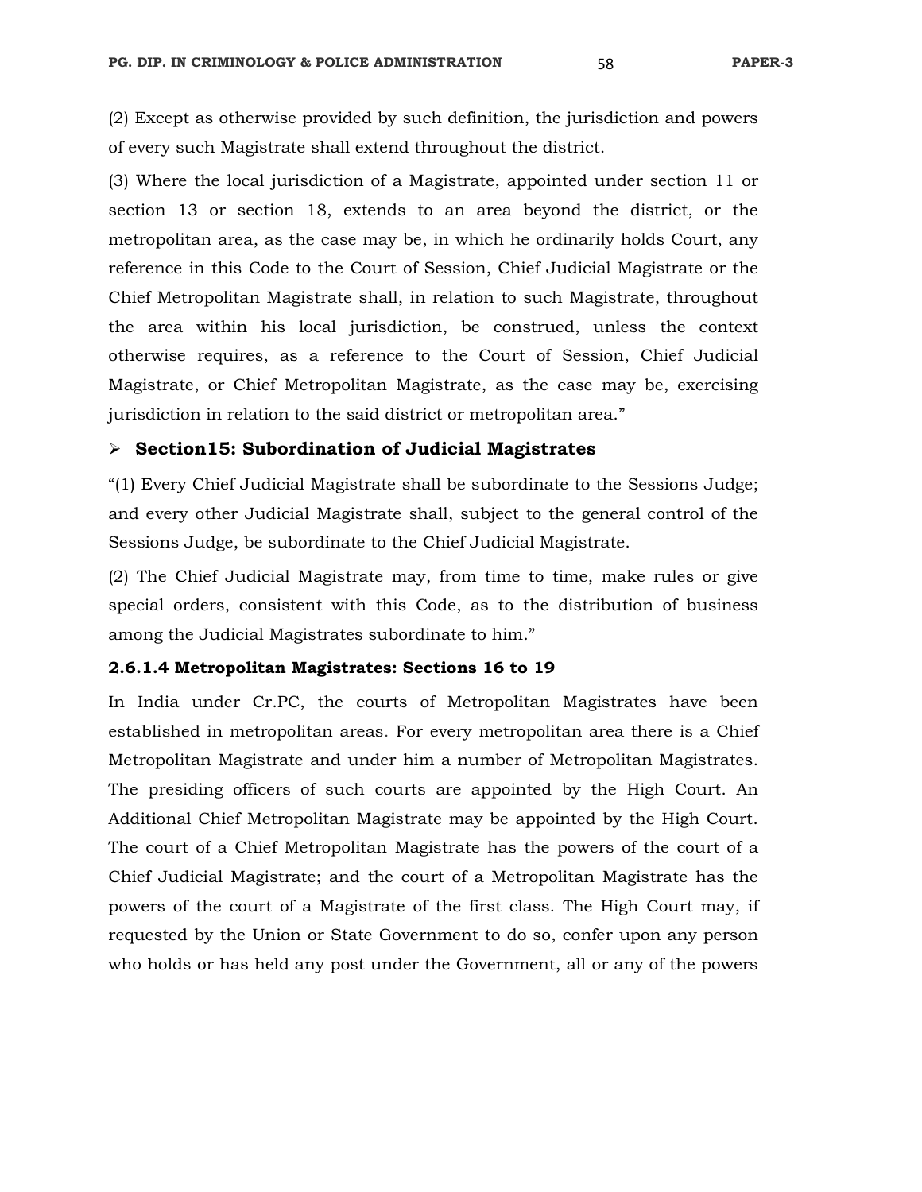(2) Except as otherwise provided by such definition, the jurisdiction and powers of every such Magistrate shall extend throughout the district.

(3) Where the local jurisdiction of a Magistrate, appointed under section 11 or section 13 or section 18, extends to an area beyond the district, or the metropolitan area, as the case may be, in which he ordinarily holds Court, any reference in this Code to the Court of Session, Chief Judicial Magistrate or the Chief Metropolitan Magistrate shall, in relation to such Magistrate, throughout the area within his local jurisdiction, be construed, unless the context otherwise requires, as a reference to the Court of Session, Chief Judicial Magistrate, or Chief Metropolitan Magistrate, as the case may be, exercising jurisdiction in relation to the said district or metropolitan area."

- **Section15: Subordination of Judicial Magistrates**

"(1) Every Chief Judicial Magistrate shall be subordinate to the Sessions Judge; and every other Judicial Magistrate shall, subject to the general control of the Sessions Judge, be subordinate to the Chief Judicial Magistrate.

(2) The Chief Judicial Magistrate may, from time to time, make rules or give special orders, consistent with this Code, as to the distribution of business among the Judicial Magistrates subordinate to him."

**2.6.1.4 Metropolitan Magistrates: Sections 16 to 19**

In India under Cr.PC, the courts of Metropolitan Magistrates have been established in metropolitan areas. For every metropolitan area there is a Chief Metropolitan Magistrate and under him a number of Metropolitan Magistrates. The presiding officers of such courts are appointed by the High Court. An Additional Chief Metropolitan Magistrate may be appointed by the High Court. The court of a Chief Metropolitan Magistrate has the powers of the court of a Chief Judicial Magistrate; and the court of a Metropolitan Magistrate has the powers of the court of a Magistrate of the first class. The High Court may, if requested by the Union or State Government to do so, confer upon any person who holds or has held any post under the Government, all or any of the powers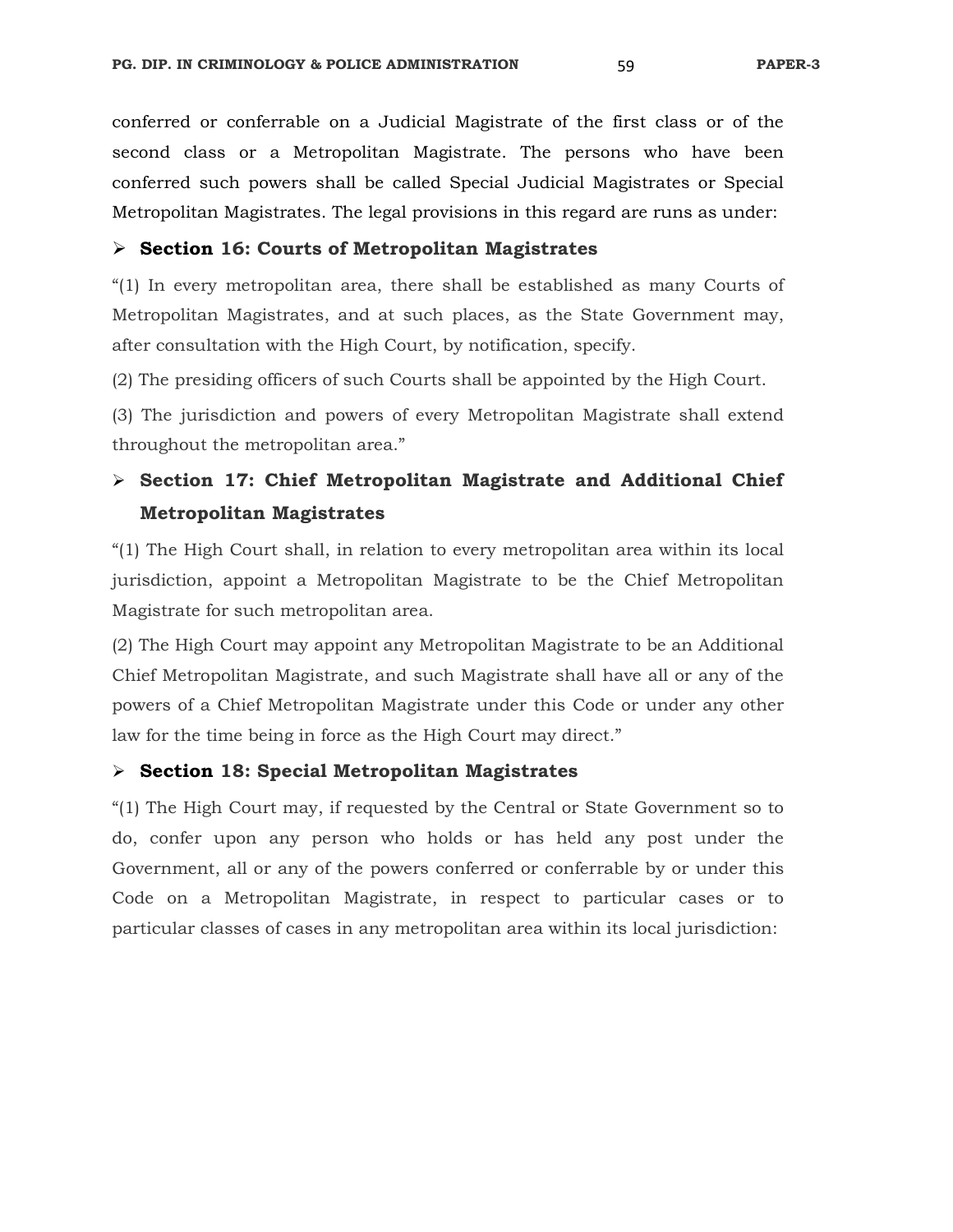conferred or conferrable on a Judicial Magistrate of the first class or of the second class or a Metropolitan Magistrate. The persons who have been conferred such powers shall be called Special Judicial Magistrates or Special Metropolitan Magistrates. The legal provisions in this regard are runs as under:

- **Section 16: Courts of Metropolitan Magistrates**

"(1) In every metropolitan area, there shall be established as many Courts of Metropolitan Magistrates, and at such places, as the State Government may, after consultation with the High Court, by notification, specify.

(2) The presiding officers of such Courts shall be appointed by the High Court.

(3) The jurisdiction and powers of every Metropolitan Magistrate shall extend throughout the metropolitan area."

- **Section 17: Chief Metropolitan Magistrate and Additional Chief Metropolitan Magistrates**

"(1) The High Court shall, in relation to every metropolitan area within its local jurisdiction, appoint a Metropolitan Magistrate to be the Chief Metropolitan Magistrate for such metropolitan area.

(2) The High Court may appoint any Metropolitan Magistrate to be an Additional Chief Metropolitan Magistrate, and such Magistrate shall have all or any of the powers of a Chief Metropolitan Magistrate under this Code or under any other law for the time being in force as the High Court may direct."

- **Section 18: Special Metropolitan Magistrates**

"(1) The High Court may, if requested by the Central or State Government so to do, confer upon any person who holds or has held any post under the Government, all or any of the powers conferred or conferrable by or under this Code on a Metropolitan Magistrate, in respect to particular cases or to particular classes of cases in any metropolitan area within its local jurisdiction: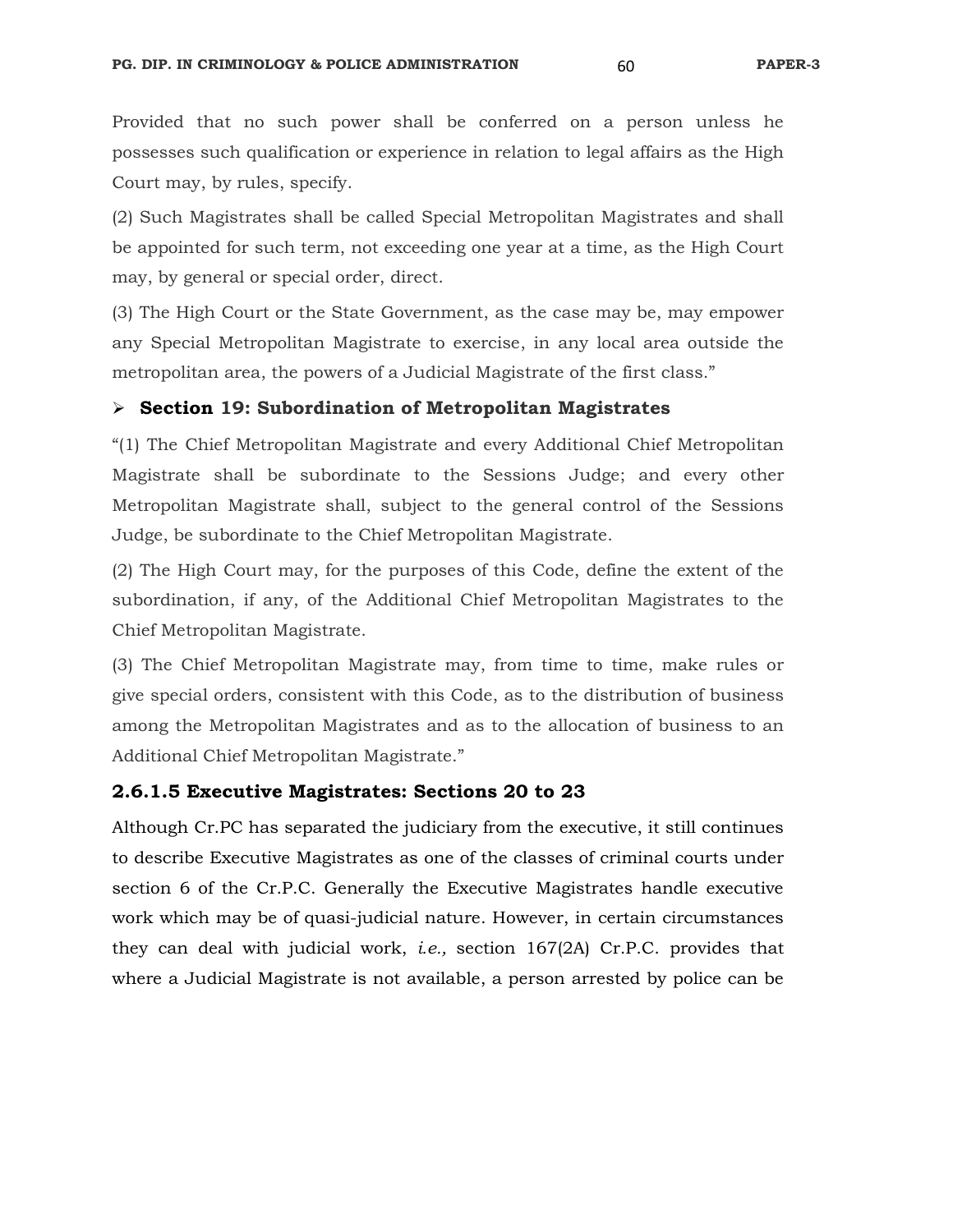Provided that no such power shall be conferred on a person unless he possesses such qualification or experience in relation to legal affairs as the High Court may, by rules, specify.

(2) Such Magistrates shall be called Special Metropolitan Magistrates and shall be appointed for such term, not exceeding one year at a time, as the High Court may, by general or special order, direct.

(3) The High Court or the State Government, as the case may be, may empower any Special Metropolitan Magistrate to exercise, in any local area outside the metropolitan area, the powers of a Judicial Magistrate of the first class."

- **Section 19: Subordination of Metropolitan Magistrates**

"(1) The Chief Metropolitan Magistrate and every Additional Chief Metropolitan Magistrate shall be subordinate to the Sessions Judge; and every other Metropolitan Magistrate shall, subject to the general control of the Sessions Judge, be subordinate to the Chief Metropolitan Magistrate.

(2) The High Court may, for the purposes of this Code, define the extent of the subordination, if any, of the Additional Chief Metropolitan Magistrates to the Chief Metropolitan Magistrate.

(3) The Chief Metropolitan Magistrate may, from time to time, make rules or give special orders, consistent with this Code, as to the distribution of business among the Metropolitan Magistrates and as to the allocation of business to an Additional Chief Metropolitan Magistrate."

### 2.6.1.5 Executive Magistrates: Sections 20 to 23

Although Cr.PC has separated the judiciary from the executive, it still continues to describe Executive Magistrates as one of the classes of criminal courts under section 6 of the Cr.P.C. Generally the Executive Magistrates handle executive work which may be of quasi-judicial nature. However, in certain circumstances they can deal with judicial work, *i.e.,* section 167(2A) Cr.P.C. provides that where a Judicial Magistrate is not available, a person arrested by police can be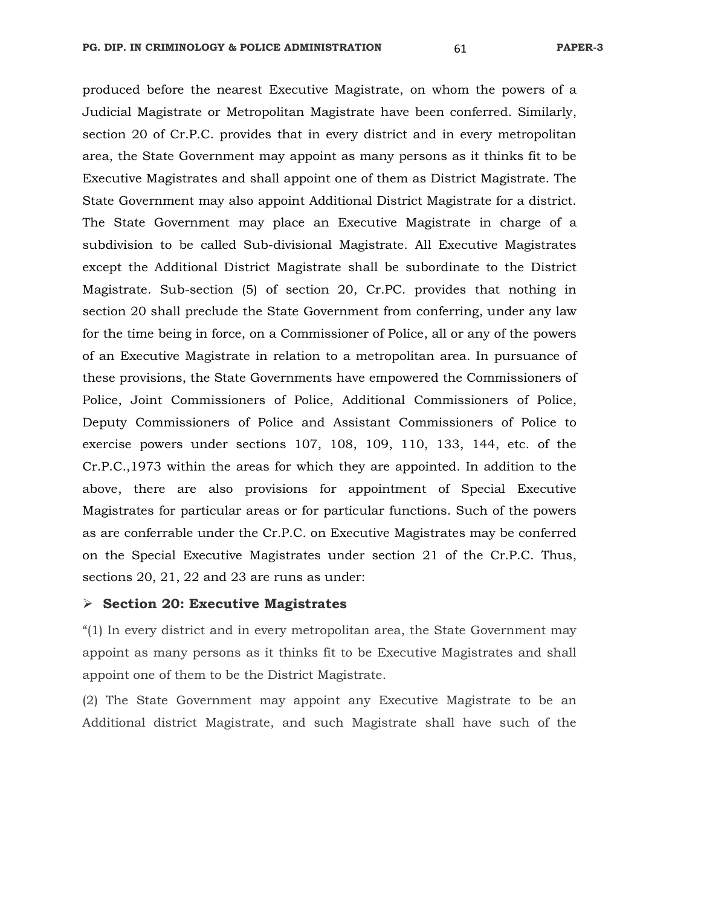produced before the nearest Executive Magistrate, on whom the powers of a Judicial Magistrate or Metropolitan Magistrate have been conferred. Similarly, section 20 of Cr.P.C. provides that in every district and in every metropolitan area, the State Government may appoint as many persons as it thinks fit to be Executive Magistrates and shall appoint one of them as District Magistrate. The State Government may also appoint Additional District Magistrate for a district. The State Government may place an Executive Magistrate in charge of a subdivision to be called Sub-divisional Magistrate. All Executive Magistrates except the Additional District Magistrate shall be subordinate to the District Magistrate. Sub-section (5) of section 20, Cr.PC. provides that nothing in section 20 shall preclude the State Government from conferring, under any law for the time being in force, on a Commissioner of Police, all or any of the powers of an Executive Magistrate in relation to a metropolitan area. In pursuance of these provisions, the State Governments have empowered the Commissioners of Police, Joint Commissioners of Police, Additional Commissioners of Police, Deputy Commissioners of Police and Assistant Commissioners of Police to exercise powers under sections 107, 108, 109, 110, 133, 144, etc. of the Cr.P.C.,1973 within the areas for which they are appointed. In addition to the above, there are also provisions for appointment of Special Executive Magistrates for particular areas or for particular functions. Such of the powers as are conferrable under the Cr.P.C. on Executive Magistrates may be conferred on the Special Executive Magistrates under section 21 of the Cr.P.C. Thus, sections 20, 21, 22 and 23 are runs as under:

- **Section 20: Executive Magistrates**

"(1) In every district and in every metropolitan area, the State Government may appoint as many persons as it thinks fit to be Executive Magistrates and shall appoint one of them to be the District Magistrate.

(2) The State Government may appoint any Executive Magistrate to be an Additional district Magistrate, and such Magistrate shall have such of the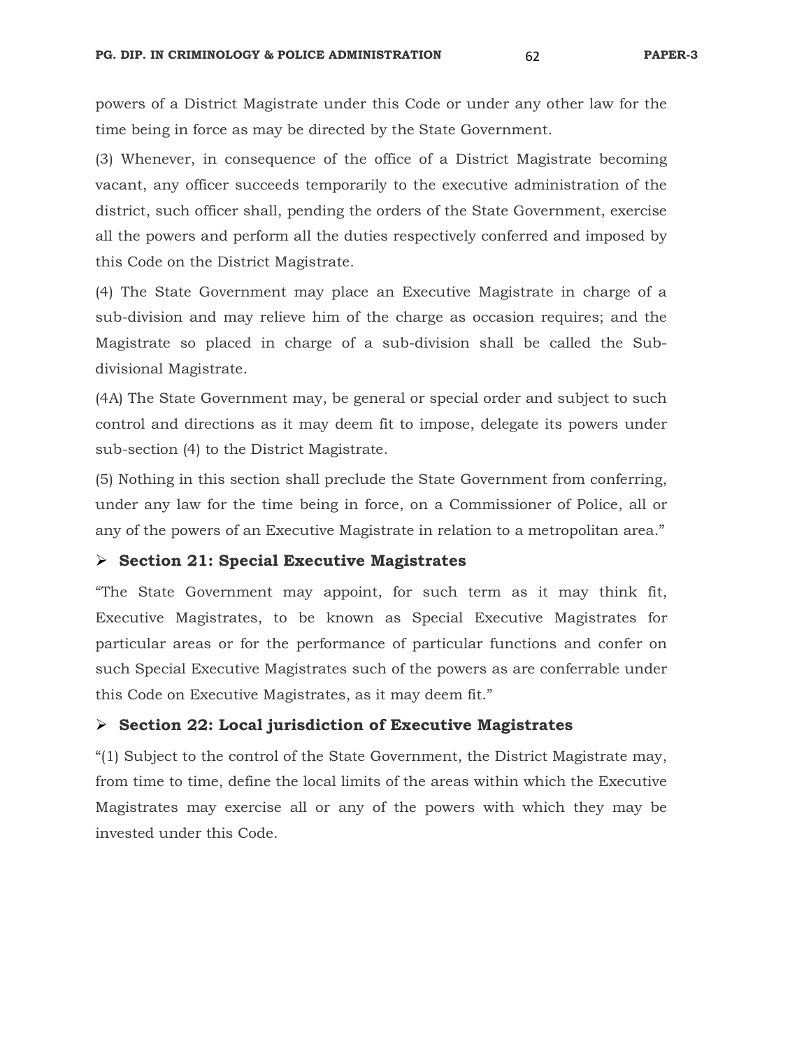powers of a District Magistrate under this Code or under any other law for the time being in force as may be directed by the State Government.

(3) Whenever, in consequence of the office of a District Magistrate becoming vacant, any officer succeeds temporarily to the executive administration of the district, such officer shall, pending the orders of the State Government, exercise all the powers and perform all the duties respectively conferred and imposed by this Code on the District Magistrate.

(4) The State Government may place an Executive Magistrate in charge of a sub-division and may relieve him of the charge as occasion requires; and the Magistrate so placed in charge of a sub-division shall be called the Sub-divisional Magistrate.

(4A) The State Government may, be general or special order and subject to such control and directions as it may deem fit to impose, delegate its powers under sub-section (4) to the District Magistrate.

(5) Nothing in this section shall preclude the State Government from conferring, under any law for the time being in force, on a Commissioner of Police, all or any of the powers of an Executive Magistrate in relation to a metropolitan area."

- **Section 21: Special Executive Magistrates**

"The State Government may appoint, for such term as it may think fit, Executive Magistrates, to be known as Special Executive Magistrates for particular areas or for the performance of particular functions and confer on such Special Executive Magistrates such of the powers as are conferrable under this Code on Executive Magistrates, as it may deem fit."

- **Section 22: Local jurisdiction of Executive Magistrates**

"(1) Subject to the control of the State Government, the District Magistrate may, from time to time, define the local limits of the areas within which the Executive Magistrates may exercise all or any of the powers with which they may be invested under this Code.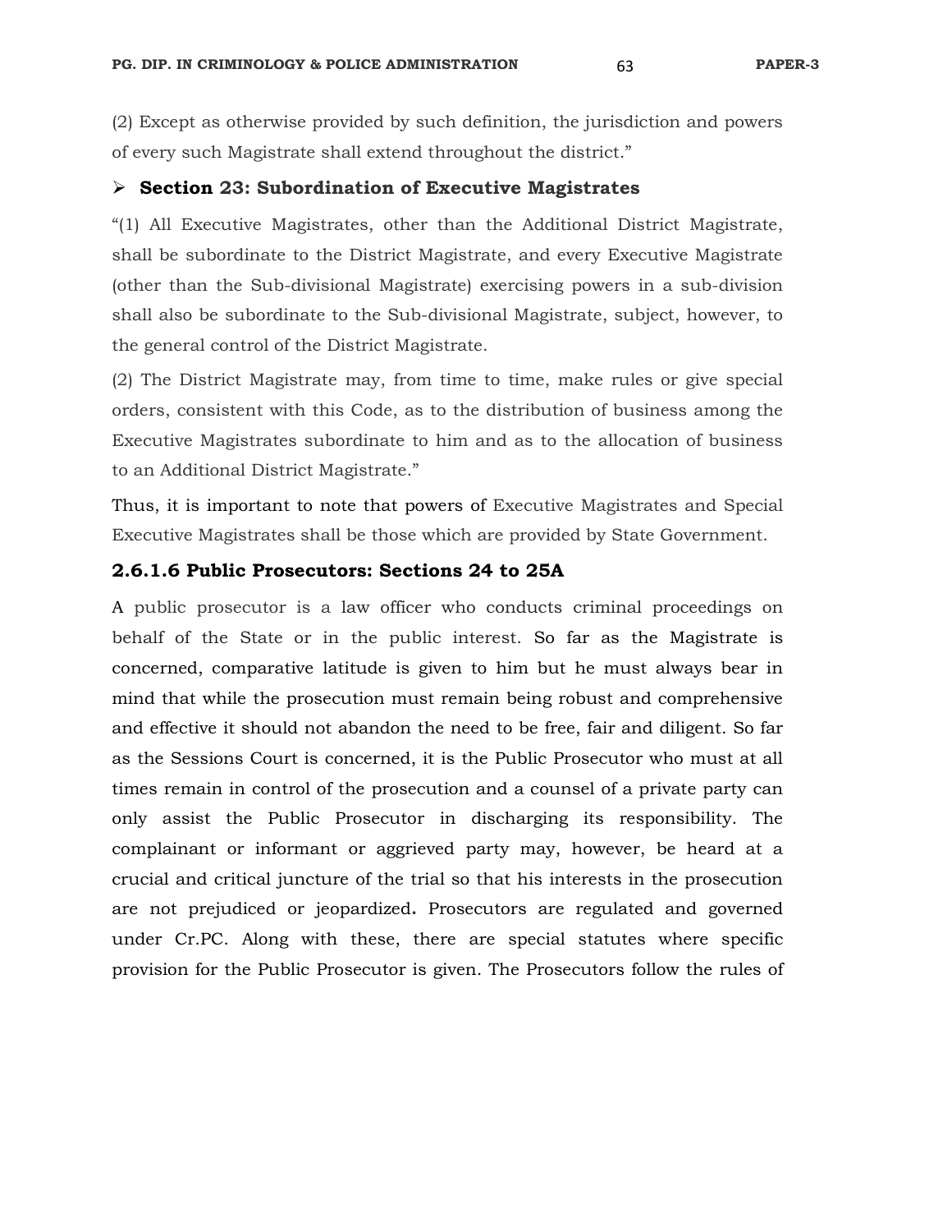(2) Except as otherwise provided by such definition, the jurisdiction and powers of every such Magistrate shall extend throughout the district."

- **Section 23: Subordination of Executive Magistrates**

"(1) All Executive Magistrates, other than the Additional District Magistrate, shall be subordinate to the District Magistrate, and every Executive Magistrate (other than the Sub-divisional Magistrate) exercising powers in a sub-division shall also be subordinate to the Sub-divisional Magistrate, subject, however, to the general control of the District Magistrate.

(2) The District Magistrate may, from time to time, make rules or give special orders, consistent with this Code, as to the distribution of business among the Executive Magistrates subordinate to him and as to the allocation of business to an Additional District Magistrate."

Thus, it is important to note that powers of Executive Magistrates and Special Executive Magistrates shall be those which are provided by State Government.

### 2.6.1.6 Public Prosecutors: Sections 24 to 25A

A public prosecutor is a law officer who conducts criminal proceedings on behalf of the State or in the public interest. So far as the Magistrate is concerned, comparative latitude is given to him but he must always bear in mind that while the prosecution must remain being robust and comprehensive and effective it should not abandon the need to be free, fair and diligent. So far as the Sessions Court is concerned, it is the Public Prosecutor who must at all times remain in control of the prosecution and a counsel of a private party can only assist the Public Prosecutor in discharging its responsibility. The complainant or informant or aggrieved party may, however, be heard at a crucial and critical juncture of the trial so that his interests in the prosecution are not prejudiced or jeopardized**.** Prosecutors are regulated and governed under Cr.PC. Along with these, there are special statutes where specific provision for the Public Prosecutor is given. The Prosecutors follow the rules of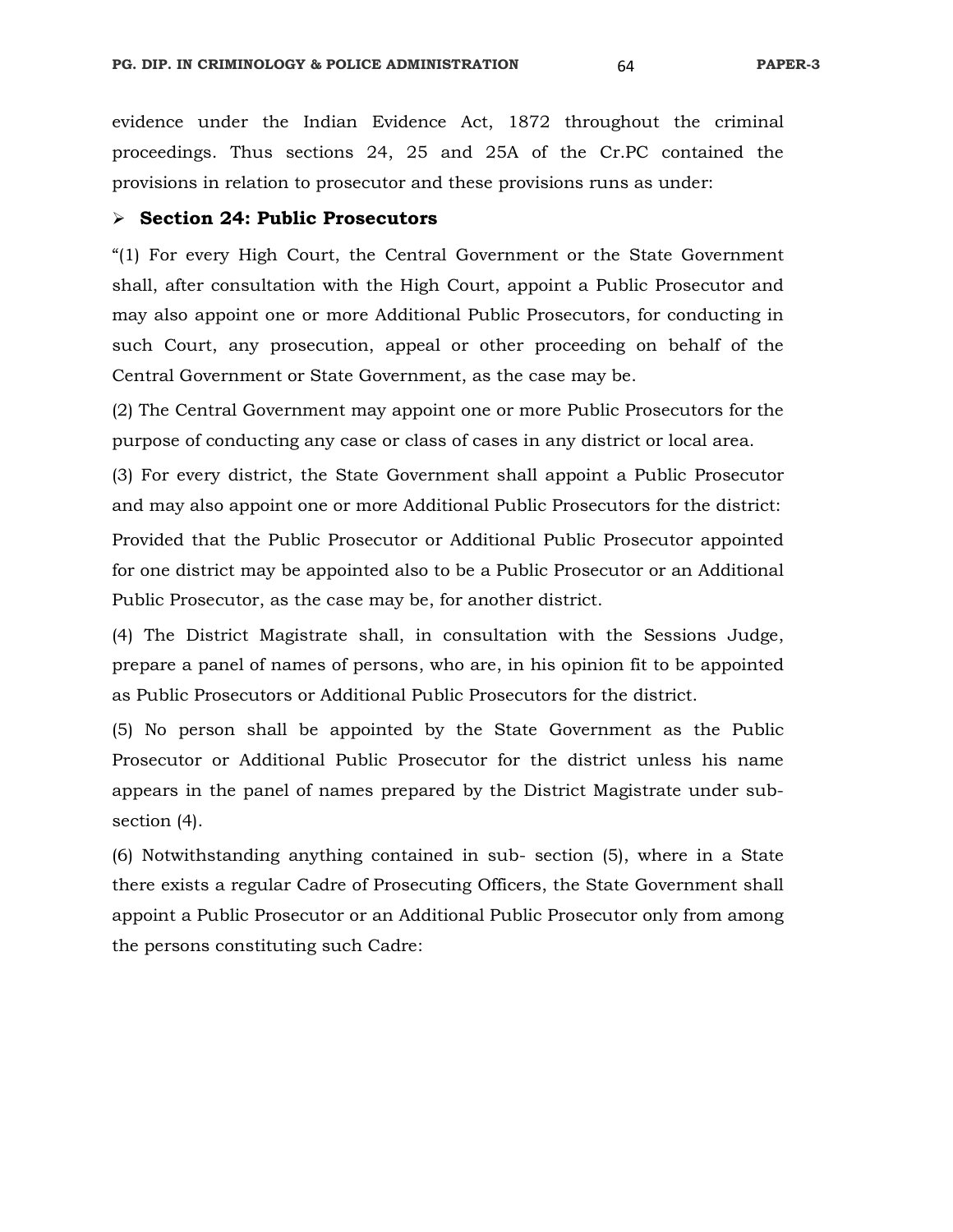evidence under the Indian Evidence Act, 1872 throughout the criminal proceedings. Thus sections 24, 25 and 25A of the Cr.PC contained the provisions in relation to prosecutor and these provisions runs as under:

- **Section 24: Public Prosecutors**

"(1) For every High Court, the Central Government or the State Government shall, after consultation with the High Court, appoint a Public Prosecutor and may also appoint one or more Additional Public Prosecutors, for conducting in such Court, any prosecution, appeal or other proceeding on behalf of the Central Government or State Government, as the case may be.

(2) The Central Government may appoint one or more Public Prosecutors for the purpose of conducting any case or class of cases in any district or local area.

(3) For every district, the State Government shall appoint a Public Prosecutor and may also appoint one or more Additional Public Prosecutors for the district:

Provided that the Public Prosecutor or Additional Public Prosecutor appointed for one district may be appointed also to be a Public Prosecutor or an Additional Public Prosecutor, as the case may be, for another district.

(4) The District Magistrate shall, in consultation with the Sessions Judge, prepare a panel of names of persons, who are, in his opinion fit to be appointed as Public Prosecutors or Additional Public Prosecutors for the district.

(5) No person shall be appointed by the State Government as the Public Prosecutor or Additional Public Prosecutor for the district unless his name appears in the panel of names prepared by the District Magistrate under sub-section (4).

(6) Notwithstanding anything contained in sub- section (5), where in a State there exists a regular Cadre of Prosecuting Officers, the State Government shall appoint a Public Prosecutor or an Additional Public Prosecutor only from among the persons constituting such Cadre: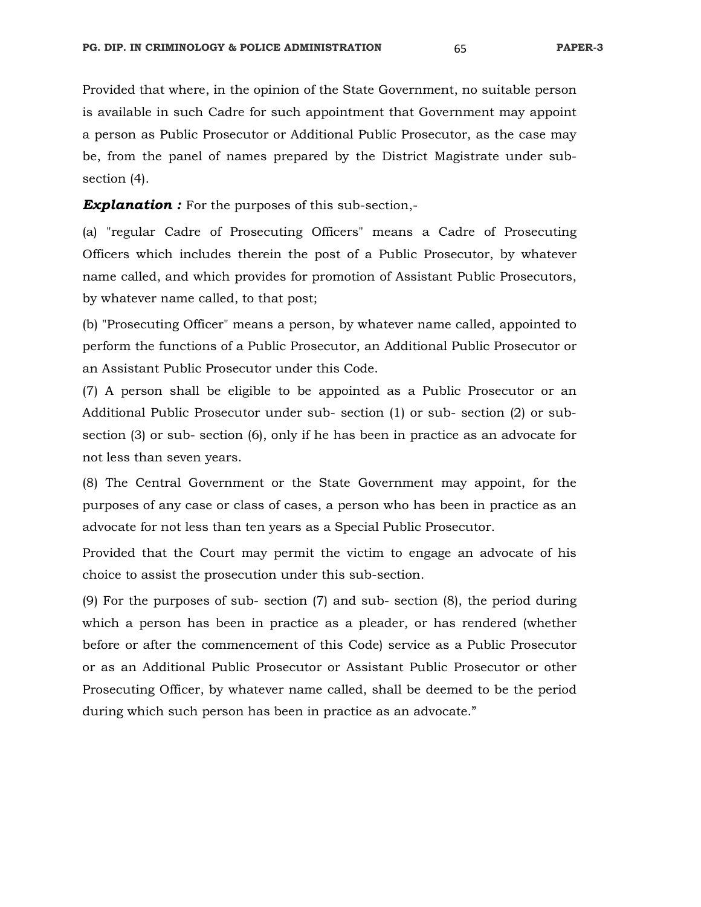Provided that where, in the opinion of the State Government, no suitable person is available in such Cadre for such appointment that Government may appoint a person as Public Prosecutor or Additional Public Prosecutor, as the case may be, from the panel of names prepared by the District Magistrate under sub-section (4).

***Explanation :*** For the purposes of this sub-section,-

(a) "regular Cadre of Prosecuting Officers" means a Cadre of Prosecuting Officers which includes therein the post of a Public Prosecutor, by whatever name called, and which provides for promotion of Assistant Public Prosecutors, by whatever name called, to that post;

(b) "Prosecuting Officer" means a person, by whatever name called, appointed to perform the functions of a Public Prosecutor, an Additional Public Prosecutor or an Assistant Public Prosecutor under this Code.

(7) A person shall be eligible to be appointed as a Public Prosecutor or an Additional Public Prosecutor under sub- section (1) or sub- section (2) or sub-section (3) or sub- section (6), only if he has been in practice as an advocate for not less than seven years.

(8) The Central Government or the State Government may appoint, for the purposes of any case or class of cases, a person who has been in practice as an advocate for not less than ten years as a Special Public Prosecutor.

Provided that the Court may permit the victim to engage an advocate of his choice to assist the prosecution under this sub-section.

(9) For the purposes of sub- section (7) and sub- section (8), the period during which a person has been in practice as a pleader, or has rendered (whether before or after the commencement of this Code) service as a Public Prosecutor or as an Additional Public Prosecutor or Assistant Public Prosecutor or other Prosecuting Officer, by whatever name called, shall be deemed to be the period during which such person has been in practice as an advocate."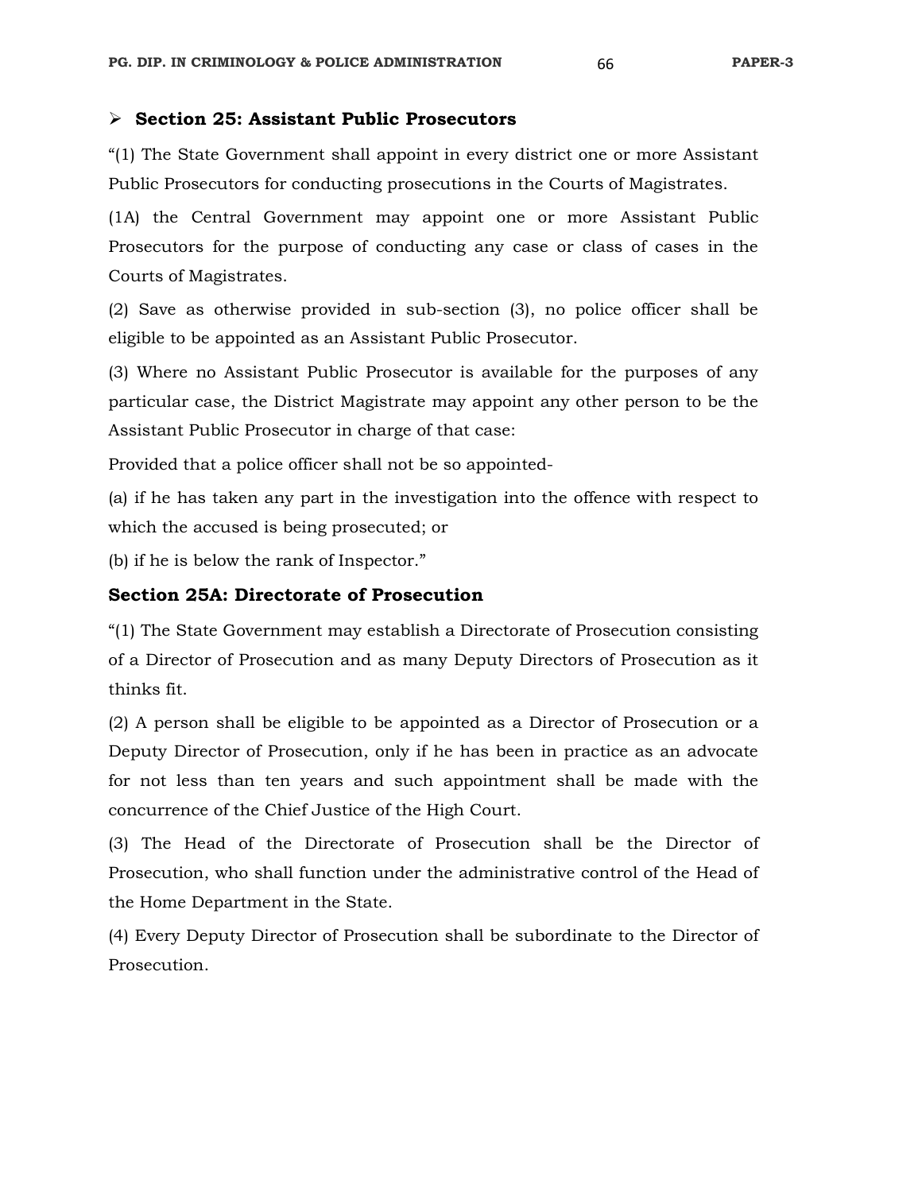- **Section 25: Assistant Public Prosecutors**

"(1) The State Government shall appoint in every district one or more Assistant Public Prosecutors for conducting prosecutions in the Courts of Magistrates.

(1A) the Central Government may appoint one or more Assistant Public Prosecutors for the purpose of conducting any case or class of cases in the Courts of Magistrates.

(2) Save as otherwise provided in sub-section (3), no police officer shall be eligible to be appointed as an Assistant Public Prosecutor.

(3) Where no Assistant Public Prosecutor is available for the purposes of any particular case, the District Magistrate may appoint any other person to be the Assistant Public Prosecutor in charge of that case:

Provided that a police officer shall not be so appointed-

(a) if he has taken any part in the investigation into the offence with respect to which the accused is being prosecuted; or

(b) if he is below the rank of Inspector."

**Section 25A: Directorate of Prosecution**

"(1) The State Government may establish a Directorate of Prosecution consisting of a Director of Prosecution and as many Deputy Directors of Prosecution as it thinks fit.

(2) A person shall be eligible to be appointed as a Director of Prosecution or a Deputy Director of Prosecution, only if he has been in practice as an advocate for not less than ten years and such appointment shall be made with the concurrence of the Chief Justice of the High Court.

(3) The Head of the Directorate of Prosecution shall be the Director of Prosecution, who shall function under the administrative control of the Head of the Home Department in the State.

(4) Every Deputy Director of Prosecution shall be subordinate to the Director of Prosecution.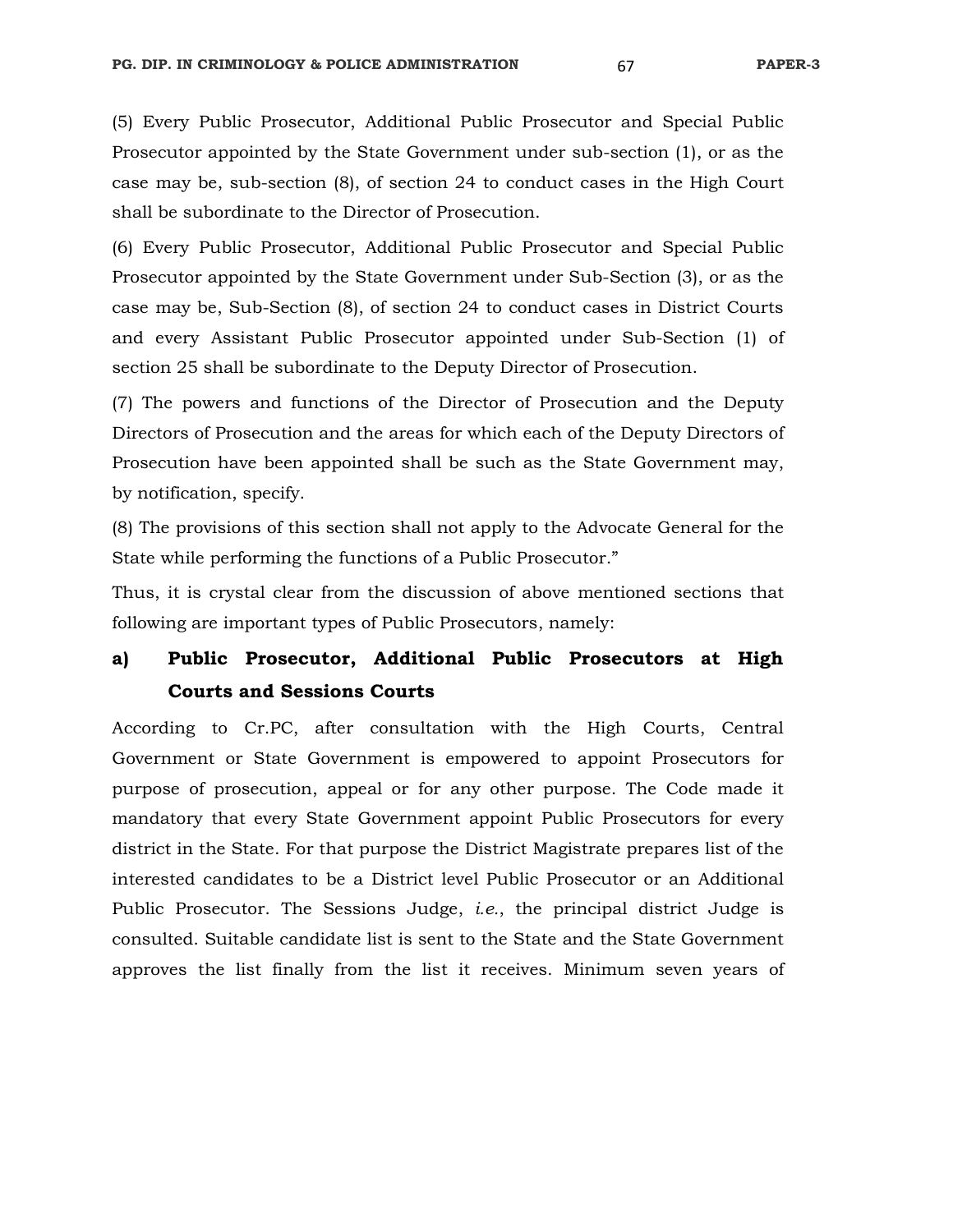(5) Every Public Prosecutor, Additional Public Prosecutor and Special Public Prosecutor appointed by the State Government under sub-section (1), or as the case may be, sub-section (8), of section 24 to conduct cases in the High Court shall be subordinate to the Director of Prosecution.

(6) Every Public Prosecutor, Additional Public Prosecutor and Special Public Prosecutor appointed by the State Government under Sub-Section (3), or as the case may be, Sub-Section (8), of section 24 to conduct cases in District Courts and every Assistant Public Prosecutor appointed under Sub-Section (1) of section 25 shall be subordinate to the Deputy Director of Prosecution.

(7) The powers and functions of the Director of Prosecution and the Deputy Directors of Prosecution and the areas for which each of the Deputy Directors of Prosecution have been appointed shall be such as the State Government may, by notification, specify.

(8) The provisions of this section shall not apply to the Advocate General for the State while performing the functions of a Public Prosecutor."

Thus, it is crystal clear from the discussion of above mentioned sections that following are important types of Public Prosecutors, namely:

### a) Public Prosecutor, Additional Public Prosecutors at High Courts and Sessions Courts

According to Cr.PC, after consultation with the High Courts, Central Government or State Government is empowered to appoint Prosecutors for purpose of prosecution, appeal or for any other purpose. The Code made it mandatory that every State Government appoint Public Prosecutors for every district in the State. For that purpose the District Magistrate prepares list of the interested candidates to be a District level Public Prosecutor or an Additional Public Prosecutor. The Sessions Judge, *i.e.*, the principal district Judge is consulted. Suitable candidate list is sent to the State and the State Government approves the list finally from the list it receives. Minimum seven years of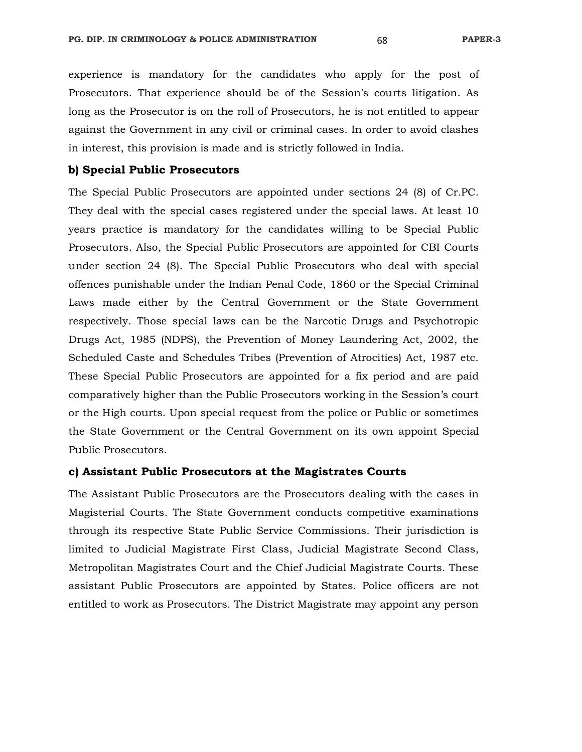experience is mandatory for the candidates who apply for the post of Prosecutors. That experience should be of the Session's courts litigation. As long as the Prosecutor is on the roll of Prosecutors, he is not entitled to appear against the Government in any civil or criminal cases. In order to avoid clashes in interest, this provision is made and is strictly followed in India.

### b) Special Public Prosecutors

The Special Public Prosecutors are appointed under sections 24 (8) of Cr.PC. They deal with the special cases registered under the special laws. At least 10 years practice is mandatory for the candidates willing to be Special Public Prosecutors. Also, the Special Public Prosecutors are appointed for CBI Courts under section 24 (8). The Special Public Prosecutors who deal with special offences punishable under the Indian Penal Code, 1860 or the Special Criminal Laws made either by the Central Government or the State Government respectively. Those special laws can be the Narcotic Drugs and Psychotropic Drugs Act, 1985 (NDPS), the Prevention of Money Laundering Act, 2002, the Scheduled Caste and Schedules Tribes (Prevention of Atrocities) Act, 1987 etc. These Special Public Prosecutors are appointed for a fix period and are paid comparatively higher than the Public Prosecutors working in the Session's court or the High courts. Upon special request from the police or Public or sometimes the State Government or the Central Government on its own appoint Special Public Prosecutors.

### c) Assistant Public Prosecutors at the Magistrates Courts

The Assistant Public Prosecutors are the Prosecutors dealing with the cases in Magisterial Courts. The State Government conducts competitive examinations through its respective State Public Service Commissions. Their jurisdiction is limited to Judicial Magistrate First Class, Judicial Magistrate Second Class, Metropolitan Magistrates Court and the Chief Judicial Magistrate Courts. These assistant Public Prosecutors are appointed by States. Police officers are not entitled to work as Prosecutors. The District Magistrate may appoint any person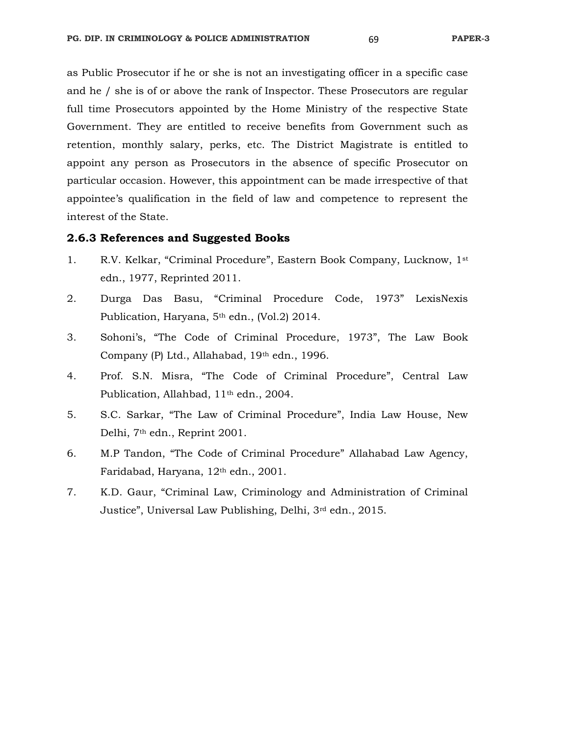as Public Prosecutor if he or she is not an investigating officer in a specific case and he / she is of or above the rank of Inspector. These Prosecutors are regular full time Prosecutors appointed by the Home Ministry of the respective State Government. They are entitled to receive benefits from Government such as retention, monthly salary, perks, etc. The District Magistrate is entitled to appoint any person as Prosecutors in the absence of specific Prosecutor on particular occasion. However, this appointment can be made irrespective of that appointee's qualification in the field of law and competence to represent the interest of the State.

### 2.6.3 References and Suggested Books

1. R.V. Kelkar, "Criminal Procedure", Eastern Book Company, Lucknow, 1st edn., 1977, Reprinted 2011.
2. Durga Das Basu, "Criminal Procedure Code, 1973" LexisNexis Publication, Haryana, 5th edn., (Vol.2) 2014.
3. Sohoni's, "The Code of Criminal Procedure, 1973", The Law Book Company (P) Ltd., Allahabad, 19th edn., 1996.
4. Prof. S.N. Misra, "The Code of Criminal Procedure", Central Law Publication, Allahbad, 11th edn., 2004.
5. S.C. Sarkar, "The Law of Criminal Procedure", India Law House, New Delhi, 7th edn., Reprint 2001.
6. M.P Tandon, "The Code of Criminal Procedure" Allahabad Law Agency, Faridabad, Haryana, 12th edn., 2001.
7. K.D. Gaur, "Criminal Law, Criminology and Administration of Criminal Justice", Universal Law Publishing, Delhi, 3rd edn., 2015.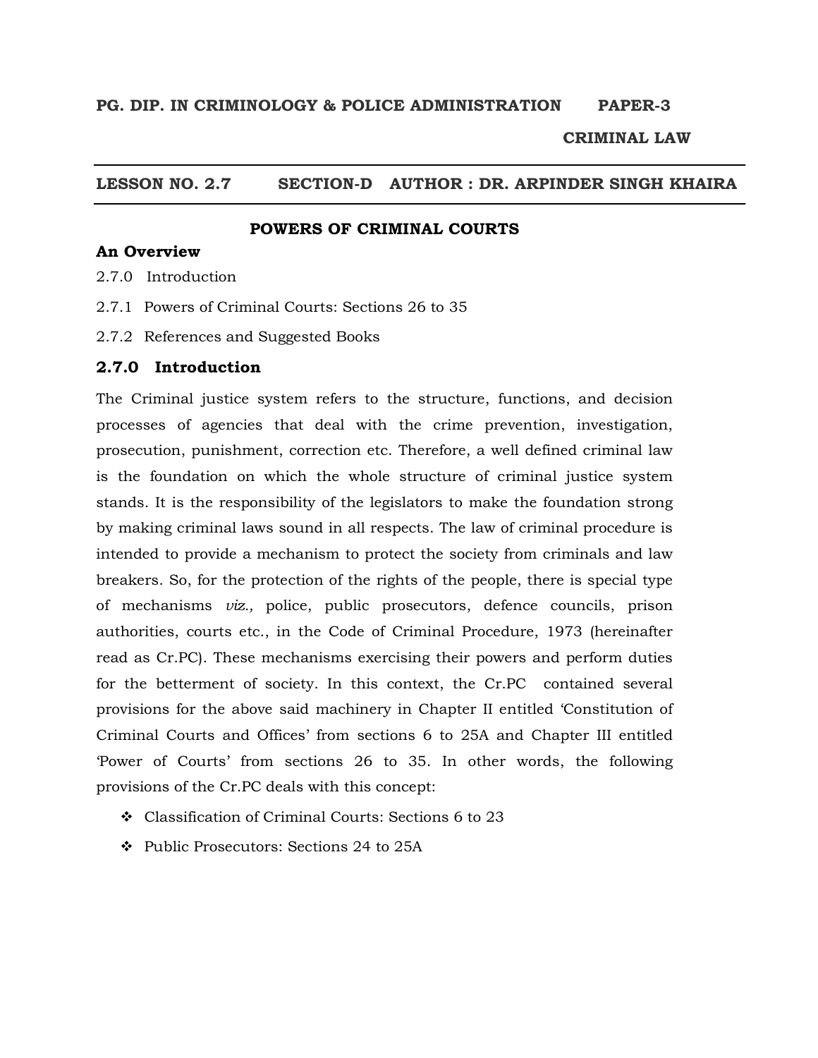**PG. DIP. IN CRIMINOLOGY & POLICE ADMINISTRATION PAPER-3**

**CRIMINAL LAW**

---

**LESSON NO. 2.7 SECTION-D AUTHOR : DR. ARPINDER SINGH KHAIRA**

---

# POWERS OF CRIMINAL COURTS

**An Overview**

2.7.0 Introduction

2.7.1 Powers of Criminal Courts: Sections 26 to 35

2.7.2 References and Suggested Books

## 2.7.0 Introduction

The Criminal justice system refers to the structure, functions, and decision processes of agencies that deal with the crime prevention, investigation, prosecution, punishment, correction etc. Therefore, a well defined criminal law is the foundation on which the whole structure of criminal justice system stands. It is the responsibility of the legislators to make the foundation strong by making criminal laws sound in all respects. The law of criminal procedure is intended to provide a mechanism to protect the society from criminals and law breakers. So, for the protection of the rights of the people, there is special type of mechanisms *viz.,* police, public prosecutors, defence councils, prison authorities, courts etc., in the Code of Criminal Procedure, 1973 (hereinafter read as Cr.PC). These mechanisms exercising their powers and perform duties for the betterment of society. In this context, the Cr.PC contained several provisions for the above said machinery in Chapter II entitled 'Constitution of Criminal Courts and Offices' from sections 6 to 25A and Chapter III entitled 'Power of Courts' from sections 26 to 35. In other words, the following provisions of the Cr.PC deals with this concept:

- Classification of Criminal Courts: Sections 6 to 23
- Public Prosecutors: Sections 24 to 25A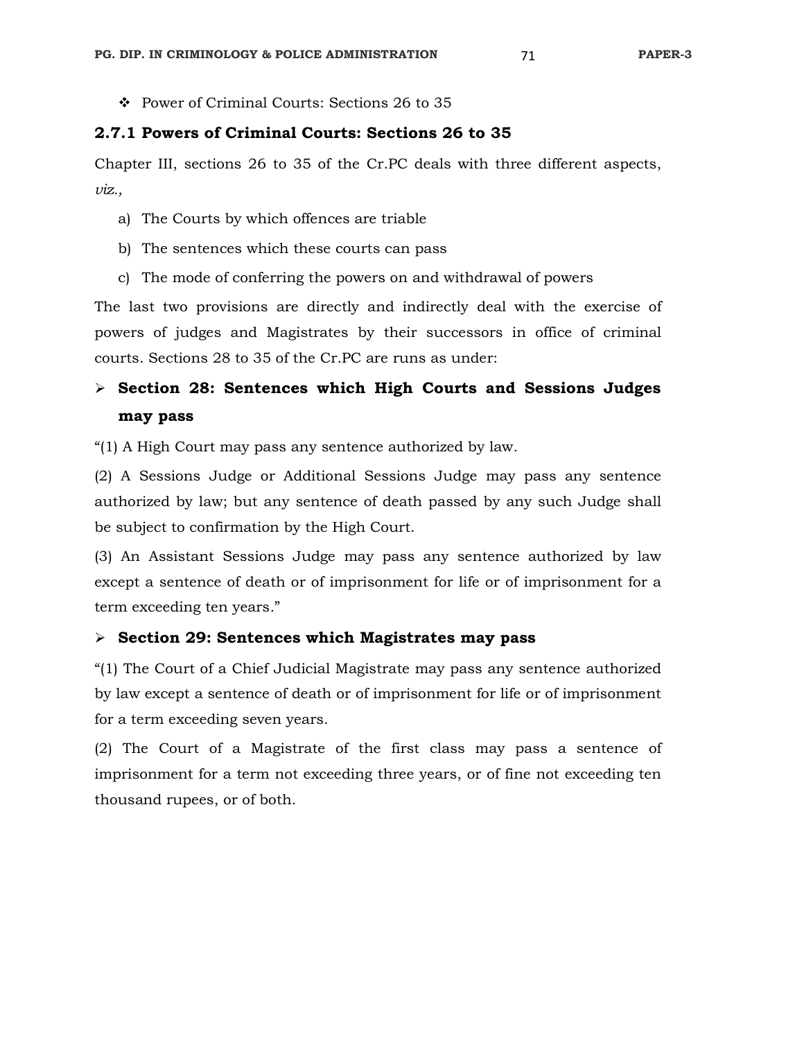❖ Power of Criminal Courts: Sections 26 to 35

### 2.7.1 Powers of Criminal Courts: Sections 26 to 35

Chapter III, sections 26 to 35 of the Cr.PC deals with three different aspects, *viz.,*

a) The Courts by which offences are triable

b) The sentences which these courts can pass

c) The mode of conferring the powers on and withdrawal of powers

The last two provisions are directly and indirectly deal with the exercise of powers of judges and Magistrates by their successors in office of criminal courts. Sections 28 to 35 of the Cr.PC are runs as under:

- **Section 28: Sentences which High Courts and Sessions Judges may pass**

"(1) A High Court may pass any sentence authorized by law.

(2) A Sessions Judge or Additional Sessions Judge may pass any sentence authorized by law; but any sentence of death passed by any such Judge shall be subject to confirmation by the High Court.

(3) An Assistant Sessions Judge may pass any sentence authorized by law except a sentence of death or of imprisonment for life or of imprisonment for a term exceeding ten years."

- **Section 29: Sentences which Magistrates may pass**

"(1) The Court of a Chief Judicial Magistrate may pass any sentence authorized by law except a sentence of death or of imprisonment for life or of imprisonment for a term exceeding seven years.

(2) The Court of a Magistrate of the first class may pass a sentence of imprisonment for a term not exceeding three years, or of fine not exceeding ten thousand rupees, or of both.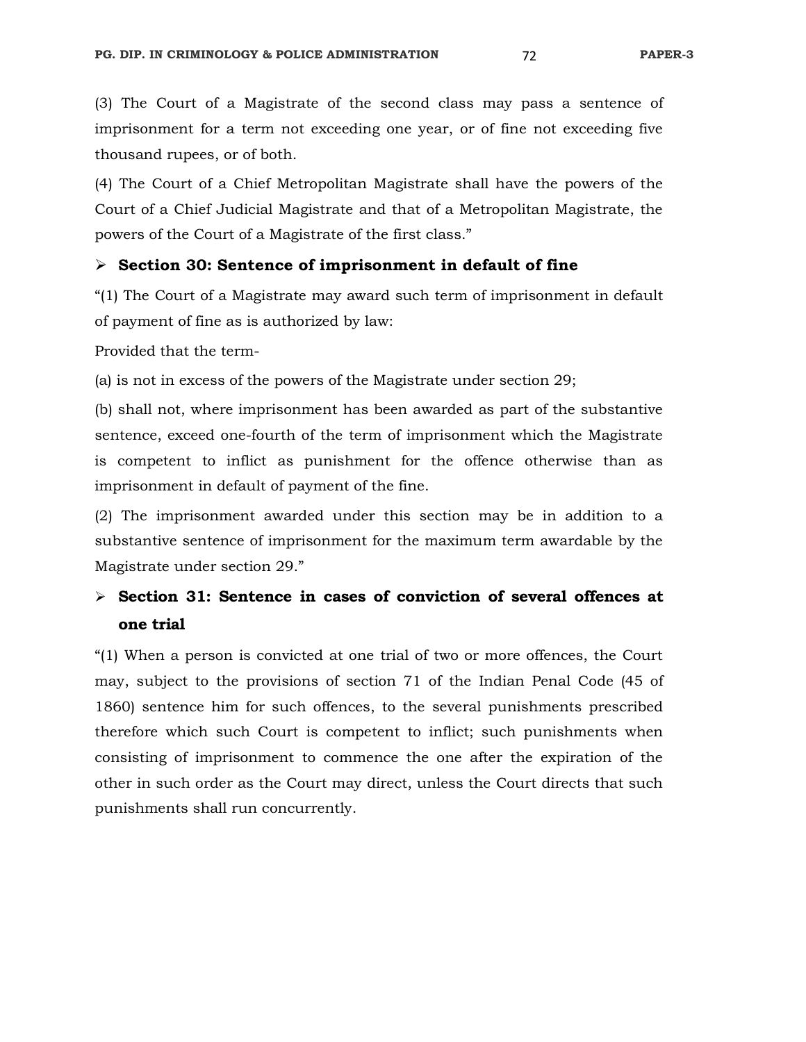(3) The Court of a Magistrate of the second class may pass a sentence of imprisonment for a term not exceeding one year, or of fine not exceeding five thousand rupees, or of both.

(4) The Court of a Chief Metropolitan Magistrate shall have the powers of the Court of a Chief Judicial Magistrate and that of a Metropolitan Magistrate, the powers of the Court of a Magistrate of the first class."

- **Section 30: Sentence of imprisonment in default of fine**

"(1) The Court of a Magistrate may award such term of imprisonment in default of payment of fine as is authorized by law:

Provided that the term-

(a) is not in excess of the powers of the Magistrate under section 29;

(b) shall not, where imprisonment has been awarded as part of the substantive sentence, exceed one-fourth of the term of imprisonment which the Magistrate is competent to inflict as punishment for the offence otherwise than as imprisonment in default of payment of the fine.

(2) The imprisonment awarded under this section may be in addition to a substantive sentence of imprisonment for the maximum term awardable by the Magistrate under section 29."

- **Section 31: Sentence in cases of conviction of several offences at one trial**

"(1) When a person is convicted at one trial of two or more offences, the Court may, subject to the provisions of section 71 of the Indian Penal Code (45 of 1860) sentence him for such offences, to the several punishments prescribed therefore which such Court is competent to inflict; such punishments when consisting of imprisonment to commence the one after the expiration of the other in such order as the Court may direct, unless the Court directs that such punishments shall run concurrently.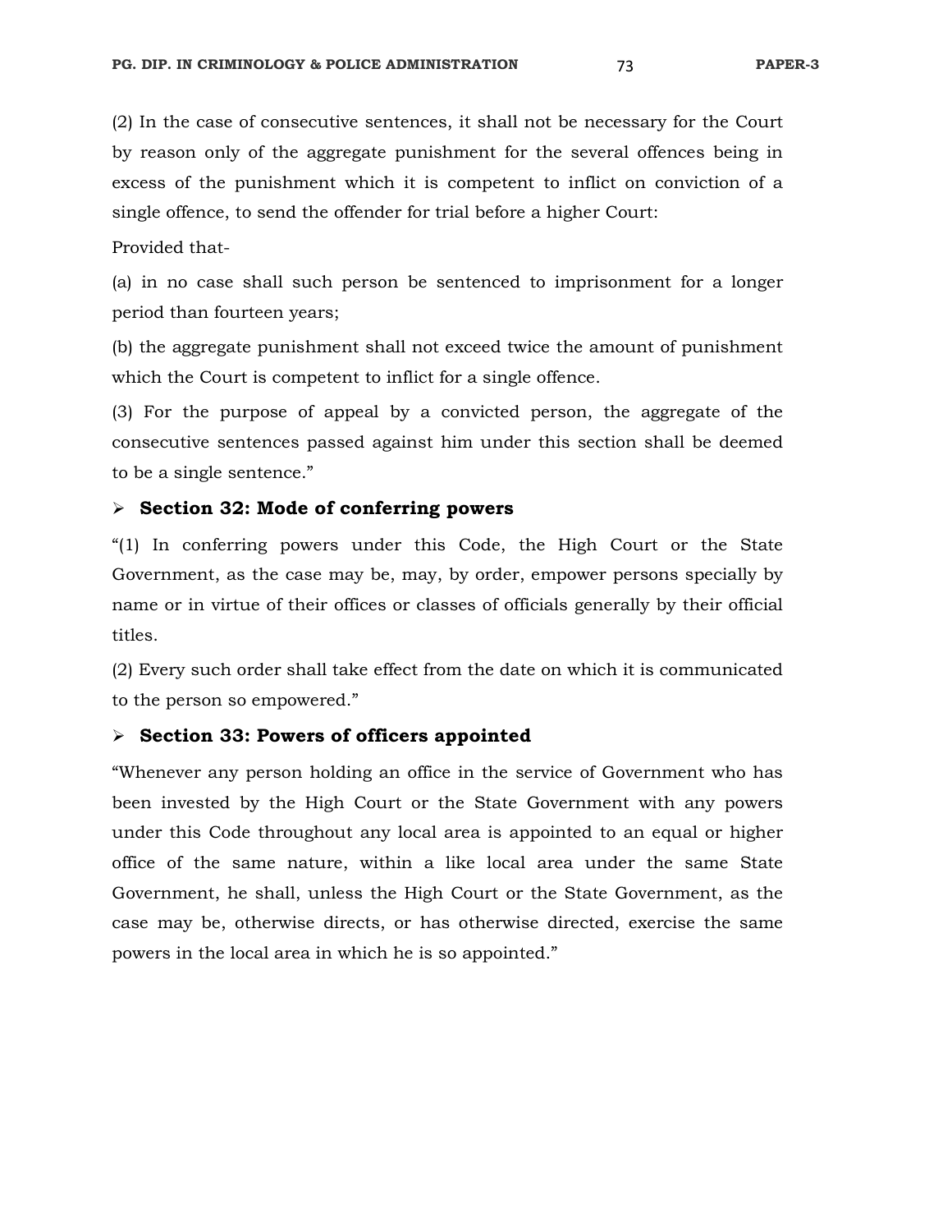(2) In the case of consecutive sentences, it shall not be necessary for the Court by reason only of the aggregate punishment for the several offences being in excess of the punishment which it is competent to inflict on conviction of a single offence, to send the offender for trial before a higher Court:

Provided that-

(a) in no case shall such person be sentenced to imprisonment for a longer period than fourteen years;

(b) the aggregate punishment shall not exceed twice the amount of punishment which the Court is competent to inflict for a single offence.

(3) For the purpose of appeal by a convicted person, the aggregate of the consecutive sentences passed against him under this section shall be deemed to be a single sentence."

- **Section 32: Mode of conferring powers**

"(1) In conferring powers under this Code, the High Court or the State Government, as the case may be, may, by order, empower persons specially by name or in virtue of their offices or classes of officials generally by their official titles.

(2) Every such order shall take effect from the date on which it is communicated to the person so empowered."

- **Section 33: Powers of officers appointed**

"Whenever any person holding an office in the service of Government who has been invested by the High Court or the State Government with any powers under this Code throughout any local area is appointed to an equal or higher office of the same nature, within a like local area under the same State Government, he shall, unless the High Court or the State Government, as the case may be, otherwise directs, or has otherwise directed, exercise the same powers in the local area in which he is so appointed."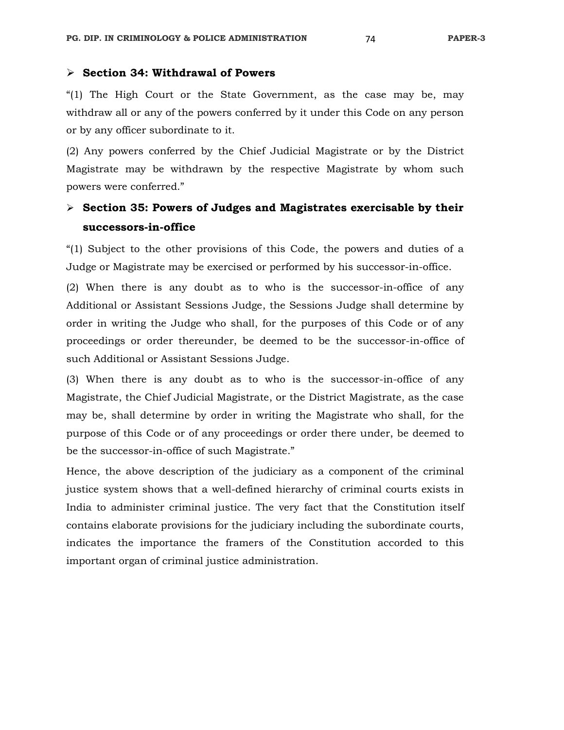- **Section 34: Withdrawal of Powers**

"(1) The High Court or the State Government, as the case may be, may withdraw all or any of the powers conferred by it under this Code on any person or by any officer subordinate to it.

(2) Any powers conferred by the Chief Judicial Magistrate or by the District Magistrate may be withdrawn by the respective Magistrate by whom such powers were conferred."

- **Section 35: Powers of Judges and Magistrates exercisable by their successors-in-office**

"(1) Subject to the other provisions of this Code, the powers and duties of a Judge or Magistrate may be exercised or performed by his successor-in-office.

(2) When there is any doubt as to who is the successor-in-office of any Additional or Assistant Sessions Judge, the Sessions Judge shall determine by order in writing the Judge who shall, for the purposes of this Code or of any proceedings or order thereunder, be deemed to be the successor-in-office of such Additional or Assistant Sessions Judge.

(3) When there is any doubt as to who is the successor-in-office of any Magistrate, the Chief Judicial Magistrate, or the District Magistrate, as the case may be, shall determine by order in writing the Magistrate who shall, for the purpose of this Code or of any proceedings or order there under, be deemed to be the successor-in-office of such Magistrate."

Hence, the above description of the judiciary as a component of the criminal justice system shows that a well-defined hierarchy of criminal courts exists in India to administer criminal justice. The very fact that the Constitution itself contains elaborate provisions for the judiciary including the subordinate courts, indicates the importance the framers of the Constitution accorded to this important organ of criminal justice administration.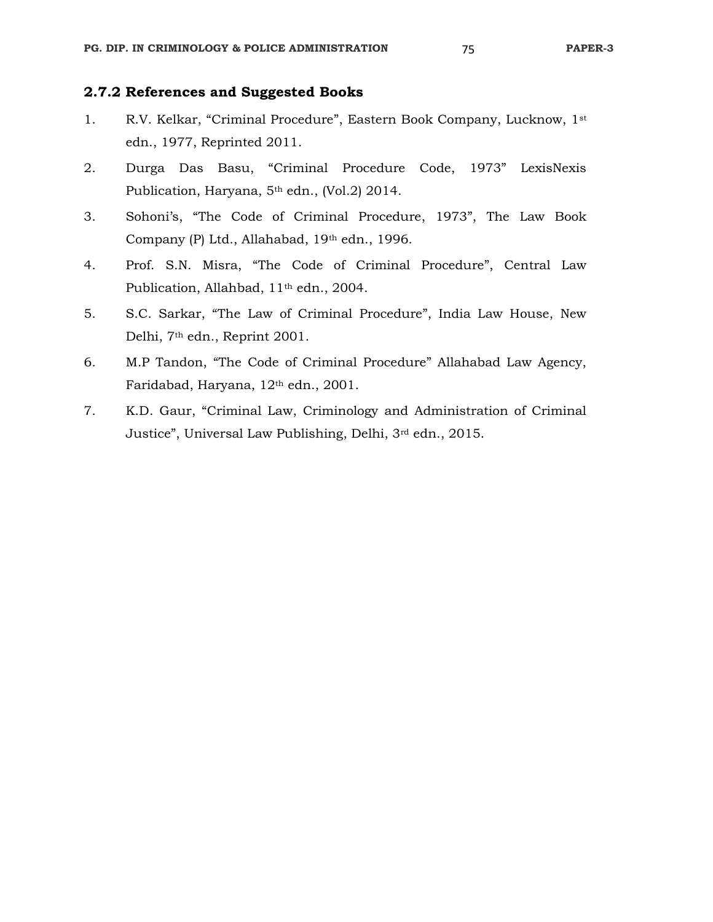### 2.7.2 References and Suggested Books

1. R.V. Kelkar, “Criminal Procedure”, Eastern Book Company, Lucknow, 1st edn., 1977, Reprinted 2011.
2. Durga Das Basu, “Criminal Procedure Code, 1973” LexisNexis Publication, Haryana, 5th edn., (Vol.2) 2014.
3. Sohoni’s, “The Code of Criminal Procedure, 1973”, The Law Book Company (P) Ltd., Allahabad, 19th edn., 1996.
4. Prof. S.N. Misra, “The Code of Criminal Procedure”, Central Law Publication, Allahbad, 11th edn., 2004.
5. S.C. Sarkar, “The Law of Criminal Procedure”, India Law House, New Delhi, 7th edn., Reprint 2001.
6. M.P Tandon, “The Code of Criminal Procedure” Allahabad Law Agency, Faridabad, Haryana, 12th edn., 2001.
7. K.D. Gaur, “Criminal Law, Criminology and Administration of Criminal Justice”, Universal Law Publishing, Delhi, 3rd edn., 2015.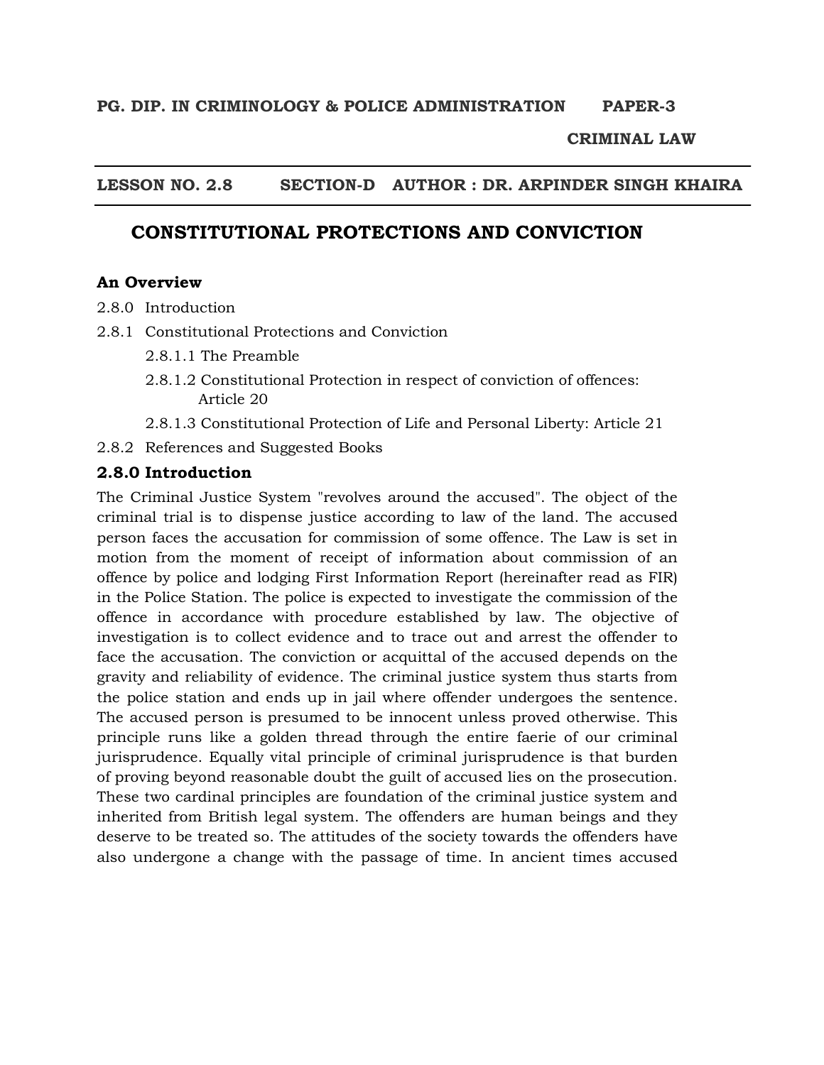**PG. DIP. IN CRIMINOLOGY & POLICE ADMINISTRATION PAPER-3**

**CRIMINAL LAW**

**LESSON NO. 2.8 SECTION-D AUTHOR : DR. ARPINDER SINGH KHAIRA**

# CONSTITUTIONAL PROTECTIONS AND CONVICTION

### An Overview

2.8.0 Introduction

2.8.1 Constitutional Protections and Conviction

- 2.8.1.1 The Preamble
- 2.8.1.2 Constitutional Protection in respect of conviction of offences: Article 20
- 2.8.1.3 Constitutional Protection of Life and Personal Liberty: Article 21

2.8.2 References and Suggested Books

## 2.8.0 Introduction

The Criminal Justice System "revolves around the accused". The object of the criminal trial is to dispense justice according to law of the land. The accused person faces the accusation for commission of some offence. The Law is set in motion from the moment of receipt of information about commission of an offence by police and lodging First Information Report (hereinafter read as FIR) in the Police Station. The police is expected to investigate the commission of the offence in accordance with procedure established by law. The objective of investigation is to collect evidence and to trace out and arrest the offender to face the accusation. The conviction or acquittal of the accused depends on the gravity and reliability of evidence. The criminal justice system thus starts from the police station and ends up in jail where offender undergoes the sentence. The accused person is presumed to be innocent unless proved otherwise. This principle runs like a golden thread through the entire faerie of our criminal jurisprudence. Equally vital principle of criminal jurisprudence is that burden of proving beyond reasonable doubt the guilt of accused lies on the prosecution. These two cardinal principles are foundation of the criminal justice system and inherited from British legal system. The offenders are human beings and they deserve to be treated so. The attitudes of the society towards the offenders have also undergone a change with the passage of time. In ancient times accused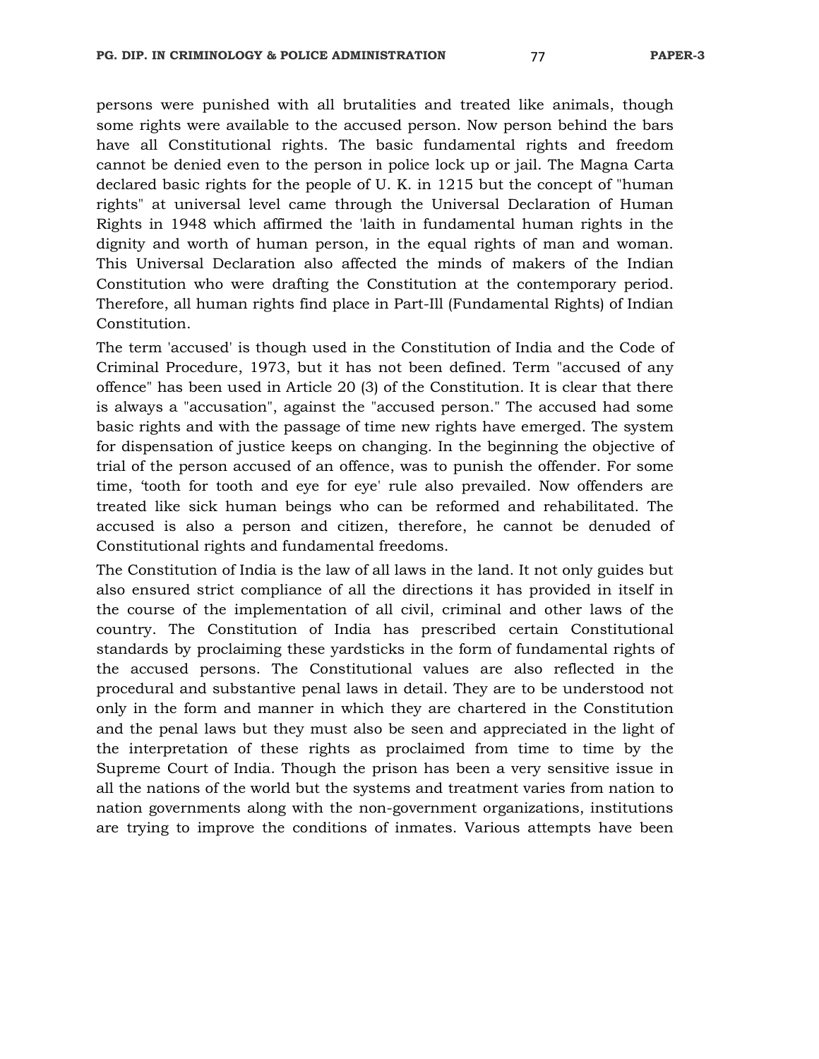persons were punished with all brutalities and treated like animals, though some rights were available to the accused person. Now person behind the bars have all Constitutional rights. The basic fundamental rights and freedom cannot be denied even to the person in police lock up or jail. The Magna Carta declared basic rights for the people of U. K. in 1215 but the concept of "human rights" at universal level came through the Universal Declaration of Human Rights in 1948 which affirmed the 'laith in fundamental human rights in the dignity and worth of human person, in the equal rights of man and woman. This Universal Declaration also affected the minds of makers of the Indian Constitution who were drafting the Constitution at the contemporary period. Therefore, all human rights find place in Part-Ill (Fundamental Rights) of Indian Constitution.

The term 'accused' is though used in the Constitution of India and the Code of Criminal Procedure, 1973, but it has not been defined. Term "accused of any offence" has been used in Article 20 (3) of the Constitution. It is clear that there is always a "accusation", against the "accused person." The accused had some basic rights and with the passage of time new rights have emerged. The system for dispensation of justice keeps on changing. In the beginning the objective of trial of the person accused of an offence, was to punish the offender. For some time, 'tooth for tooth and eye for eye' rule also prevailed. Now offenders are treated like sick human beings who can be reformed and rehabilitated. The accused is also a person and citizen, therefore, he cannot be denuded of Constitutional rights and fundamental freedoms.

The Constitution of India is the law of all laws in the land. It not only guides but also ensured strict compliance of all the directions it has provided in itself in the course of the implementation of all civil, criminal and other laws of the country. The Constitution of India has prescribed certain Constitutional standards by proclaiming these yardsticks in the form of fundamental rights of the accused persons. The Constitutional values are also reflected in the procedural and substantive penal laws in detail. They are to be understood not only in the form and manner in which they are chartered in the Constitution and the penal laws but they must also be seen and appreciated in the light of the interpretation of these rights as proclaimed from time to time by the Supreme Court of India. Though the prison has been a very sensitive issue in all the nations of the world but the systems and treatment varies from nation to nation governments along with the non-government organizations, institutions are trying to improve the conditions of inmates. Various attempts have been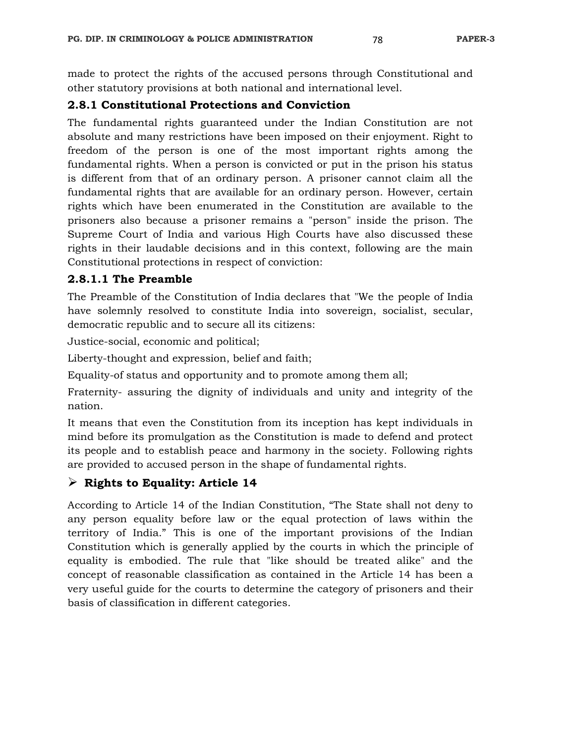made to protect the rights of the accused persons through Constitutional and other statutory provisions at both national and international level.

### 2.8.1 Constitutional Protections and Conviction

The fundamental rights guaranteed under the Indian Constitution are not absolute and many restrictions have been imposed on their enjoyment. Right to freedom of the person is one of the most important rights among the fundamental rights. When a person is convicted or put in the prison his status is different from that of an ordinary person. A prisoner cannot claim all the fundamental rights that are available for an ordinary person. However, certain rights which have been enumerated in the Constitution are available to the prisoners also because a prisoner remains a "person" inside the prison. The Supreme Court of India and various High Courts have also discussed these rights in their laudable decisions and in this context, following are the main Constitutional protections in respect of conviction:

#### 2.8.1.1 The Preamble

The Preamble of the Constitution of India declares that "We the people of India have solemnly resolved to constitute India into sovereign, socialist, secular, democratic republic and to secure all its citizens:

Justice-social, economic and political;

Liberty-thought and expression, belief and faith;

Equality-of status and opportunity and to promote among them all;

Fraternity- assuring the dignity of individuals and unity and integrity of the nation.

It means that even the Constitution from its inception has kept individuals in mind before its promulgation as the Constitution is made to defend and protect its people and to establish peace and harmony in the society. Following rights are provided to accused person in the shape of fundamental rights.

- **Rights to Equality: Article 14**

According to Article 14 of the Indian Constitution, "The State shall not deny to any person equality before law or the equal protection of laws within the territory of India." This is one of the important provisions of the Indian Constitution which is generally applied by the courts in which the principle of equality is embodied. The rule that "like should be treated alike" and the concept of reasonable classification as contained in the Article 14 has been a very useful guide for the courts to determine the category of prisoners and their basis of classification in different categories.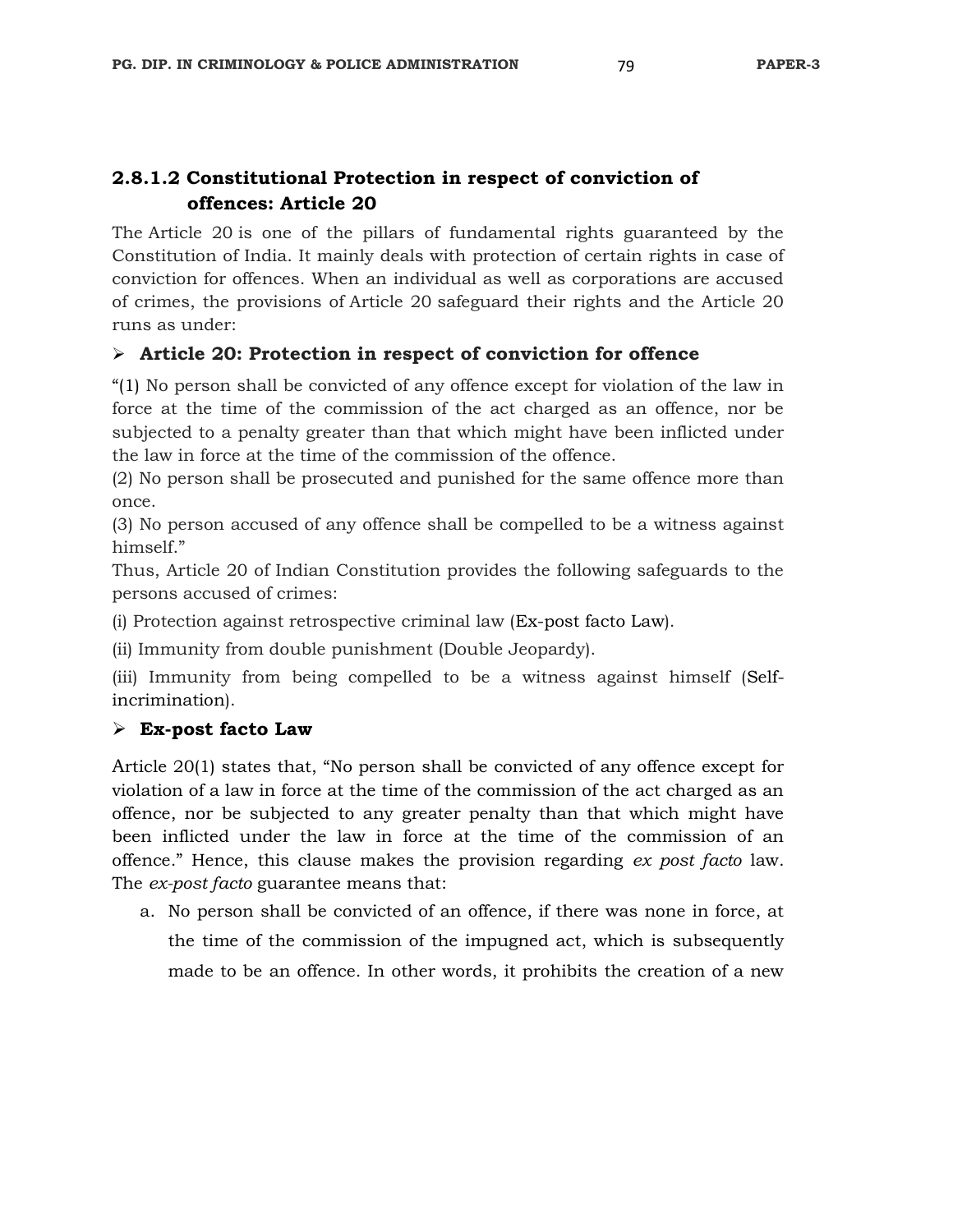### 2.8.1.2 Constitutional Protection in respect of conviction of offences: Article 20

The Article 20 is one of the pillars of fundamental rights guaranteed by the Constitution of India. It mainly deals with protection of certain rights in case of conviction for offences. When an individual as well as corporations are accused of crimes, the provisions of Article 20 safeguard their rights and the Article 20 runs as under:

➢ **Article 20: Protection in respect of conviction for offence**

"(1) No person shall be convicted of any offence except for violation of the law in force at the time of the commission of the act charged as an offence, nor be subjected to a penalty greater than that which might have been inflicted under the law in force at the time of the commission of the offence.
(2) No person shall be prosecuted and punished for the same offence more than once.
(3) No person accused of any offence shall be compelled to be a witness against himself."
Thus, Article 20 of Indian Constitution provides the following safeguards to the persons accused of crimes:

(i) Protection against retrospective criminal law (Ex-post facto Law).

(ii) Immunity from double punishment (Double Jeopardy).

(iii) Immunity from being compelled to be a witness against himself (Self-incrimination).

➢ **Ex-post facto Law**

Article 20(1) states that, "No person shall be convicted of any offence except for violation of a law in force at the time of the commission of the act charged as an offence, nor be subjected to any greater penalty than that which might have been inflicted under the law in force at the time of the commission of an offence." Hence, this clause makes the provision regarding *ex post facto* law. The *ex-post facto* guarantee means that:

a. No person shall be convicted of an offence, if there was none in force, at the time of the commission of the impugned act, which is subsequently made to be an offence. In other words, it prohibits the creation of a new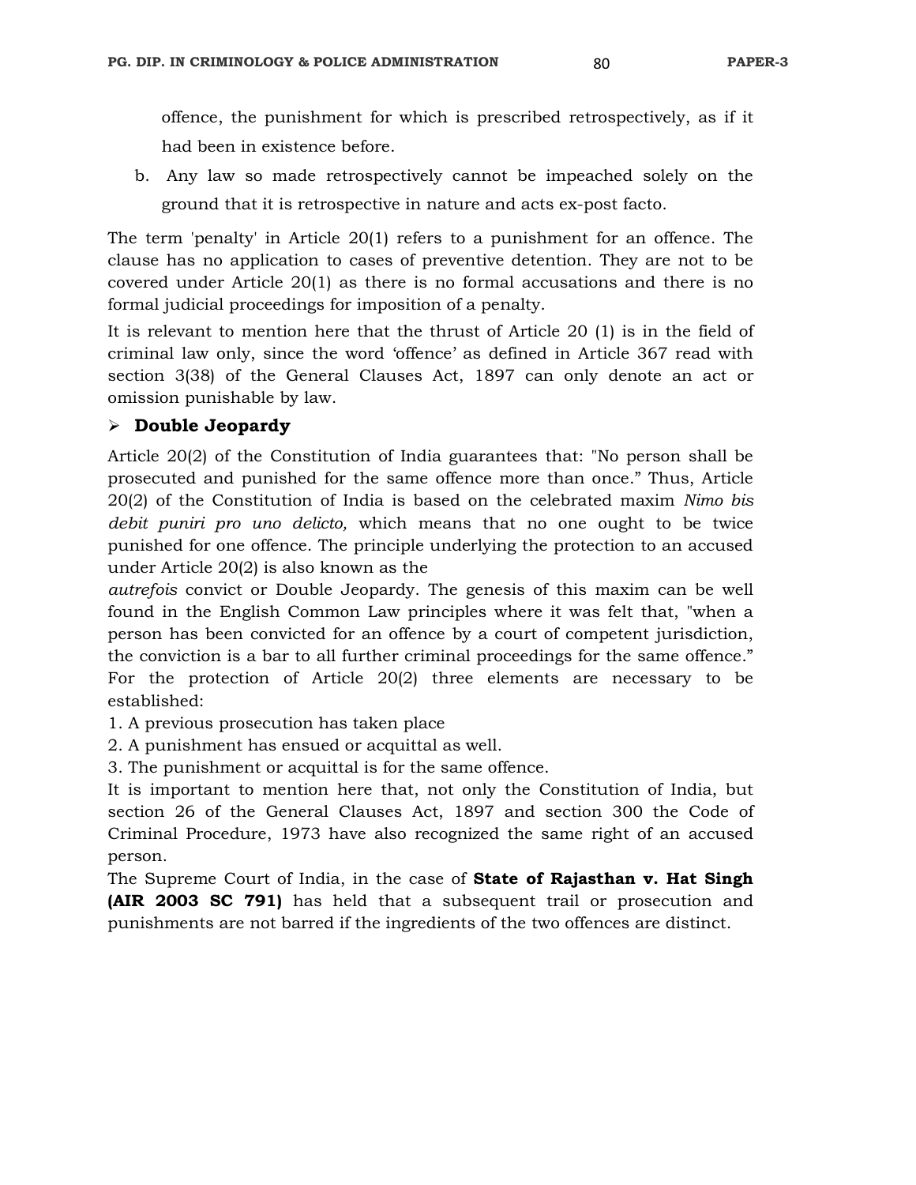offence, the punishment for which is prescribed retrospectively, as if it had been in existence before.

b. Any law so made retrospectively cannot be impeached solely on the ground that it is retrospective in nature and acts ex-post facto.

The term 'penalty' in Article 20(1) refers to a punishment for an offence. The clause has no application to cases of preventive detention. They are not to be covered under Article 20(1) as there is no formal accusations and there is no formal judicial proceedings for imposition of a penalty.

It is relevant to mention here that the thrust of Article 20 (1) is in the field of criminal law only, since the word 'offence' as defined in Article 367 read with section 3(38) of the General Clauses Act, 1897 can only denote an act or omission punishable by law.

- **Double Jeopardy**

Article 20(2) of the Constitution of India guarantees that: "No person shall be prosecuted and punished for the same offence more than once." Thus, Article 20(2) of the Constitution of India is based on the celebrated maxim *Nimo bis debit puniri pro uno delicto,* which means that no one ought to be twice punished for one offence. The principle underlying the protection to an accused under Article 20(2) is also known as the *autrefois* convict or Double Jeopardy. The genesis of this maxim can be well found in the English Common Law principles where it was felt that, "when a person has been convicted for an offence by a court of competent jurisdiction, the conviction is a bar to all further criminal proceedings for the same offence." For the protection of Article 20(2) three elements are necessary to be established:

1. A previous prosecution has taken place
2. A punishment has ensued or acquittal as well.
3. The punishment or acquittal is for the same offence.

It is important to mention here that, not only the Constitution of India, but section 26 of the General Clauses Act, 1897 and section 300 the Code of Criminal Procedure, 1973 have also recognized the same right of an accused person.

The Supreme Court of India, in the case of **State of Rajasthan v. Hat Singh (AIR 2003 SC 791)** has held that a subsequent trail or prosecution and punishments are not barred if the ingredients of the two offences are distinct.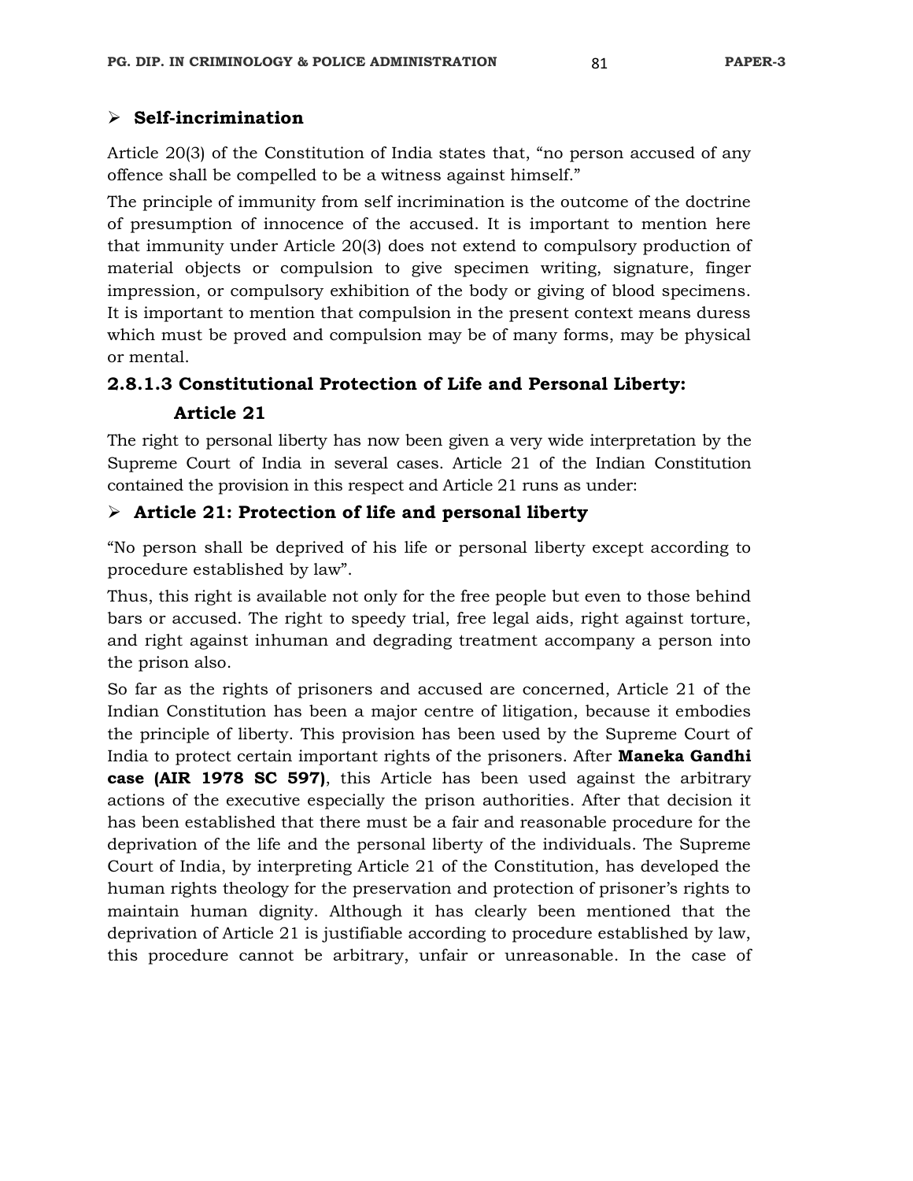- **Self-incrimination**

Article 20(3) of the Constitution of India states that, "no person accused of any offence shall be compelled to be a witness against himself."

The principle of immunity from self incrimination is the outcome of the doctrine of presumption of innocence of the accused. It is important to mention here that immunity under Article 20(3) does not extend to compulsory production of material objects or compulsion to give specimen writing, signature, finger impression, or compulsory exhibition of the body or giving of blood specimens. It is important to mention that compulsion in the present context means duress which must be proved and compulsion may be of many forms, may be physical or mental.

### 2.8.1.3 Constitutional Protection of Life and Personal Liberty: Article 21

The right to personal liberty has now been given a very wide interpretation by the Supreme Court of India in several cases. Article 21 of the Indian Constitution contained the provision in this respect and Article 21 runs as under:

- **Article 21: Protection of life and personal liberty**

"No person shall be deprived of his life or personal liberty except according to procedure established by law".

Thus, this right is available not only for the free people but even to those behind bars or accused. The right to speedy trial, free legal aids, right against torture, and right against inhuman and degrading treatment accompany a person into the prison also.

So far as the rights of prisoners and accused are concerned, Article 21 of the Indian Constitution has been a major centre of litigation, because it embodies the principle of liberty. This provision has been used by the Supreme Court of India to protect certain important rights of the prisoners. After **Maneka Gandhi case (AIR 1978 SC 597)**, this Article has been used against the arbitrary actions of the executive especially the prison authorities. After that decision it has been established that there must be a fair and reasonable procedure for the deprivation of the life and the personal liberty of the individuals. The Supreme Court of India, by interpreting Article 21 of the Constitution, has developed the human rights theology for the preservation and protection of prisoner's rights to maintain human dignity. Although it has clearly been mentioned that the deprivation of Article 21 is justifiable according to procedure established by law, this procedure cannot be arbitrary, unfair or unreasonable. In the case of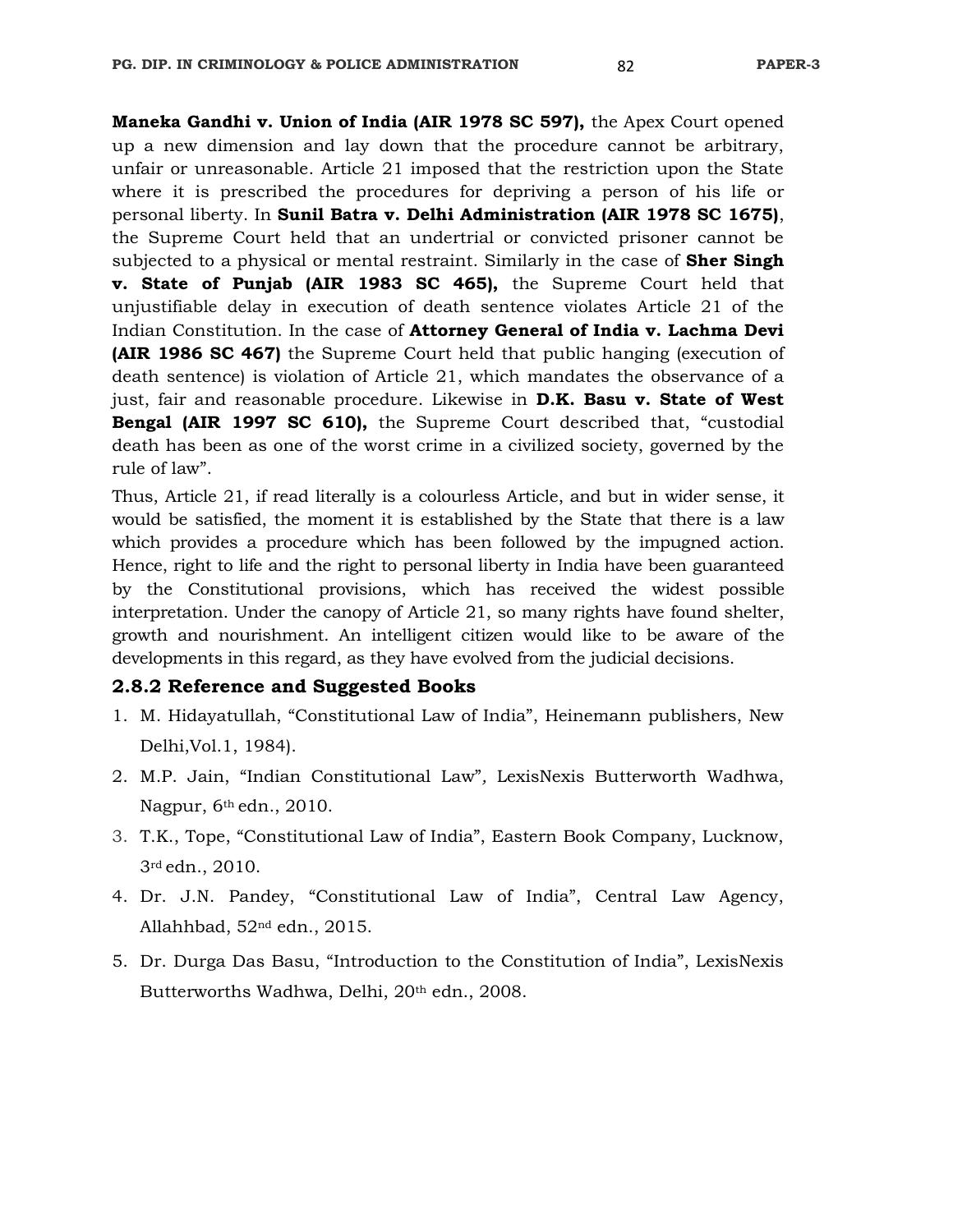**Maneka Gandhi v. Union of India (AIR 1978 SC 597),** the Apex Court opened up a new dimension and lay down that the procedure cannot be arbitrary, unfair or unreasonable. Article 21 imposed that the restriction upon the State where it is prescribed the procedures for depriving a person of his life or personal liberty. In **Sunil Batra v. Delhi Administration (AIR 1978 SC 1675)**, the Supreme Court held that an undertrial or convicted prisoner cannot be subjected to a physical or mental restraint. Similarly in the case of **Sher Singh v. State of Punjab (AIR 1983 SC 465),** the Supreme Court held that unjustifiable delay in execution of death sentence violates Article 21 of the Indian Constitution. In the case of **Attorney General of India v. Lachma Devi (AIR 1986 SC 467)** the Supreme Court held that public hanging (execution of death sentence) is violation of Article 21, which mandates the observance of a just, fair and reasonable procedure. Likewise in **D.K. Basu v. State of West Bengal (AIR 1997 SC 610),** the Supreme Court described that, "custodial death has been as one of the worst crime in a civilized society, governed by the rule of law".

Thus, Article 21, if read literally is a colourless Article, and but in wider sense, it would be satisfied, the moment it is established by the State that there is a law which provides a procedure which has been followed by the impugned action. Hence, right to life and the right to personal liberty in India have been guaranteed by the Constitutional provisions, which has received the widest possible interpretation. Under the canopy of Article 21, so many rights have found shelter, growth and nourishment. An intelligent citizen would like to be aware of the developments in this regard, as they have evolved from the judicial decisions.

### 2.8.2 Reference and Suggested Books

1. M. Hidayatullah, "Constitutional Law of India", Heinemann publishers, New Delhi,Vol.1, 1984).
2. M.P. Jain, "Indian Constitutional Law", LexisNexis Butterworth Wadhwa, Nagpur, 6th edn., 2010.
3. T.K., Tope, "Constitutional Law of India", Eastern Book Company, Lucknow, 3rd edn., 2010.
4. Dr. J.N. Pandey, "Constitutional Law of India", Central Law Agency, Allahhbad, 52nd edn., 2015.
5. Dr. Durga Das Basu, "Introduction to the Constitution of India", LexisNexis Butterworths Wadhwa, Delhi, 20th edn., 2008.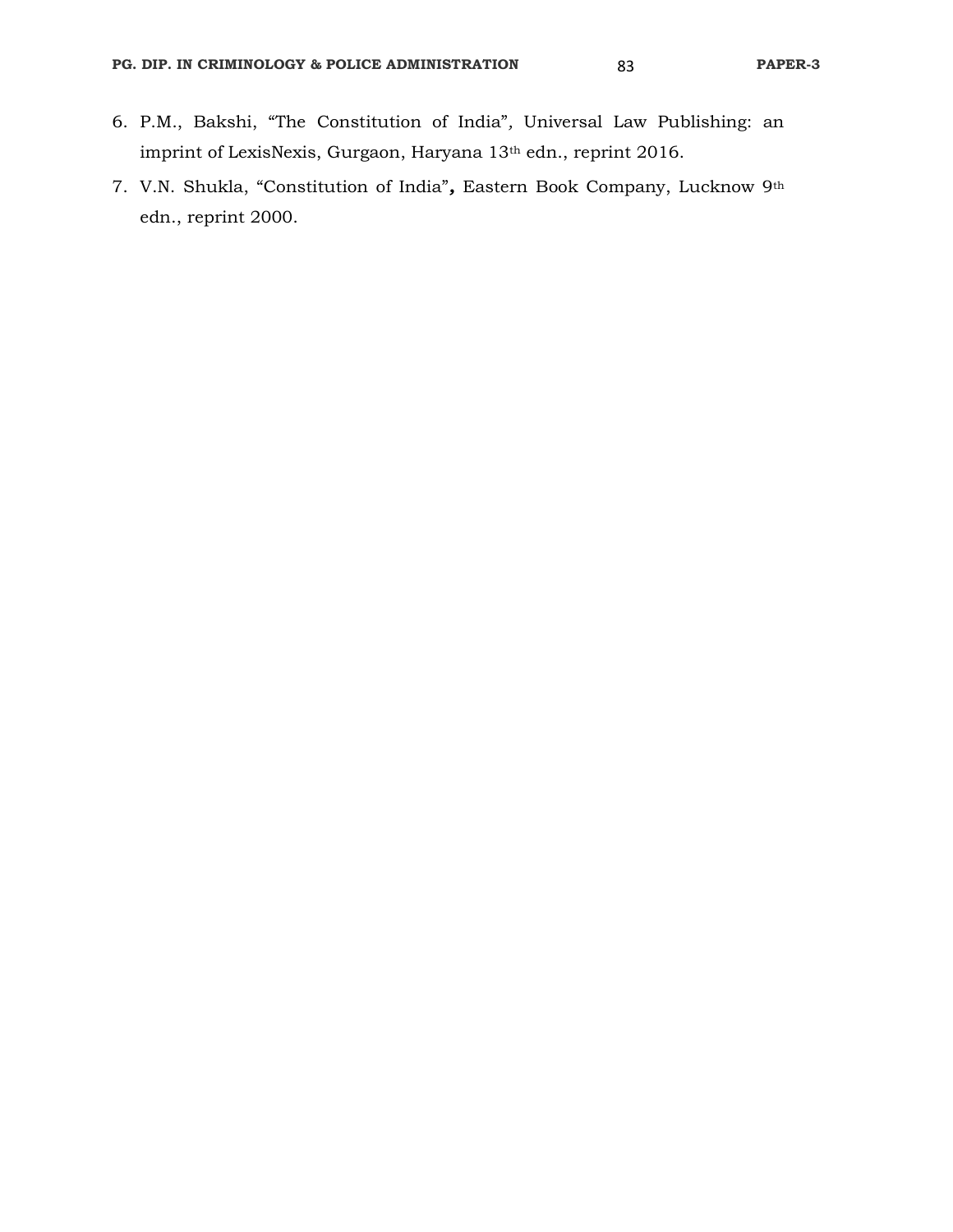6. P.M., Bakshi, "The Constitution of India", Universal Law Publishing: an imprint of LexisNexis, Gurgaon, Haryana 13th edn., reprint 2016.
7. V.N. Shukla, "Constitution of India"**,** Eastern Book Company, Lucknow 9th edn., reprint 2000.